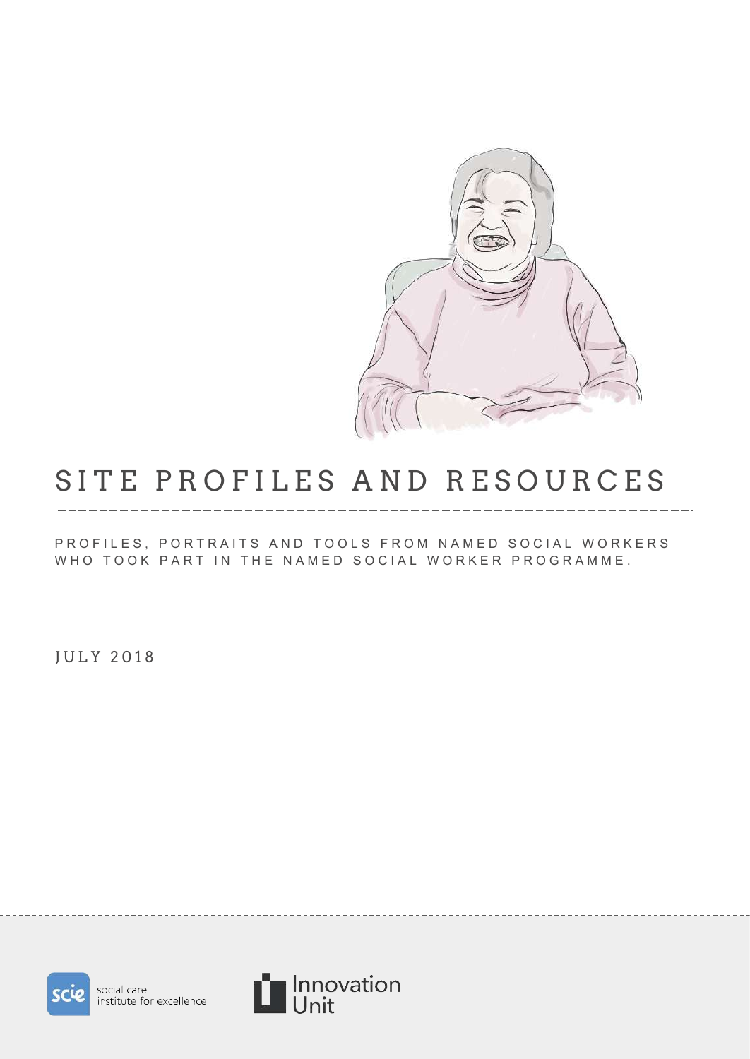# SITE PROFILES AND RESOURCES

PROFILES, PORTRAITS AND TOOLS FROM NAMED SOCIAL WORKERS WHO TOOK PART IN THE NAMED SOCIAL WORKER PROGRAMME.

JULY 2018

social care institute for excellence

Innovation Unit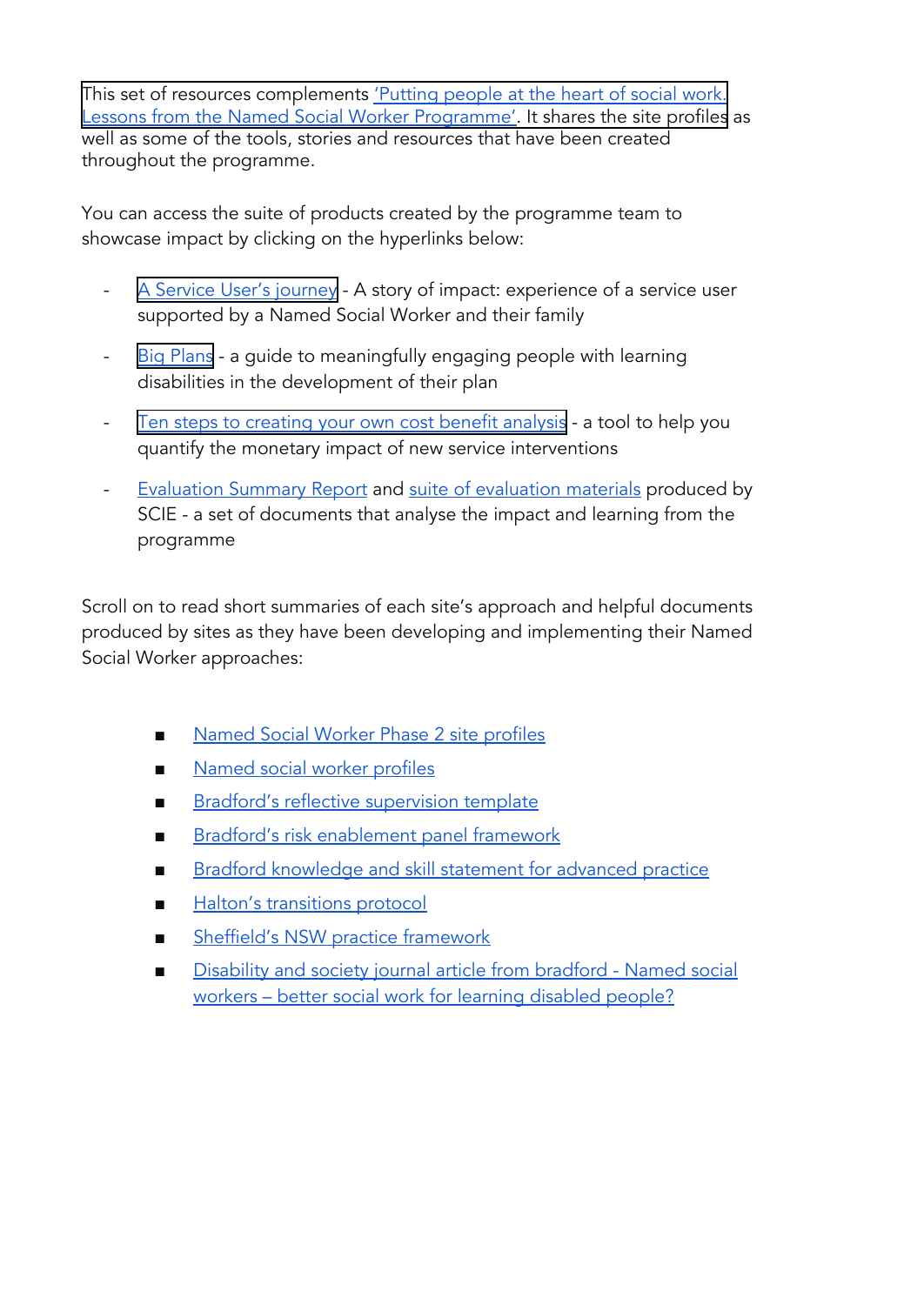This set of resources complements 'Putting people at the heart of social work. Lessons from the Named Social Worker Programme'. It shares the site profiles as well as some of the tools, stories and resources that have been created throughout the programme.

You can access the suite of products created by the programme team to showcase impact by clicking on the hyperlinks below:

- A Service User's journey - A story of impact: experience of a service user supported by a Named Social Worker and their family
- Big Plans - a guide to meaningfully engaging people with learning disabilities in the development of their plan
- Ten steps to creating your own cost benefit analysis - a tool to help you quantify the monetary impact of new service interventions
- Evaluation Summary Report and suite of evaluation materials produced by SCIE - a set of documents that analyse the impact and learning from the programme

Scroll on to read short summaries of each site's approach and helpful documents produced by sites as they have been developing and implementing their Named Social Worker approaches:

- Named Social Worker Phase 2 site profiles
- Named social worker profiles
- Bradford's reflective supervision template
- Bradford's risk enablement panel framework
- Bradford knowledge and skill statement for advanced practice
- Halton's transitions protocol
- Sheffield's NSW practice framework
- Disability and society journal article from bradford - Named social workers – better social work for learning disabled people?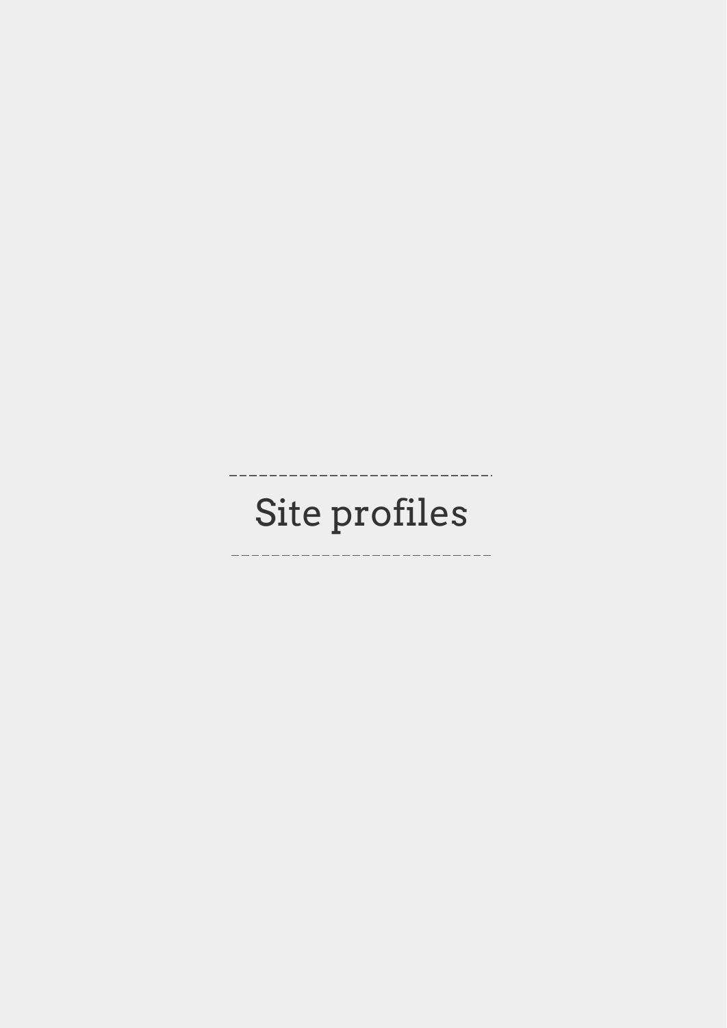# Site profiles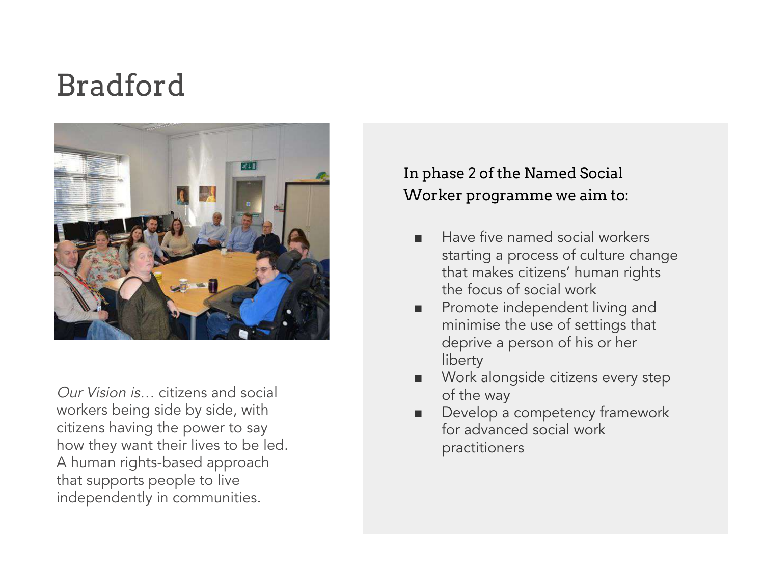# Bradford

*Our Vision is…* citizens and social workers being side by side, with citizens having the power to say how they want their lives to be led. A human rights-based approach that supports people to live independently in communities.

In phase 2 of the Named Social Worker programme we aim to:

- Have five named social workers starting a process of culture change that makes citizens' human rights the focus of social work
- Promote independent living and minimise the use of settings that deprive a person of his or her liberty
- Work alongside citizens every step of the way
- Develop a competency framework for advanced social work practitioners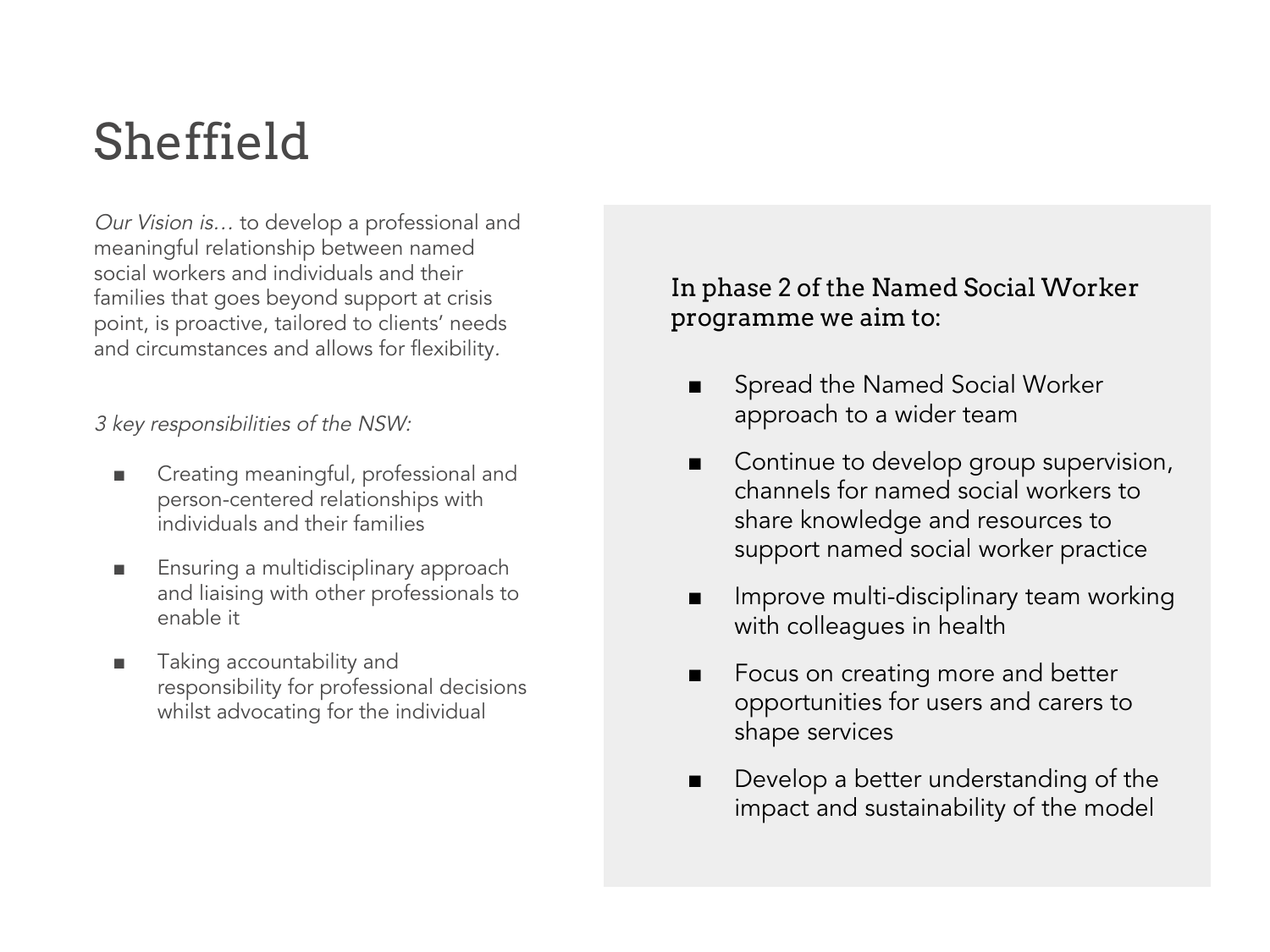# Sheffield

*Our Vision is…* to develop a professional and meaningful relationship between named social workers and individuals and their families that goes beyond support at crisis point, is proactive, tailored to clients' needs and circumstances and allows for flexibility.

*3 key responsibilities of the NSW:*

- Creating meaningful, professional and person-centered relationships with individuals and their families
- Ensuring a multidisciplinary approach and liaising with other professionals to enable it
- Taking accountability and responsibility for professional decisions whilst advocating for the individual

### In phase 2 of the Named Social Worker programme we aim to:

- Spread the Named Social Worker approach to a wider team
- Continue to develop group supervision, channels for named social workers to share knowledge and resources to support named social worker practice
- Improve multi-disciplinary team working with colleagues in health
- Focus on creating more and better opportunities for users and carers to shape services
- Develop a better understanding of the impact and sustainability of the model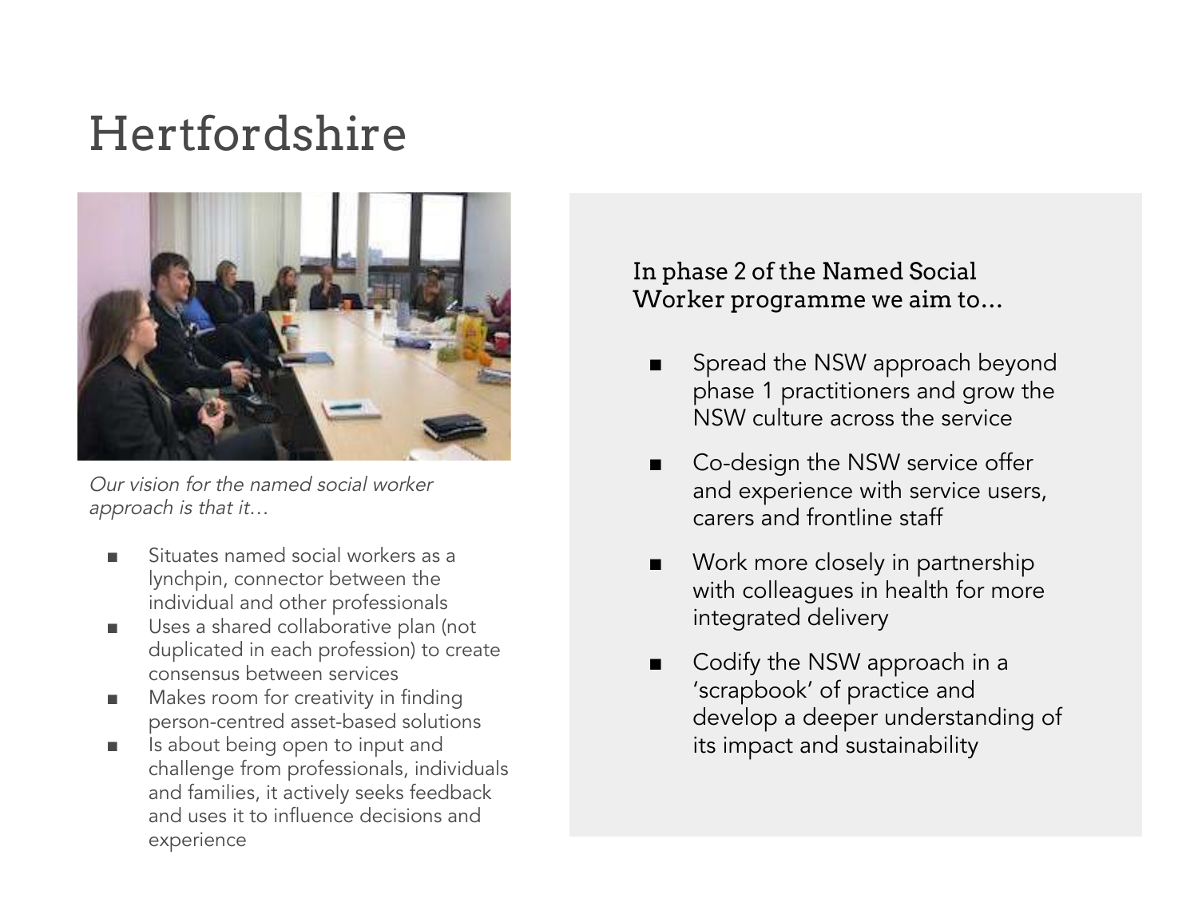# Hertfordshire

*Our vision for the named social worker approach is that it…*

- Situates named social workers as a lynchpin, connector between the individual and other professionals
- Uses a shared collaborative plan (not duplicated in each profession) to create consensus between services
- Makes room for creativity in finding person-centred asset-based solutions
- Is about being open to input and challenge from professionals, individuals and families, it actively seeks feedback and uses it to influence decisions and experience

In phase 2 of the Named Social Worker programme we aim to…

- Spread the NSW approach beyond phase 1 practitioners and grow the NSW culture across the service
- Co-design the NSW service offer and experience with service users, carers and frontline staff
- Work more closely in partnership with colleagues in health for more integrated delivery
- Codify the NSW approach in a 'scrapbook' of practice and develop a deeper understanding of its impact and sustainability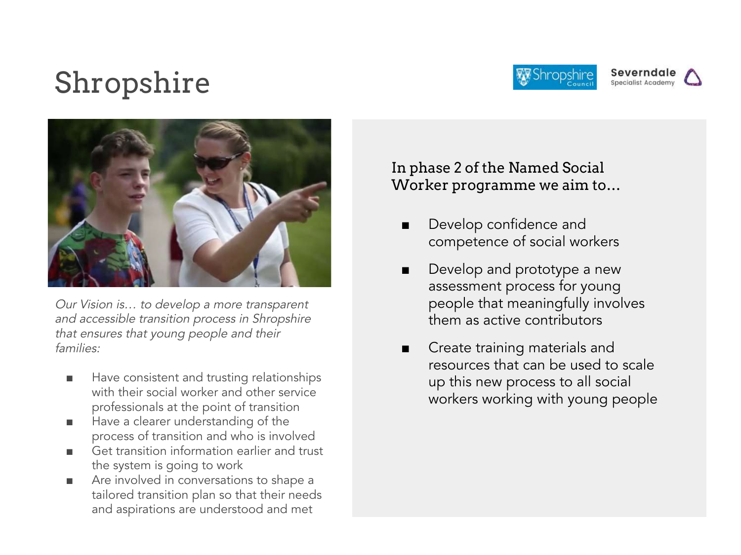# Shropshire

*Our Vision is… to develop a more transparent and accessible transition process in Shropshire that ensures that young people and their families:*

- Have consistent and trusting relationships with their social worker and other service professionals at the point of transition
- Have a clearer understanding of the process of transition and who is involved
- Get transition information earlier and trust the system is going to work
- Are involved in conversations to shape a tailored transition plan so that their needs and aspirations are understood and met

In phase 2 of the Named Social Worker programme we aim to…

- Develop confidence and competence of social workers
- Develop and prototype a new assessment process for young people that meaningfully involves them as active contributors
- Create training materials and resources that can be used to scale up this new process to all social workers working with young people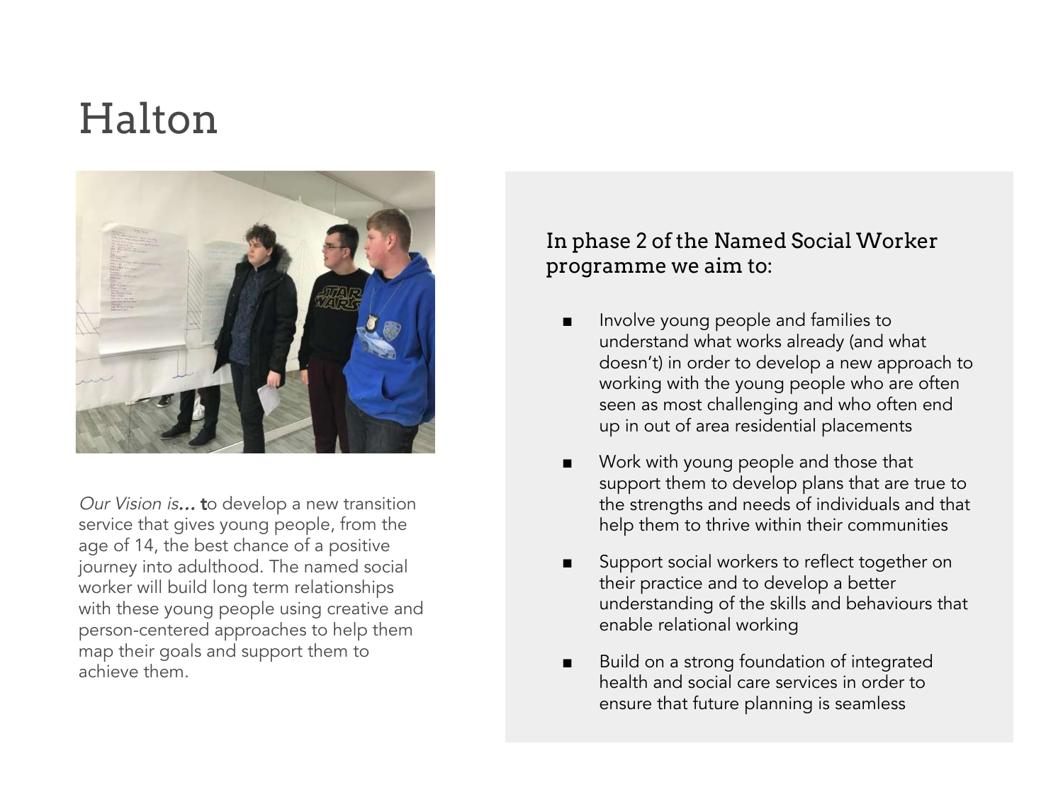# Halton

*Our Vision is…* **t**o develop a new transition service that gives young people, from the age of 14, the best chance of a positive journey into adulthood. The named social worker will build long term relationships with these young people using creative and person-centered approaches to help them map their goals and support them to achieve them.

### In phase 2 of the Named Social Worker programme we aim to:

- Involve young people and families to understand what works already (and what doesn't) in order to develop a new approach to working with the young people who are often seen as most challenging and who often end up in out of area residential placements
- Work with young people and those that support them to develop plans that are true to the strengths and needs of individuals and that help them to thrive within their communities
- Support social workers to reflect together on their practice and to develop a better understanding of the skills and behaviours that enable relational working
- Build on a strong foundation of integrated health and social care services in order to ensure that future planning is seamless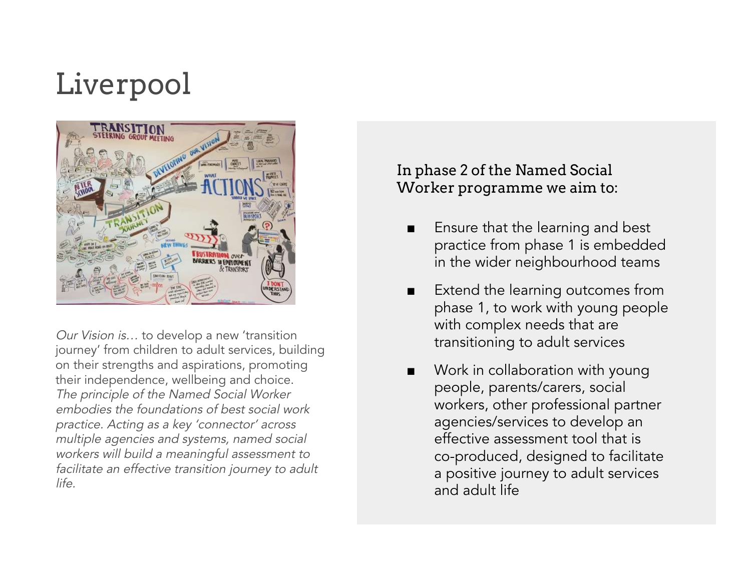# Liverpool

*Our Vision is…* to develop a new 'transition journey' from children to adult services, building on their strengths and aspirations, promoting their independence, wellbeing and choice. *The principle of the Named Social Worker embodies the foundations of best social work practice. Acting as a key 'connector' across multiple agencies and systems, named social workers will build a meaningful assessment to facilitate an effective transition journey to adult life.*

In phase 2 of the Named Social Worker programme we aim to:

- Ensure that the learning and best practice from phase 1 is embedded in the wider neighbourhood teams
- Extend the learning outcomes from phase 1, to work with young people with complex needs that are transitioning to adult services
- Work in collaboration with young people, parents/carers, social workers, other professional partner agencies/services to develop an effective assessment tool that is co-produced, designed to facilitate a positive journey to adult services and adult life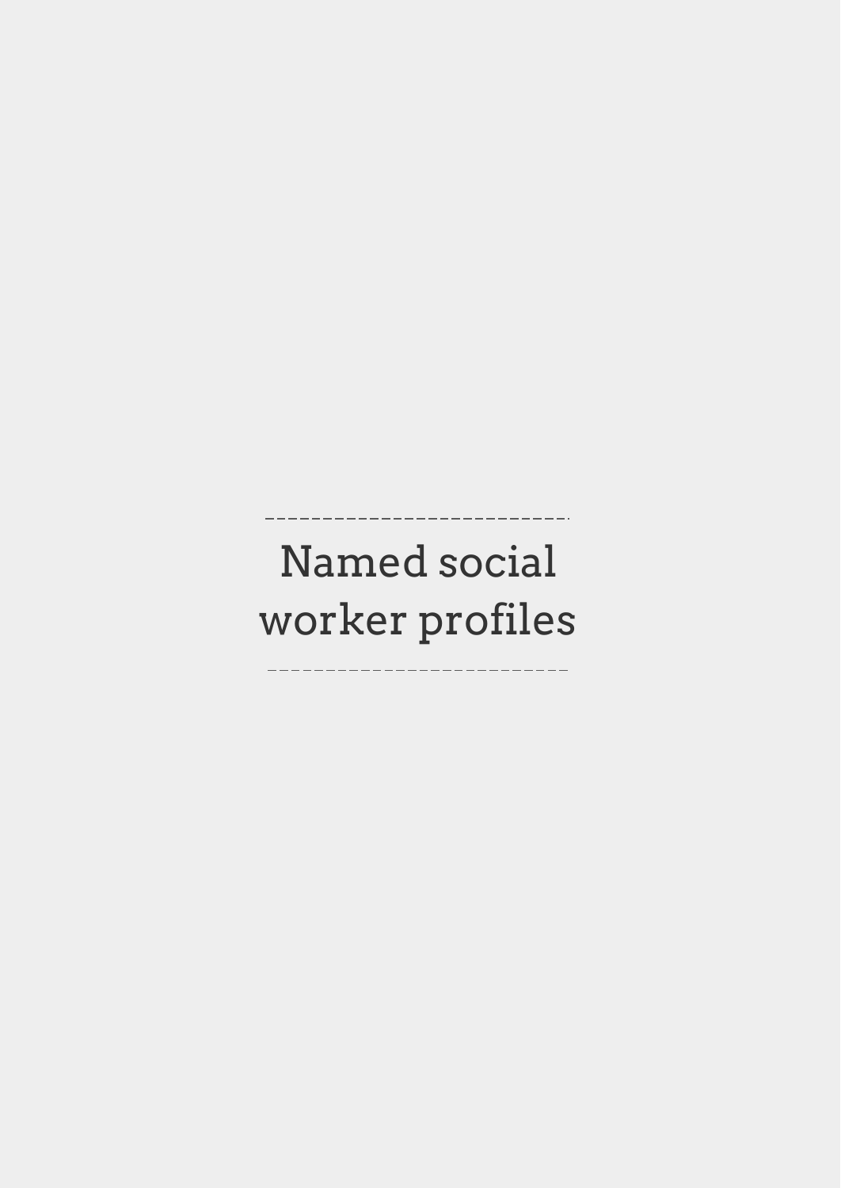# Named social worker profiles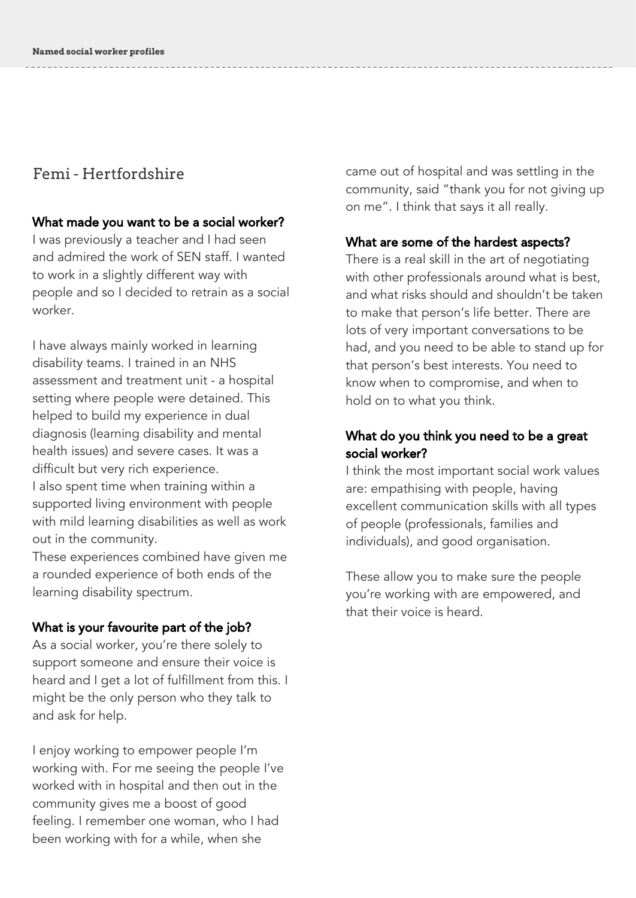## Femi - Hertfordshire

### What made you want to be a social worker?

I was previously a teacher and I had seen and admired the work of SEN staff. I wanted to work in a slightly different way with people and so I decided to retrain as a social worker.

I have always mainly worked in learning disability teams. I trained in an NHS assessment and treatment unit - a hospital setting where people were detained. This helped to build my experience in dual diagnosis (learning disability and mental health issues) and severe cases. It was a difficult but very rich experience.
I also spent time when training within a supported living environment with people with mild learning disabilities as well as work out in the community.
These experiences combined have given me a rounded experience of both ends of the learning disability spectrum.

### What is your favourite part of the job?

As a social worker, you're there solely to support someone and ensure their voice is heard and I get a lot of fulfillment from this. I might be the only person who they talk to and ask for help.

I enjoy working to empower people I'm working with. For me seeing the people I've worked with in hospital and then out in the community gives me a boost of good feeling. I remember one woman, who I had been working with for a while, when she came out of hospital and was settling in the community, said "thank you for not giving up on me". I think that says it all really.

### What are some of the hardest aspects?

There is a real skill in the art of negotiating with other professionals around what is best, and what risks should and shouldn't be taken to make that person's life better. There are lots of very important conversations to be had, and you need to be able to stand up for that person's best interests. You need to know when to compromise, and when to hold on to what you think.

### What do you think you need to be a great social worker?

I think the most important social work values are: empathising with people, having excellent communication skills with all types of people (professionals, families and individuals), and good organisation.

These allow you to make sure the people you're working with are empowered, and that their voice is heard.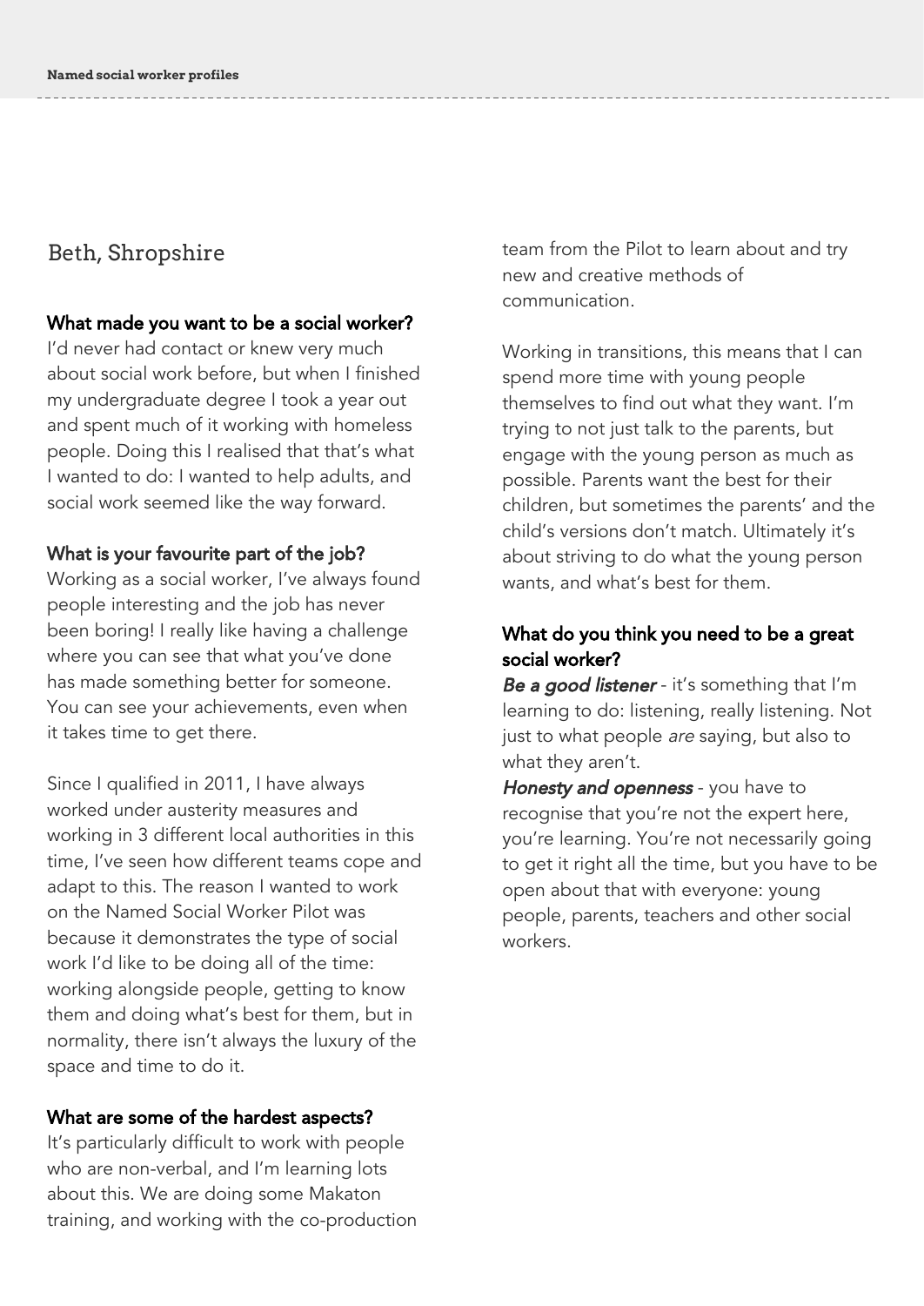## Beth, Shropshire

### What made you want to be a social worker?

I'd never had contact or knew very much about social work before, but when I finished my undergraduate degree I took a year out and spent much of it working with homeless people. Doing this I realised that that's what I wanted to do: I wanted to help adults, and social work seemed like the way forward.

### What is your favourite part of the job?

Working as a social worker, I've always found people interesting and the job has never been boring! I really like having a challenge where you can see that what you've done has made something better for someone. You can see your achievements, even when it takes time to get there.

Since I qualified in 2011, I have always worked under austerity measures and working in 3 different local authorities in this time, I've seen how different teams cope and adapt to this. The reason I wanted to work on the Named Social Worker Pilot was because it demonstrates the type of social work I'd like to be doing all of the time: working alongside people, getting to know them and doing what's best for them, but in normality, there isn't always the luxury of the space and time to do it.

### What are some of the hardest aspects?

It's particularly difficult to work with people who are non-verbal, and I'm learning lots about this. We are doing some Makaton training, and working with the co-production team from the Pilot to learn about and try new and creative methods of communication.

Working in transitions, this means that I can spend more time with young people themselves to find out what they want. I'm trying to not just talk to the parents, but engage with the young person as much as possible. Parents want the best for their children, but sometimes the parents' and the child's versions don't match. Ultimately it's about striving to do what the young person wants, and what's best for them.

### What do you think you need to be a great social worker?

***Be a good listener*** - it's something that I'm learning to do: listening, really listening. Not just to what people *are* saying, but also to what they aren't.

***Honesty and openness*** - you have to recognise that you're not the expert here, you're learning. You're not necessarily going to get it right all the time, but you have to be open about that with everyone: young people, parents, teachers and other social workers.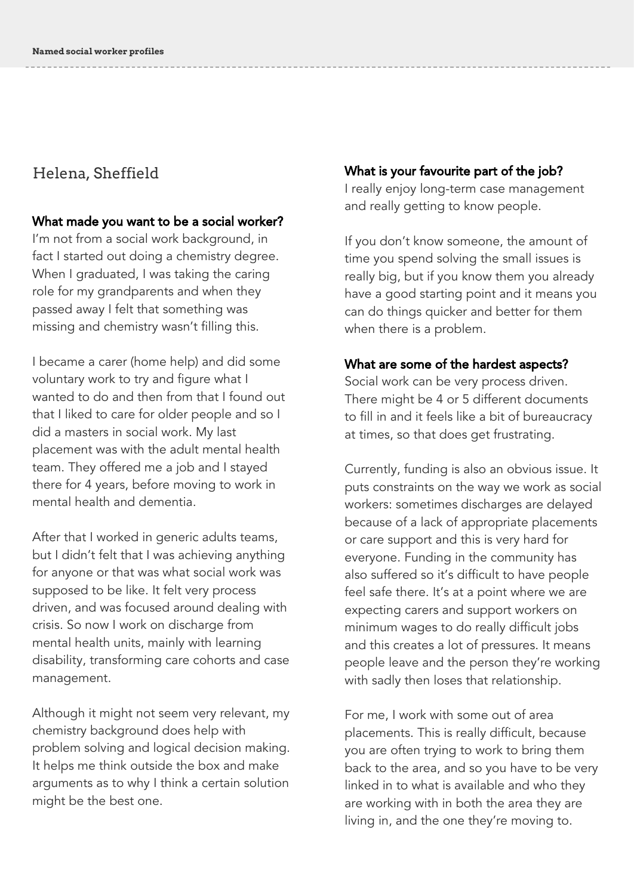## Helena, Sheffield

### What made you want to be a social worker?

I'm not from a social work background, in fact I started out doing a chemistry degree. When I graduated, I was taking the caring role for my grandparents and when they passed away I felt that something was missing and chemistry wasn't filling this.

I became a carer (home help) and did some voluntary work to try and figure what I wanted to do and then from that I found out that I liked to care for older people and so I did a masters in social work. My last placement was with the adult mental health team. They offered me a job and I stayed there for 4 years, before moving to work in mental health and dementia.

After that I worked in generic adults teams, but I didn't felt that I was achieving anything for anyone or that was what social work was supposed to be like. It felt very process driven, and was focused around dealing with crisis. So now I work on discharge from mental health units, mainly with learning disability, transforming care cohorts and case management.

Although it might not seem very relevant, my chemistry background does help with problem solving and logical decision making. It helps me think outside the box and make arguments as to why I think a certain solution might be the best one.

### What is your favourite part of the job?

I really enjoy long-term case management and really getting to know people.

If you don't know someone, the amount of time you spend solving the small issues is really big, but if you know them you already have a good starting point and it means you can do things quicker and better for them when there is a problem.

### What are some of the hardest aspects?

Social work can be very process driven. There might be 4 or 5 different documents to fill in and it feels like a bit of bureaucracy at times, so that does get frustrating.

Currently, funding is also an obvious issue. It puts constraints on the way we work as social workers: sometimes discharges are delayed because of a lack of appropriate placements or care support and this is very hard for everyone. Funding in the community has also suffered so it's difficult to have people feel safe there. It's at a point where we are expecting carers and support workers on minimum wages to do really difficult jobs and this creates a lot of pressures. It means people leave and the person they're working with sadly then loses that relationship.

For me, I work with some out of area placements. This is really difficult, because you are often trying to work to bring them back to the area, and so you have to be very linked in to what is available and who they are working with in both the area they are living in, and the one they're moving to.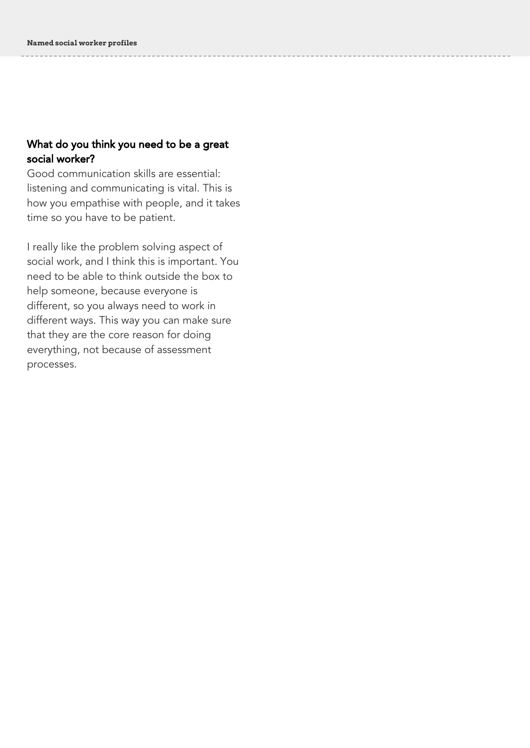### What do you think you need to be a great social worker?

Good communication skills are essential: listening and communicating is vital. This is how you empathise with people, and it takes time so you have to be patient.

I really like the problem solving aspect of social work, and I think this is important. You need to be able to think outside the box to help someone, because everyone is different, so you always need to work in different ways. This way you can make sure that they are the core reason for doing everything, not because of assessment processes.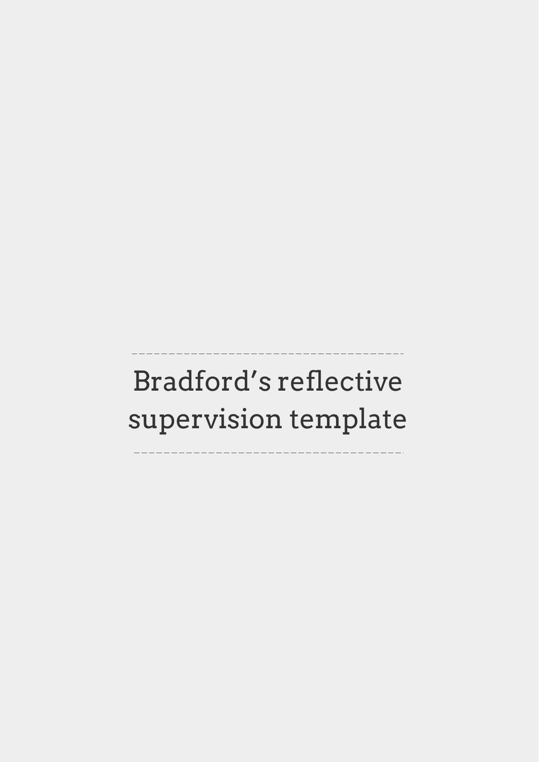# Bradford's reflective supervision template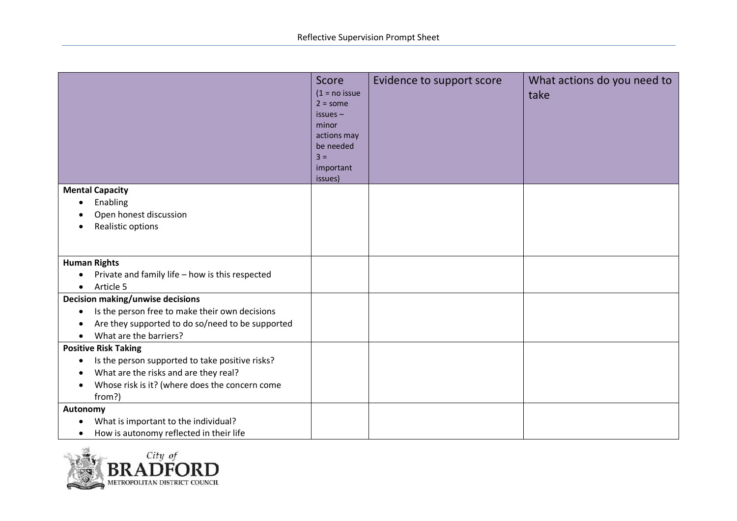| | Score (1 = no issue 2 = some issues – minor actions may be needed 3 = important issues) | Evidence to support score | What actions do you need to take |
|---|---|---|---|
| **Mental Capacity**<br>• Enabling<br>• Open honest discussion<br>• Realistic options | | | |
| **Human Rights**<br>• Private and family life – how is this respected<br>• Article 5 | | | |
| **Decision making/unwise decisions**<br>• Is the person free to make their own decisions<br>• Are they supported to do so/need to be supported<br>• What are the barriers? | | | |
| **Positive Risk Taking**<br>• Is the person supported to take positive risks?<br>• What are the risks and are they real?<br>• Whose risk is it? (where does the concern come from?) | | | |
| **Autonomy**<br>• What is important to the individual?<br>• How is autonomy reflected in their life | | | |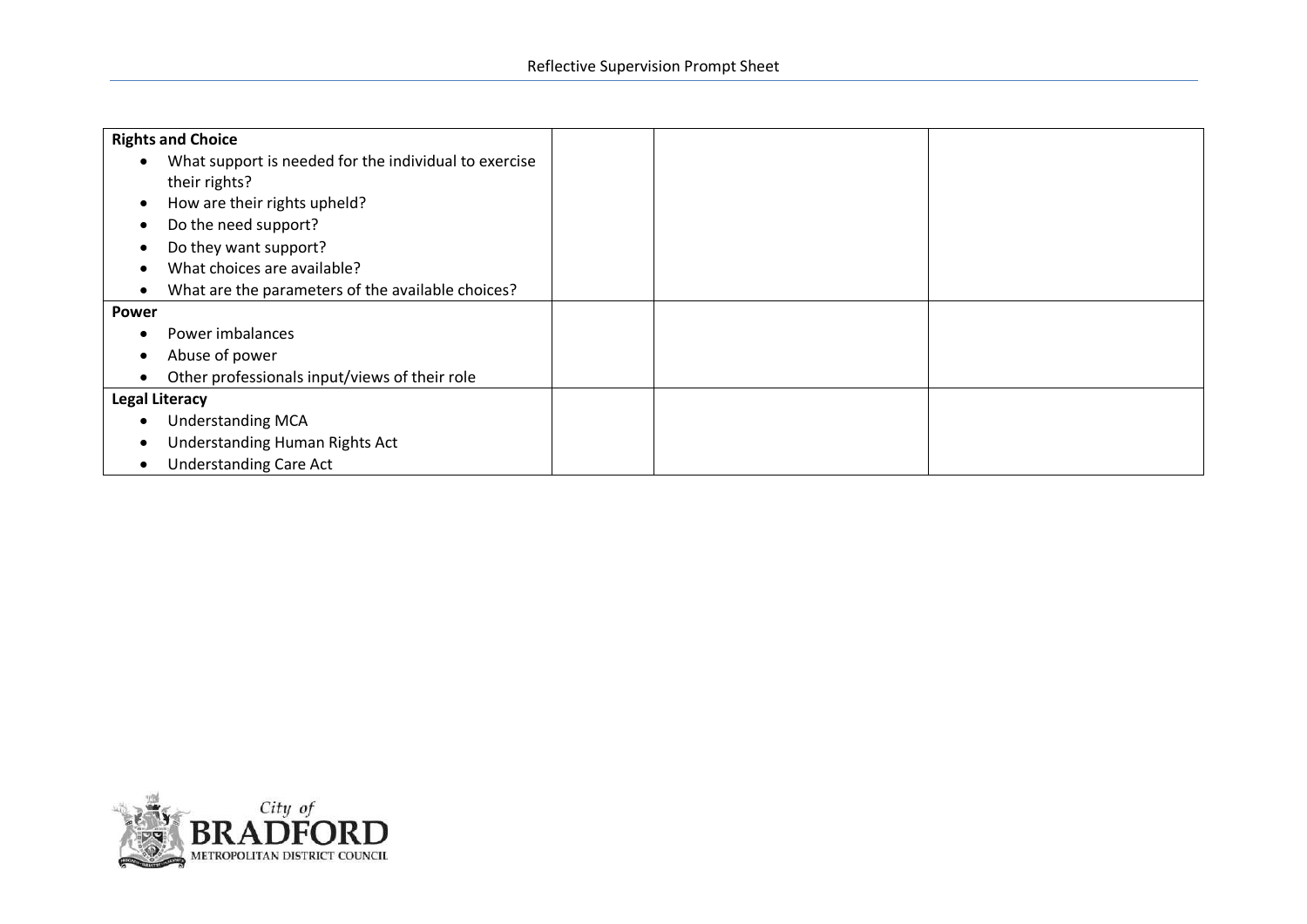| | | | |
|---|---|---|---|
| **Rights and Choice**<br>• What support is needed for the individual to exercise their rights?<br>• How are their rights upheld?<br>• Do the need support?<br>• Do they want support?<br>• What choices are available?<br>• What are the parameters of the available choices? | | | |
| **Power**<br>• Power imbalances<br>• Abuse of power<br>• Other professionals input/views of their role | | | |
| **Legal Literacy**<br>• Understanding MCA<br>• Understanding Human Rights Act<br>• Understanding Care Act | | | |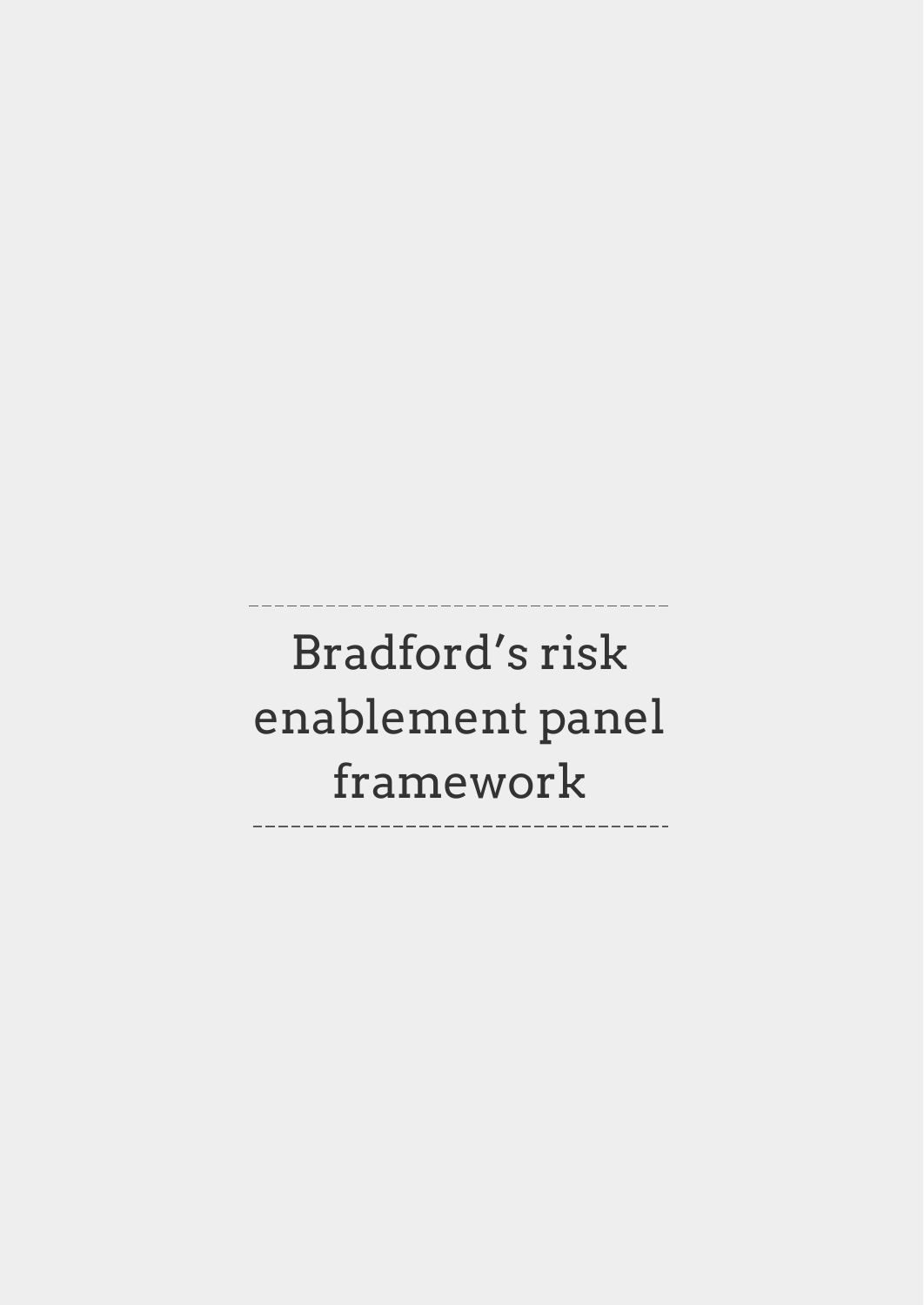# Bradford's risk enablement panel framework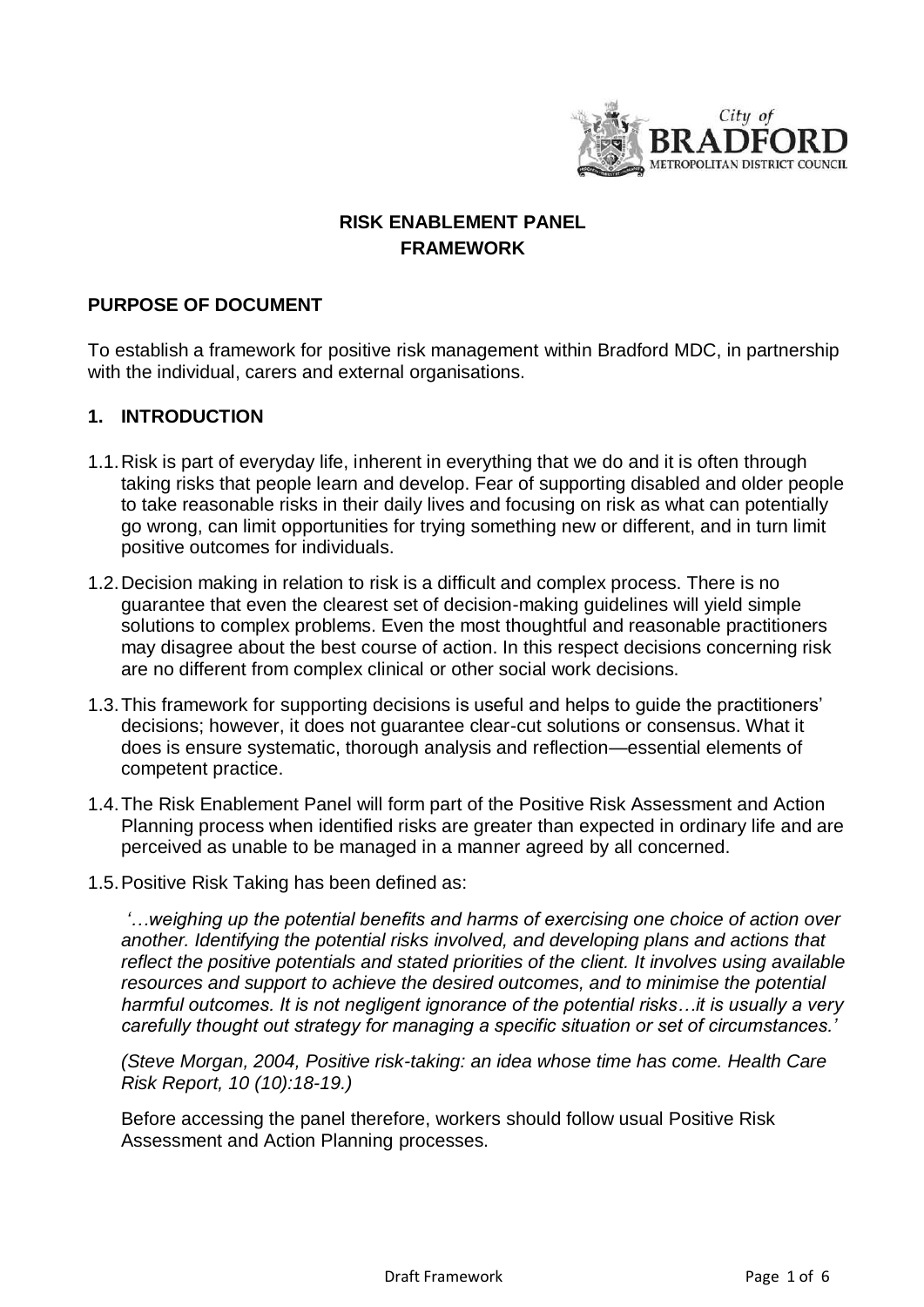## RISK ENABLEMENT PANEL FRAMEWORK

### PURPOSE OF DOCUMENT

To establish a framework for positive risk management within Bradford MDC, in partnership with the individual, carers and external organisations.

### 1. INTRODUCTION

1.1. Risk is part of everyday life, inherent in everything that we do and it is often through taking risks that people learn and develop. Fear of supporting disabled and older people to take reasonable risks in their daily lives and focusing on risk as what can potentially go wrong, can limit opportunities for trying something new or different, and in turn limit positive outcomes for individuals.

1.2. Decision making in relation to risk is a difficult and complex process. There is no guarantee that even the clearest set of decision-making guidelines will yield simple solutions to complex problems. Even the most thoughtful and reasonable practitioners may disagree about the best course of action. In this respect decisions concerning risk are no different from complex clinical or other social work decisions.

1.3. This framework for supporting decisions is useful and helps to guide the practitioners' decisions; however, it does not guarantee clear-cut solutions or consensus. What it does is ensure systematic, thorough analysis and reflection—essential elements of competent practice.

1.4. The Risk Enablement Panel will form part of the Positive Risk Assessment and Action Planning process when identified risks are greater than expected in ordinary life and are perceived as unable to be managed in a manner agreed by all concerned.

1.5. Positive Risk Taking has been defined as:

*'…weighing up the potential benefits and harms of exercising one choice of action over another. Identifying the potential risks involved, and developing plans and actions that reflect the positive potentials and stated priorities of the client. It involves using available resources and support to achieve the desired outcomes, and to minimise the potential harmful outcomes. It is not negligent ignorance of the potential risks…it is usually a very carefully thought out strategy for managing a specific situation or set of circumstances.'*

*(Steve Morgan, 2004, Positive risk-taking: an idea whose time has come. Health Care Risk Report, 10 (10):18-19.)*

Before accessing the panel therefore, workers should follow usual Positive Risk Assessment and Action Planning processes.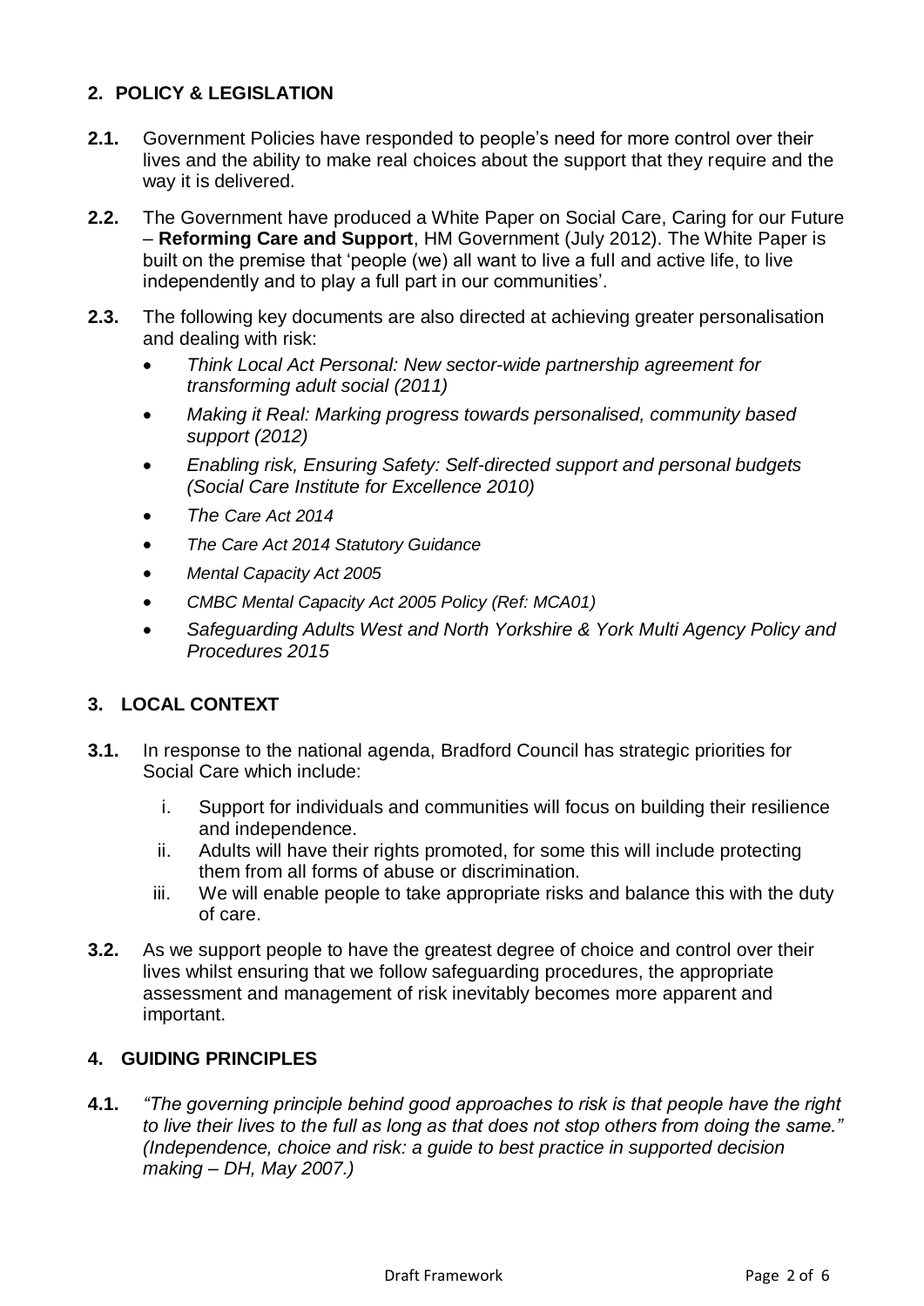## 2. POLICY & LEGISLATION

**2.1.** Government Policies have responded to people's need for more control over their lives and the ability to make real choices about the support that they require and the way it is delivered.

**2.2.** The Government have produced a White Paper on Social Care, Caring for our Future – **Reforming Care and Support**, HM Government (July 2012). The White Paper is built on the premise that 'people (we) all want to live a full and active life, to live independently and to play a full part in our communities'.

**2.3.** The following key documents are also directed at achieving greater personalisation and dealing with risk:

- *Think Local Act Personal: New sector-wide partnership agreement for transforming adult social (2011)*
- *Making it Real: Marking progress towards personalised, community based support (2012)*
- *Enabling risk, Ensuring Safety: Self-directed support and personal budgets (Social Care Institute for Excellence 2010)*
- *The Care Act 2014*
- *The Care Act 2014 Statutory Guidance*
- *Mental Capacity Act 2005*
- *CMBC Mental Capacity Act 2005 Policy (Ref: MCA01)*
- *Safeguarding Adults West and North Yorkshire & York Multi Agency Policy and Procedures 2015*

## 3. LOCAL CONTEXT

**3.1.** In response to the national agenda, Bradford Council has strategic priorities for Social Care which include:

i. Support for individuals and communities will focus on building their resilience and independence.
ii. Adults will have their rights promoted, for some this will include protecting them from all forms of abuse or discrimination.
iii. We will enable people to take appropriate risks and balance this with the duty of care.

**3.2.** As we support people to have the greatest degree of choice and control over their lives whilst ensuring that we follow safeguarding procedures, the appropriate assessment and management of risk inevitably becomes more apparent and important.

## 4. GUIDING PRINCIPLES

**4.1.** *"The governing principle behind good approaches to risk is that people have the right to live their lives to the full as long as that does not stop others from doing the same." (Independence, choice and risk: a guide to best practice in supported decision making – DH, May 2007.)*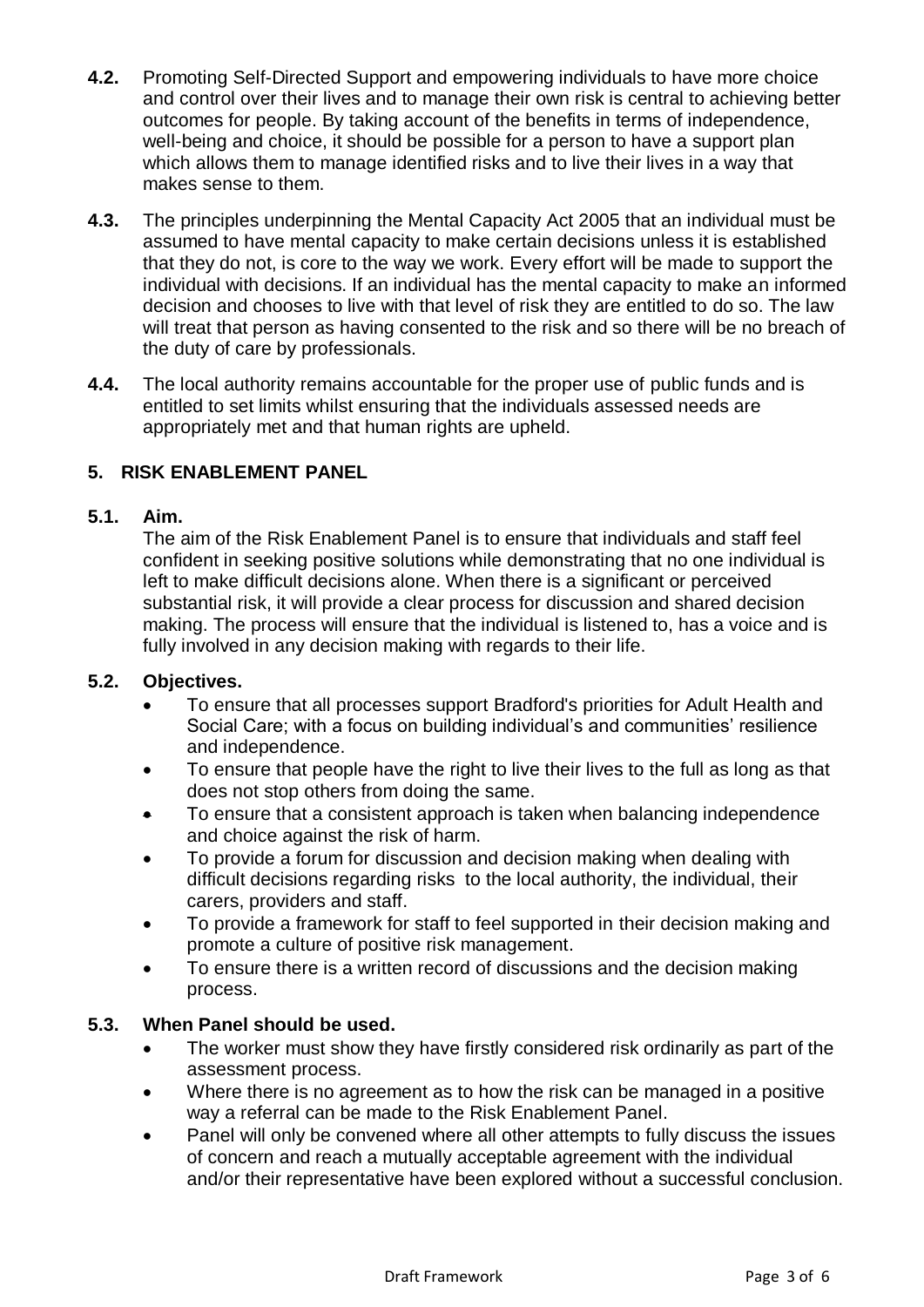**4.2.** Promoting Self-Directed Support and empowering individuals to have more choice and control over their lives and to manage their own risk is central to achieving better outcomes for people. By taking account of the benefits in terms of independence, well-being and choice, it should be possible for a person to have a support plan which allows them to manage identified risks and to live their lives in a way that makes sense to them.

**4.3.** The principles underpinning the Mental Capacity Act 2005 that an individual must be assumed to have mental capacity to make certain decisions unless it is established that they do not, is core to the way we work. Every effort will be made to support the individual with decisions. If an individual has the mental capacity to make an informed decision and chooses to live with that level of risk they are entitled to do so. The law will treat that person as having consented to the risk and so there will be no breach of the duty of care by professionals.

**4.4.** The local authority remains accountable for the proper use of public funds and is entitled to set limits whilst ensuring that the individuals assessed needs are appropriately met and that human rights are upheld.

## 5. RISK ENABLEMENT PANEL

### 5.1. Aim.

The aim of the Risk Enablement Panel is to ensure that individuals and staff feel confident in seeking positive solutions while demonstrating that no one individual is left to make difficult decisions alone. When there is a significant or perceived substantial risk, it will provide a clear process for discussion and shared decision making. The process will ensure that the individual is listened to, has a voice and is fully involved in any decision making with regards to their life.

### 5.2. Objectives.

- To ensure that all processes support Bradford's priorities for Adult Health and Social Care; with a focus on building individual's and communities' resilience and independence.
- To ensure that people have the right to live their lives to the full as long as that does not stop others from doing the same.
- To ensure that a consistent approach is taken when balancing independence and choice against the risk of harm.
- To provide a forum for discussion and decision making when dealing with difficult decisions regarding risks to the local authority, the individual, their carers, providers and staff.
- To provide a framework for staff to feel supported in their decision making and promote a culture of positive risk management.
- To ensure there is a written record of discussions and the decision making process.

### 5.3. When Panel should be used.

- The worker must show they have firstly considered risk ordinarily as part of the assessment process.
- Where there is no agreement as to how the risk can be managed in a positive way a referral can be made to the Risk Enablement Panel.
- Panel will only be convened where all other attempts to fully discuss the issues of concern and reach a mutually acceptable agreement with the individual and/or their representative have been explored without a successful conclusion.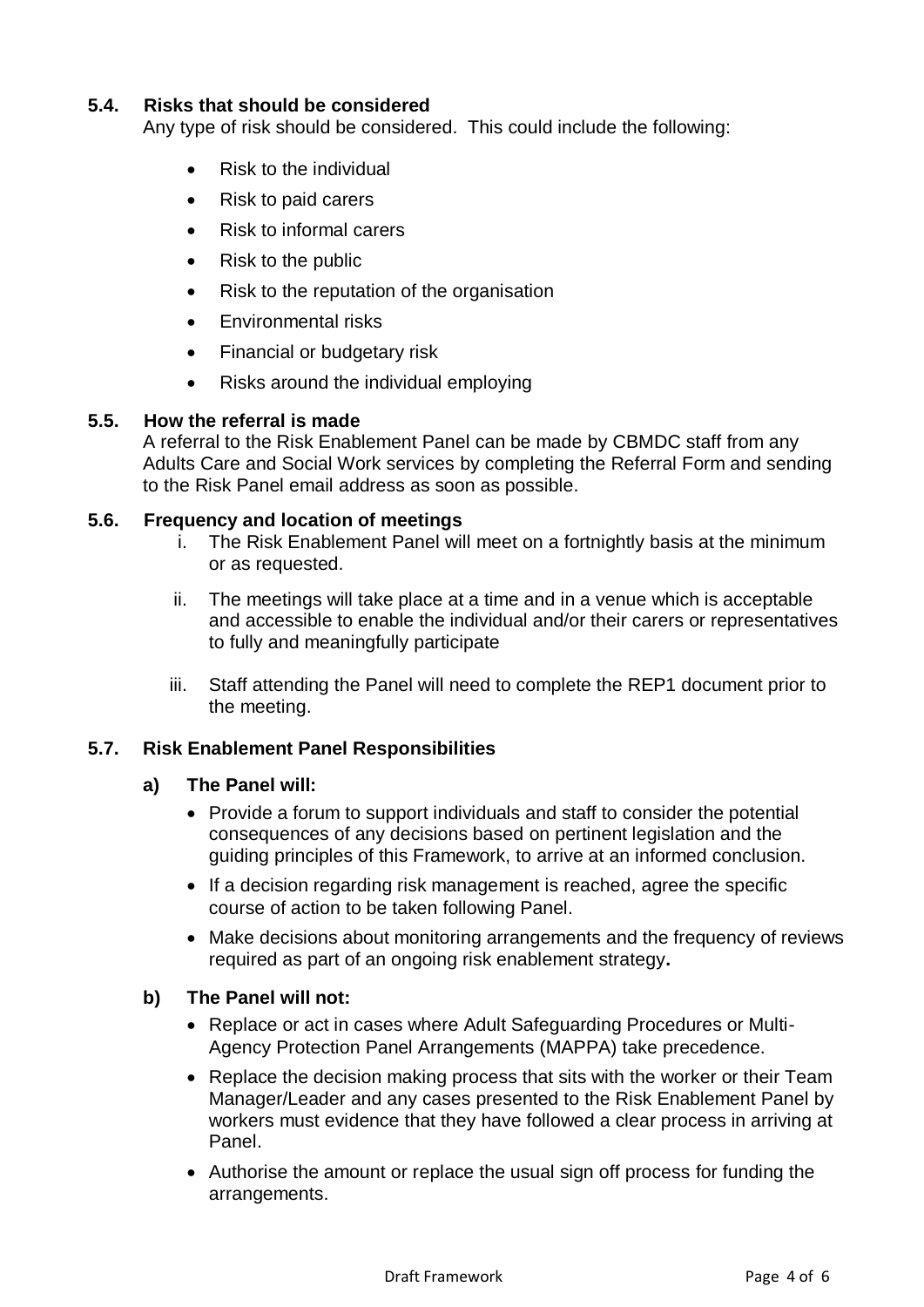### 5.4. Risks that should be considered

Any type of risk should be considered. This could include the following:

- Risk to the individual
- Risk to paid carers
- Risk to informal carers
- Risk to the public
- Risk to the reputation of the organisation
- Environmental risks
- Financial or budgetary risk
- Risks around the individual employing

### 5.5. How the referral is made

A referral to the Risk Enablement Panel can be made by CBMDC staff from any Adults Care and Social Work services by completing the Referral Form and sending to the Risk Panel email address as soon as possible.

### 5.6. Frequency and location of meetings

i. The Risk Enablement Panel will meet on a fortnightly basis at the minimum or as requested.

ii. The meetings will take place at a time and in a venue which is acceptable and accessible to enable the individual and/or their carers or representatives to fully and meaningfully participate

iii. Staff attending the Panel will need to complete the REP1 document prior to the meeting.

### 5.7. Risk Enablement Panel Responsibilities

**a) The Panel will:**

- Provide a forum to support individuals and staff to consider the potential consequences of any decisions based on pertinent legislation and the guiding principles of this Framework, to arrive at an informed conclusion.
- If a decision regarding risk management is reached, agree the specific course of action to be taken following Panel.
- Make decisions about monitoring arrangements and the frequency of reviews required as part of an ongoing risk enablement strategy**.**

**b) The Panel will not:**

- Replace or act in cases where Adult Safeguarding Procedures or Multi-Agency Protection Panel Arrangements (MAPPA) take precedence.
- Replace the decision making process that sits with the worker or their Team Manager/Leader and any cases presented to the Risk Enablement Panel by workers must evidence that they have followed a clear process in arriving at Panel.
- Authorise the amount or replace the usual sign off process for funding the arrangements.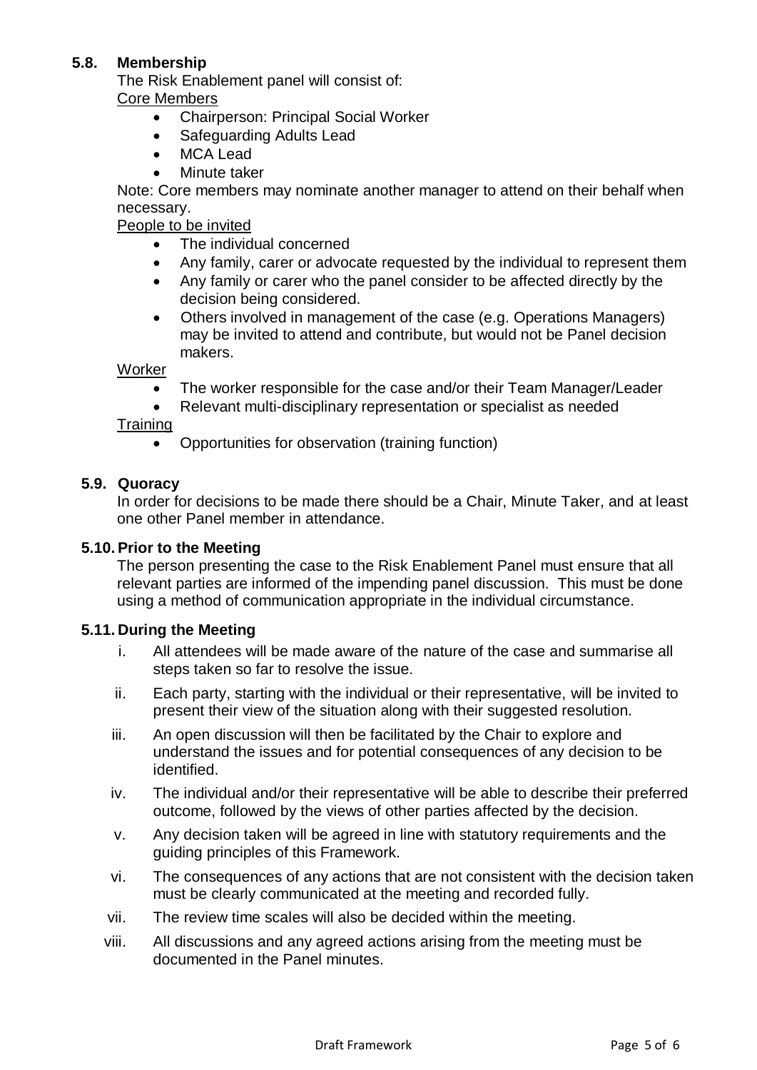### 5.8. Membership

The Risk Enablement panel will consist of:

<u>Core Members</u>

- Chairperson: Principal Social Worker
- Safeguarding Adults Lead
- MCA Lead
- Minute taker

Note: Core members may nominate another manager to attend on their behalf when necessary.

<u>People to be invited</u>

- The individual concerned
- Any family, carer or advocate requested by the individual to represent them
- Any family or carer who the panel consider to be affected directly by the decision being considered.
- Others involved in management of the case (e.g. Operations Managers) may be invited to attend and contribute, but would not be Panel decision makers.

<u>Worker</u>

- The worker responsible for the case and/or their Team Manager/Leader
- Relevant multi-disciplinary representation or specialist as needed

<u>Training</u>

- Opportunities for observation (training function)

### 5.9. Quoracy

In order for decisions to be made there should be a Chair, Minute Taker, and at least one other Panel member in attendance.

### 5.10. Prior to the Meeting

The person presenting the case to the Risk Enablement Panel must ensure that all relevant parties are informed of the impending panel discussion. This must be done using a method of communication appropriate in the individual circumstance.

### 5.11. During the Meeting

i. All attendees will be made aware of the nature of the case and summarise all steps taken so far to resolve the issue.

ii. Each party, starting with the individual or their representative, will be invited to present their view of the situation along with their suggested resolution.

iii. An open discussion will then be facilitated by the Chair to explore and understand the issues and for potential consequences of any decision to be identified.

iv. The individual and/or their representative will be able to describe their preferred outcome, followed by the views of other parties affected by the decision.

v. Any decision taken will be agreed in line with statutory requirements and the guiding principles of this Framework.

vi. The consequences of any actions that are not consistent with the decision taken must be clearly communicated at the meeting and recorded fully.

vii. The review time scales will also be decided within the meeting.

viii. All discussions and any agreed actions arising from the meeting must be documented in the Panel minutes.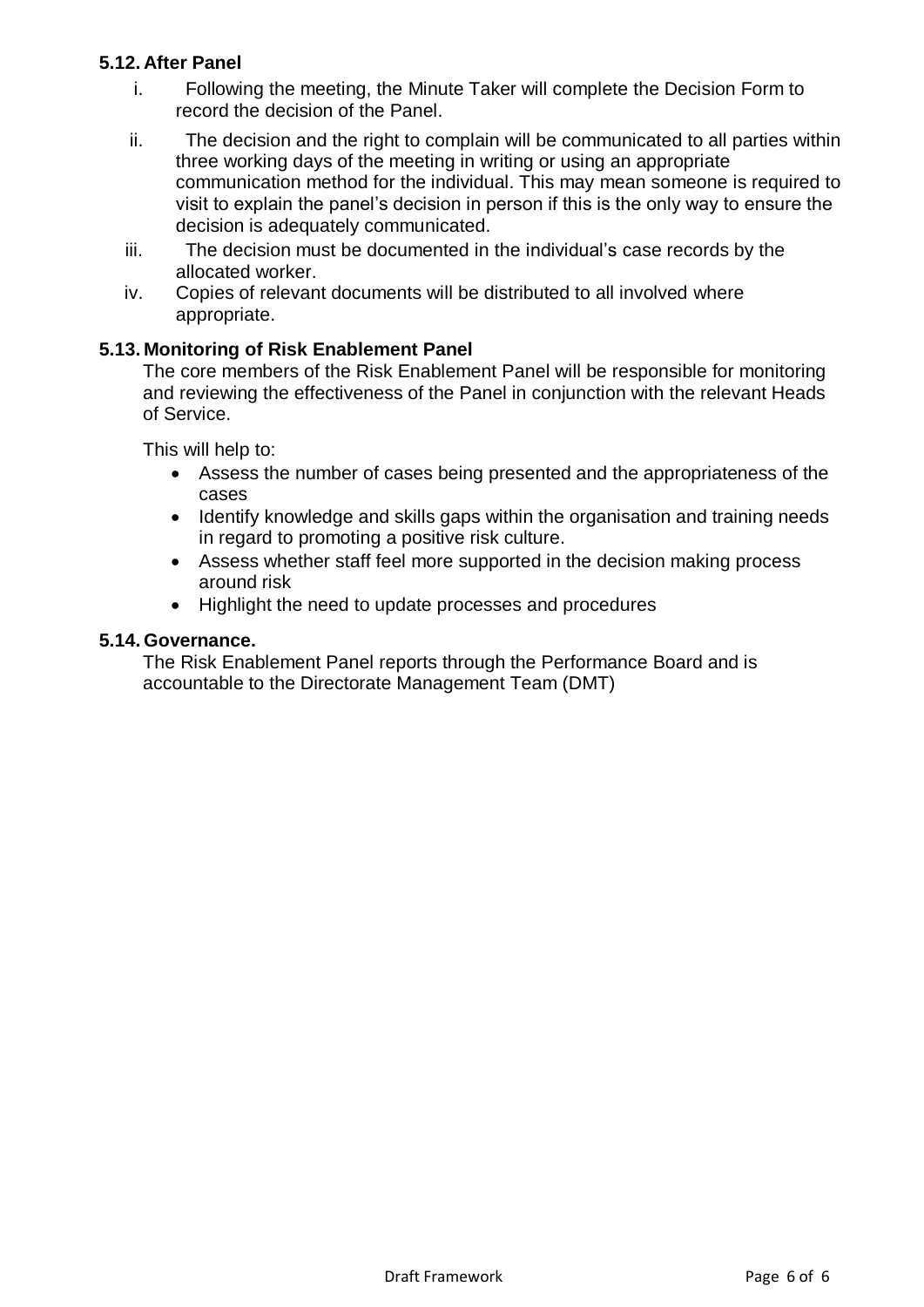### 5.12. After Panel

i. Following the meeting, the Minute Taker will complete the Decision Form to record the decision of the Panel.

ii. The decision and the right to complain will be communicated to all parties within three working days of the meeting in writing or using an appropriate communication method for the individual. This may mean someone is required to visit to explain the panel's decision in person if this is the only way to ensure the decision is adequately communicated.

iii. The decision must be documented in the individual's case records by the allocated worker.

iv. Copies of relevant documents will be distributed to all involved where appropriate.

### 5.13. Monitoring of Risk Enablement Panel

The core members of the Risk Enablement Panel will be responsible for monitoring and reviewing the effectiveness of the Panel in conjunction with the relevant Heads of Service.

This will help to:

- Assess the number of cases being presented and the appropriateness of the cases
- Identify knowledge and skills gaps within the organisation and training needs in regard to promoting a positive risk culture.
- Assess whether staff feel more supported in the decision making process around risk
- Highlight the need to update processes and procedures

### 5.14. Governance.

The Risk Enablement Panel reports through the Performance Board and is accountable to the Directorate Management Team (DMT)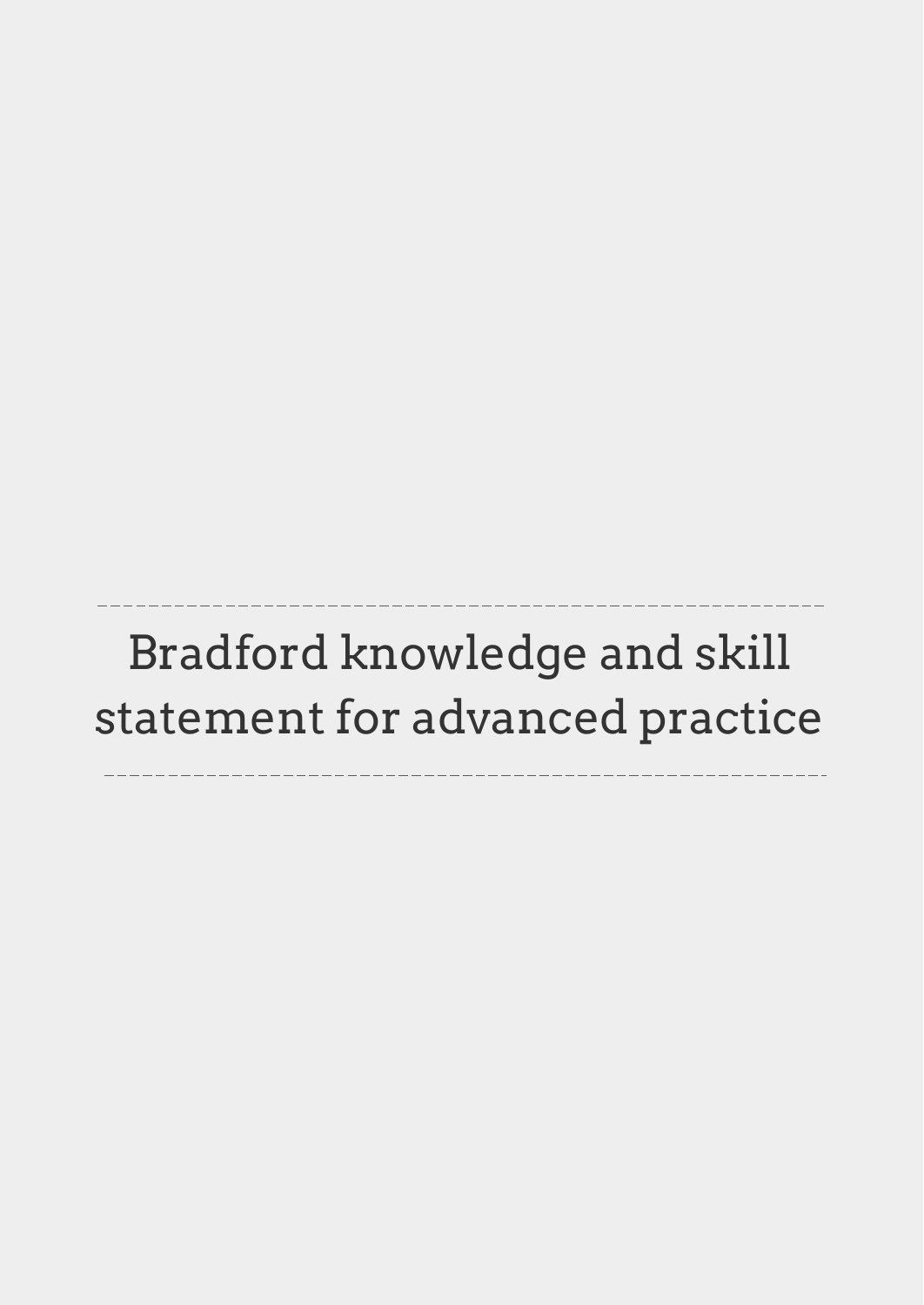# Bradford knowledge and skill statement for advanced practice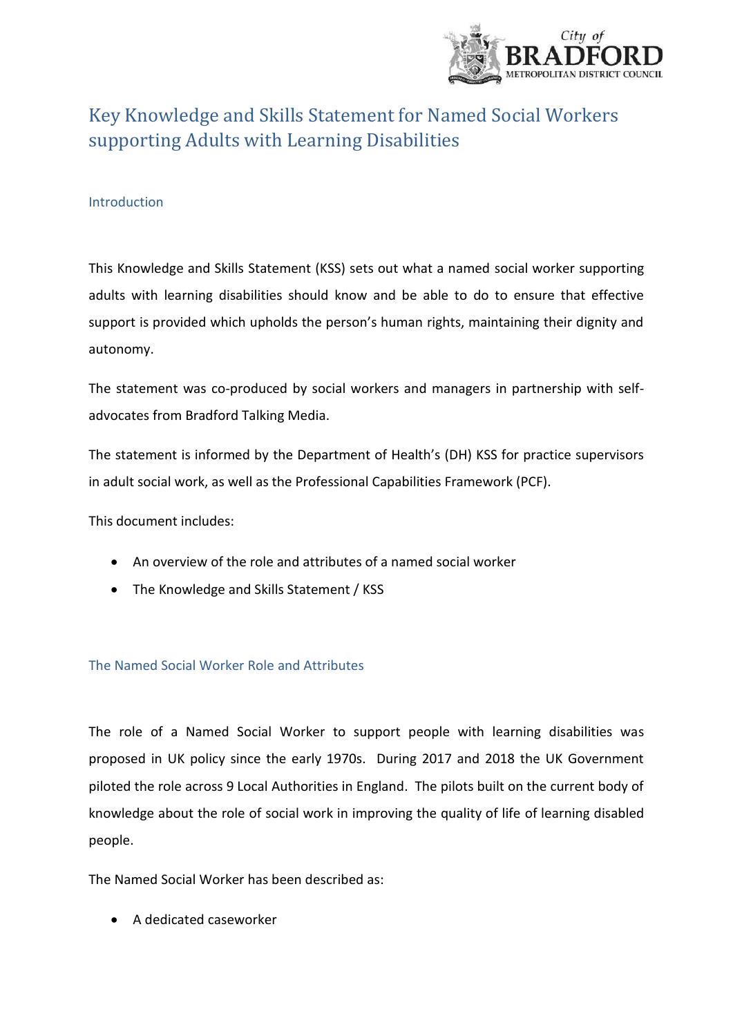# Key Knowledge and Skills Statement for Named Social Workers supporting Adults with Learning Disabilities

## Introduction

This Knowledge and Skills Statement (KSS) sets out what a named social worker supporting adults with learning disabilities should know and be able to do to ensure that effective support is provided which upholds the person's human rights, maintaining their dignity and autonomy.

The statement was co-produced by social workers and managers in partnership with self-advocates from Bradford Talking Media.

The statement is informed by the Department of Health's (DH) KSS for practice supervisors in adult social work, as well as the Professional Capabilities Framework (PCF).

This document includes:

- An overview of the role and attributes of a named social worker
- The Knowledge and Skills Statement / KSS

## The Named Social Worker Role and Attributes

The role of a Named Social Worker to support people with learning disabilities was proposed in UK policy since the early 1970s. During 2017 and 2018 the UK Government piloted the role across 9 Local Authorities in England. The pilots built on the current body of knowledge about the role of social work in improving the quality of life of learning disabled people.

The Named Social Worker has been described as:

- A dedicated caseworker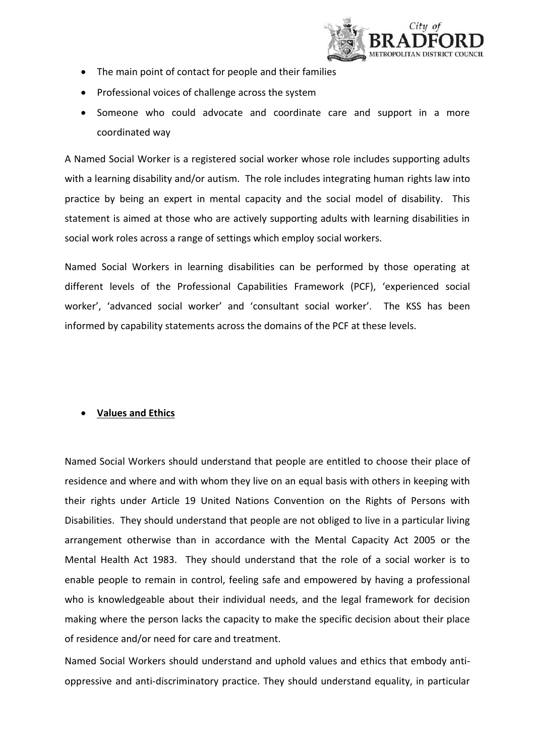- The main point of contact for people and their families
- Professional voices of challenge across the system
- Someone who could advocate and coordinate care and support in a more coordinated way

A Named Social Worker is a registered social worker whose role includes supporting adults with a learning disability and/or autism. The role includes integrating human rights law into practice by being an expert in mental capacity and the social model of disability. This statement is aimed at those who are actively supporting adults with learning disabilities in social work roles across a range of settings which employ social workers.

Named Social Workers in learning disabilities can be performed by those operating at different levels of the Professional Capabilities Framework (PCF), 'experienced social worker', 'advanced social worker' and 'consultant social worker'. The KSS has been informed by capability statements across the domains of the PCF at these levels.

- **Values and Ethics**

Named Social Workers should understand that people are entitled to choose their place of residence and where and with whom they live on an equal basis with others in keeping with their rights under Article 19 United Nations Convention on the Rights of Persons with Disabilities. They should understand that people are not obliged to live in a particular living arrangement otherwise than in accordance with the Mental Capacity Act 2005 or the Mental Health Act 1983. They should understand that the role of a social worker is to enable people to remain in control, feeling safe and empowered by having a professional who is knowledgeable about their individual needs, and the legal framework for decision making where the person lacks the capacity to make the specific decision about their place of residence and/or need for care and treatment.

Named Social Workers should understand and uphold values and ethics that embody anti-oppressive and anti-discriminatory practice. They should understand equality, in particular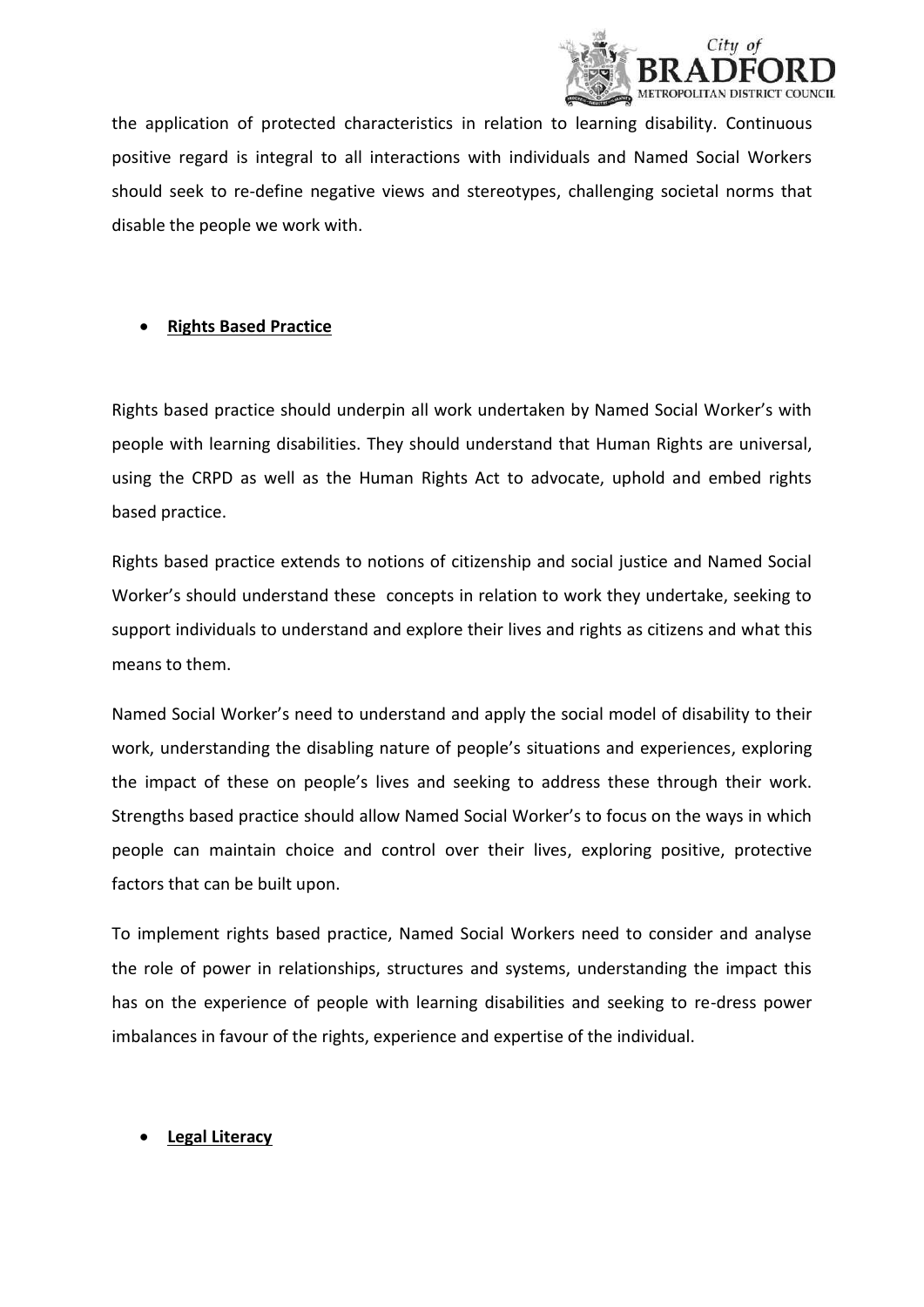the application of protected characteristics in relation to learning disability. Continuous positive regard is integral to all interactions with individuals and Named Social Workers should seek to re-define negative views and stereotypes, challenging societal norms that disable the people we work with.

- **Rights Based Practice**

Rights based practice should underpin all work undertaken by Named Social Worker's with people with learning disabilities. They should understand that Human Rights are universal, using the CRPD as well as the Human Rights Act to advocate, uphold and embed rights based practice.

Rights based practice extends to notions of citizenship and social justice and Named Social Worker's should understand these concepts in relation to work they undertake, seeking to support individuals to understand and explore their lives and rights as citizens and what this means to them.

Named Social Worker's need to understand and apply the social model of disability to their work, understanding the disabling nature of people's situations and experiences, exploring the impact of these on people's lives and seeking to address these through their work. Strengths based practice should allow Named Social Worker's to focus on the ways in which people can maintain choice and control over their lives, exploring positive, protective factors that can be built upon.

To implement rights based practice, Named Social Workers need to consider and analyse the role of power in relationships, structures and systems, understanding the impact this has on the experience of people with learning disabilities and seeking to re-dress power imbalances in favour of the rights, experience and expertise of the individual.

- **Legal Literacy**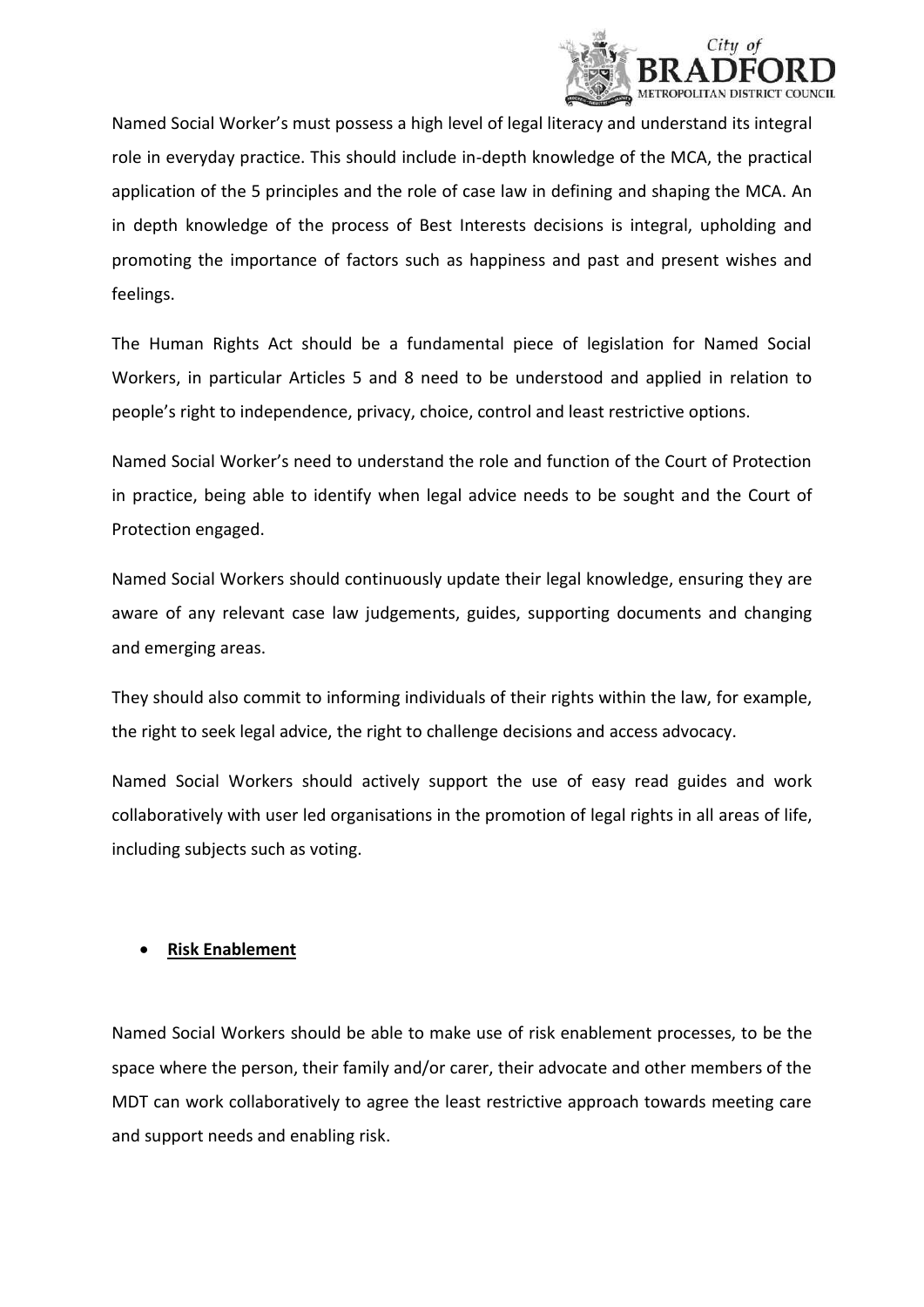Named Social Worker's must possess a high level of legal literacy and understand its integral role in everyday practice. This should include in-depth knowledge of the MCA, the practical application of the 5 principles and the role of case law in defining and shaping the MCA. An in depth knowledge of the process of Best Interests decisions is integral, upholding and promoting the importance of factors such as happiness and past and present wishes and feelings.

The Human Rights Act should be a fundamental piece of legislation for Named Social Workers, in particular Articles 5 and 8 need to be understood and applied in relation to people's right to independence, privacy, choice, control and least restrictive options.

Named Social Worker's need to understand the role and function of the Court of Protection in practice, being able to identify when legal advice needs to be sought and the Court of Protection engaged.

Named Social Workers should continuously update their legal knowledge, ensuring they are aware of any relevant case law judgements, guides, supporting documents and changing and emerging areas.

They should also commit to informing individuals of their rights within the law, for example, the right to seek legal advice, the right to challenge decisions and access advocacy.

Named Social Workers should actively support the use of easy read guides and work collaboratively with user led organisations in the promotion of legal rights in all areas of life, including subjects such as voting.

- **Risk Enablement**

Named Social Workers should be able to make use of risk enablement processes, to be the space where the person, their family and/or carer, their advocate and other members of the MDT can work collaboratively to agree the least restrictive approach towards meeting care and support needs and enabling risk.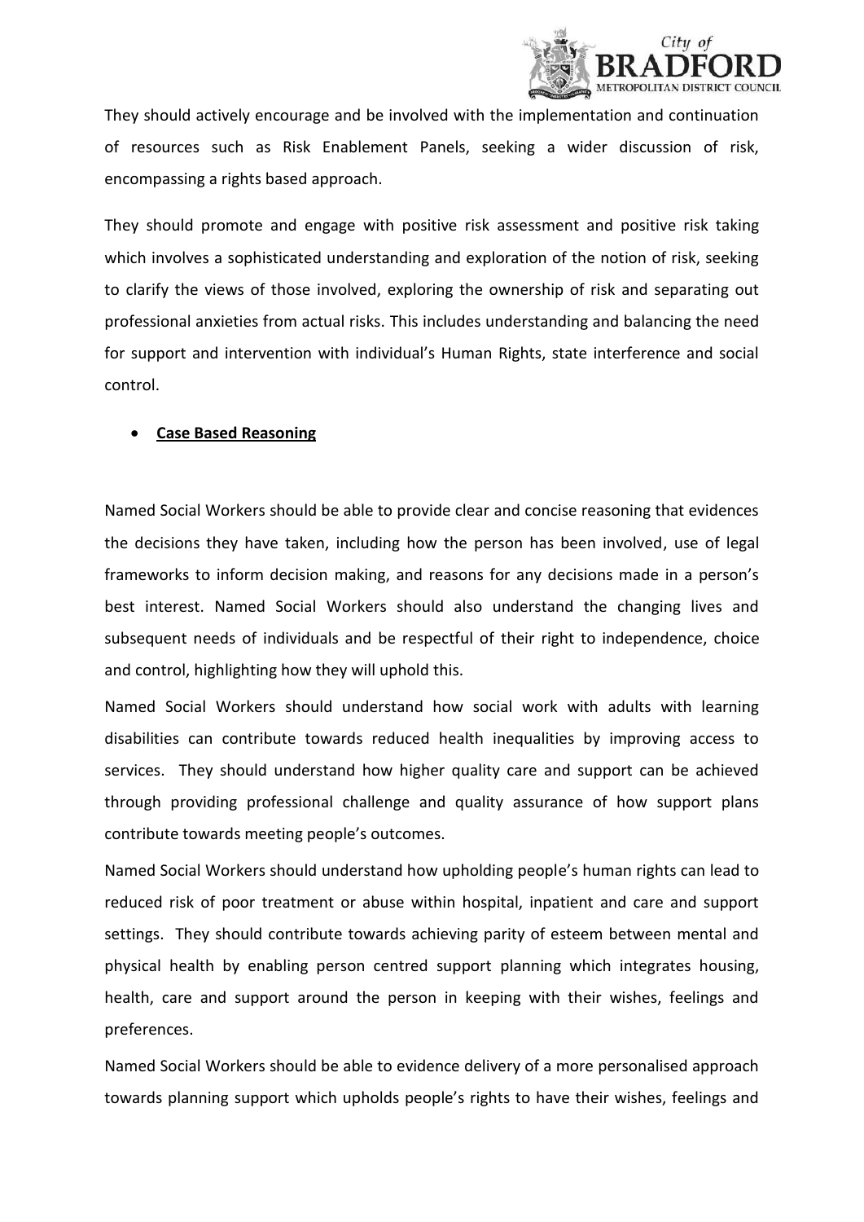They should actively encourage and be involved with the implementation and continuation of resources such as Risk Enablement Panels, seeking a wider discussion of risk, encompassing a rights based approach.

They should promote and engage with positive risk assessment and positive risk taking which involves a sophisticated understanding and exploration of the notion of risk, seeking to clarify the views of those involved, exploring the ownership of risk and separating out professional anxieties from actual risks. This includes understanding and balancing the need for support and intervention with individual's Human Rights, state interference and social control.

- **Case Based Reasoning**

Named Social Workers should be able to provide clear and concise reasoning that evidences the decisions they have taken, including how the person has been involved, use of legal frameworks to inform decision making, and reasons for any decisions made in a person's best interest. Named Social Workers should also understand the changing lives and subsequent needs of individuals and be respectful of their right to independence, choice and control, highlighting how they will uphold this.

Named Social Workers should understand how social work with adults with learning disabilities can contribute towards reduced health inequalities by improving access to services. They should understand how higher quality care and support can be achieved through providing professional challenge and quality assurance of how support plans contribute towards meeting people's outcomes.

Named Social Workers should understand how upholding people's human rights can lead to reduced risk of poor treatment or abuse within hospital, inpatient and care and support settings. They should contribute towards achieving parity of esteem between mental and physical health by enabling person centred support planning which integrates housing, health, care and support around the person in keeping with their wishes, feelings and preferences.

Named Social Workers should be able to evidence delivery of a more personalised approach towards planning support which upholds people's rights to have their wishes, feelings and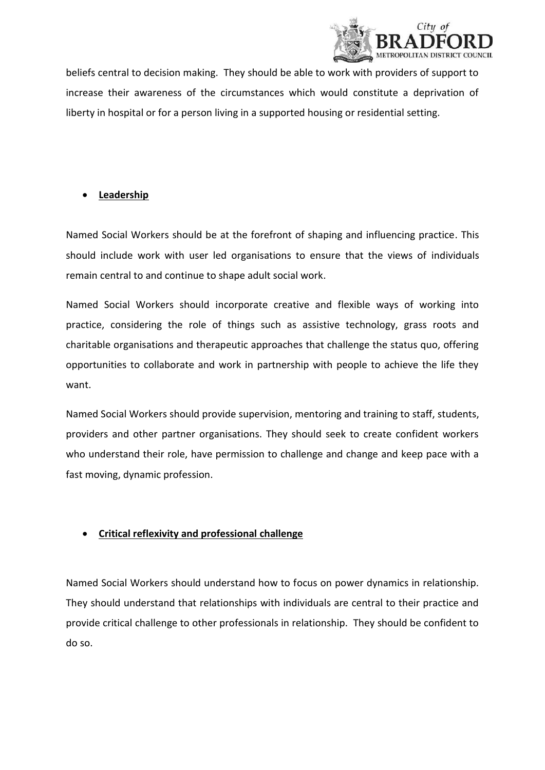beliefs central to decision making. They should be able to work with providers of support to increase their awareness of the circumstances which would constitute a deprivation of liberty in hospital or for a person living in a supported housing or residential setting.

- **Leadership**

Named Social Workers should be at the forefront of shaping and influencing practice. This should include work with user led organisations to ensure that the views of individuals remain central to and continue to shape adult social work.

Named Social Workers should incorporate creative and flexible ways of working into practice, considering the role of things such as assistive technology, grass roots and charitable organisations and therapeutic approaches that challenge the status quo, offering opportunities to collaborate and work in partnership with people to achieve the life they want.

Named Social Workers should provide supervision, mentoring and training to staff, students, providers and other partner organisations. They should seek to create confident workers who understand their role, have permission to challenge and change and keep pace with a fast moving, dynamic profession.

- **Critical reflexivity and professional challenge**

Named Social Workers should understand how to focus on power dynamics in relationship. They should understand that relationships with individuals are central to their practice and provide critical challenge to other professionals in relationship. They should be confident to do so.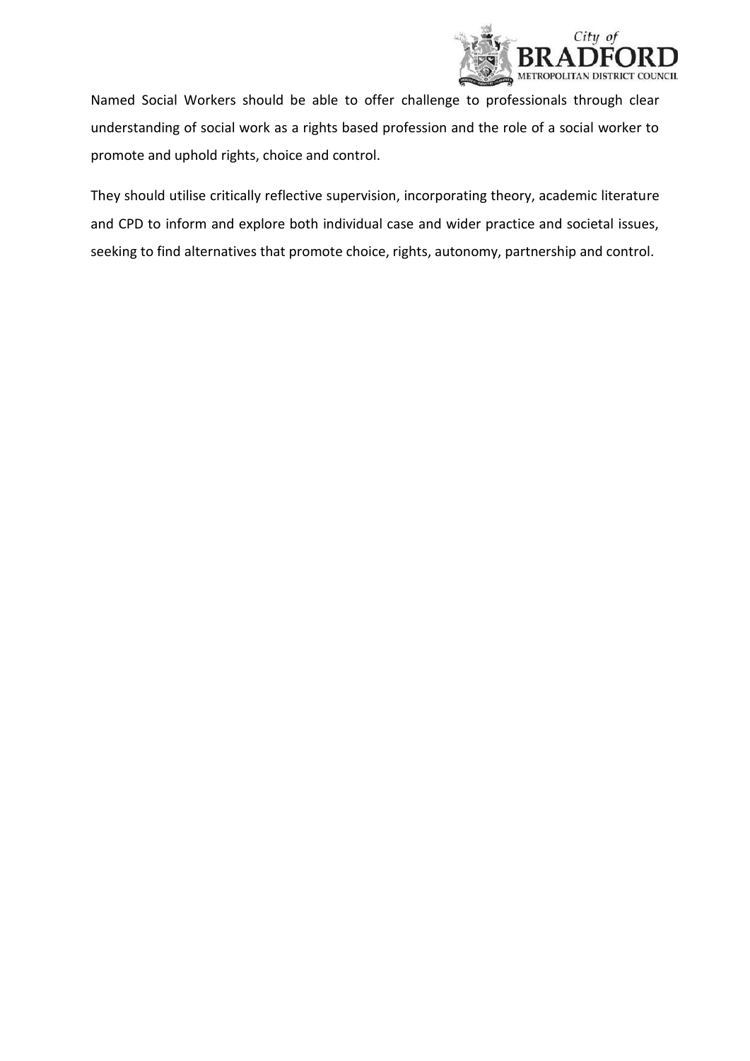Named Social Workers should be able to offer challenge to professionals through clear understanding of social work as a rights based profession and the role of a social worker to promote and uphold rights, choice and control.

They should utilise critically reflective supervision, incorporating theory, academic literature and CPD to inform and explore both individual case and wider practice and societal issues, seeking to find alternatives that promote choice, rights, autonomy, partnership and control.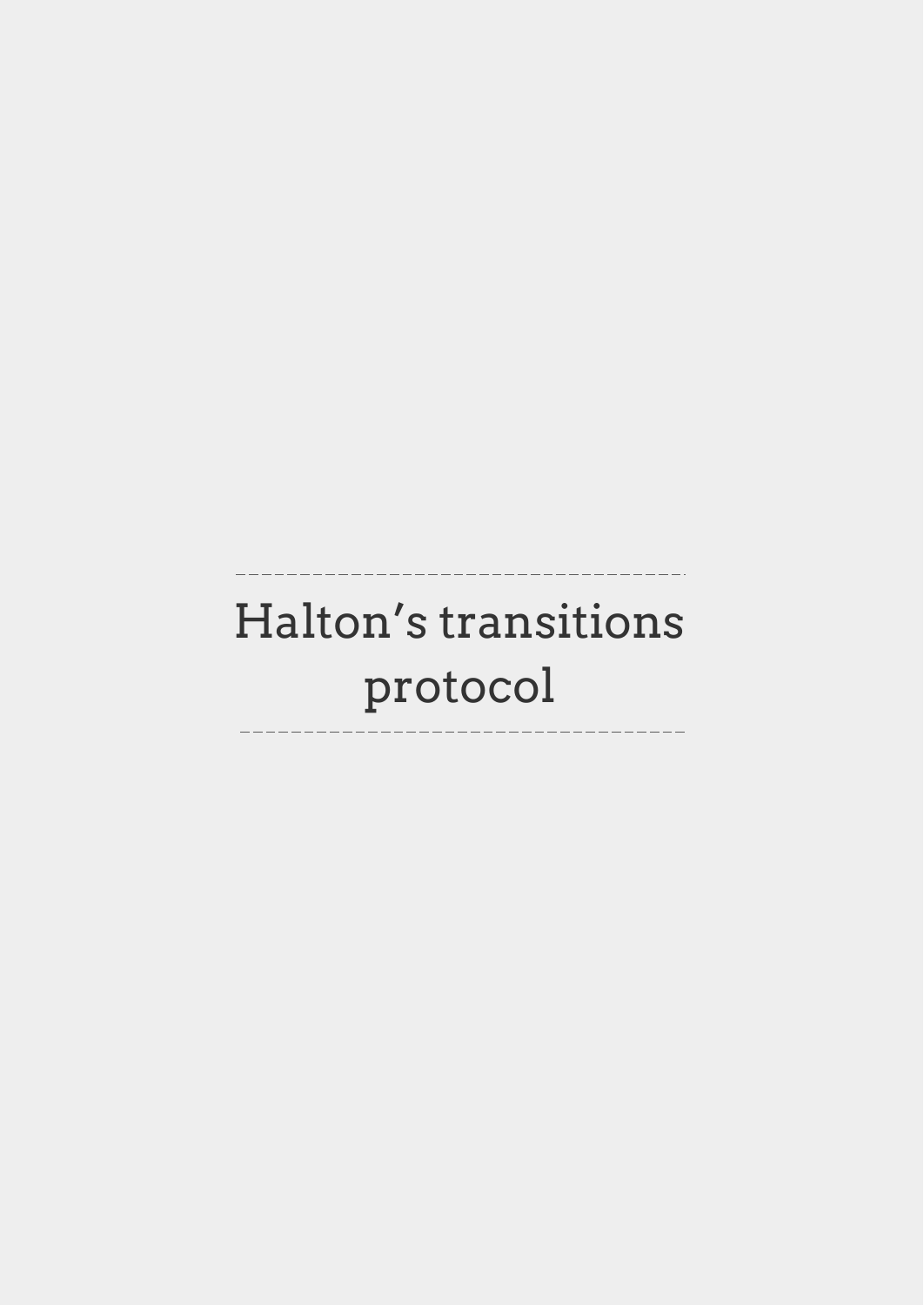# Halton’s transitions protocol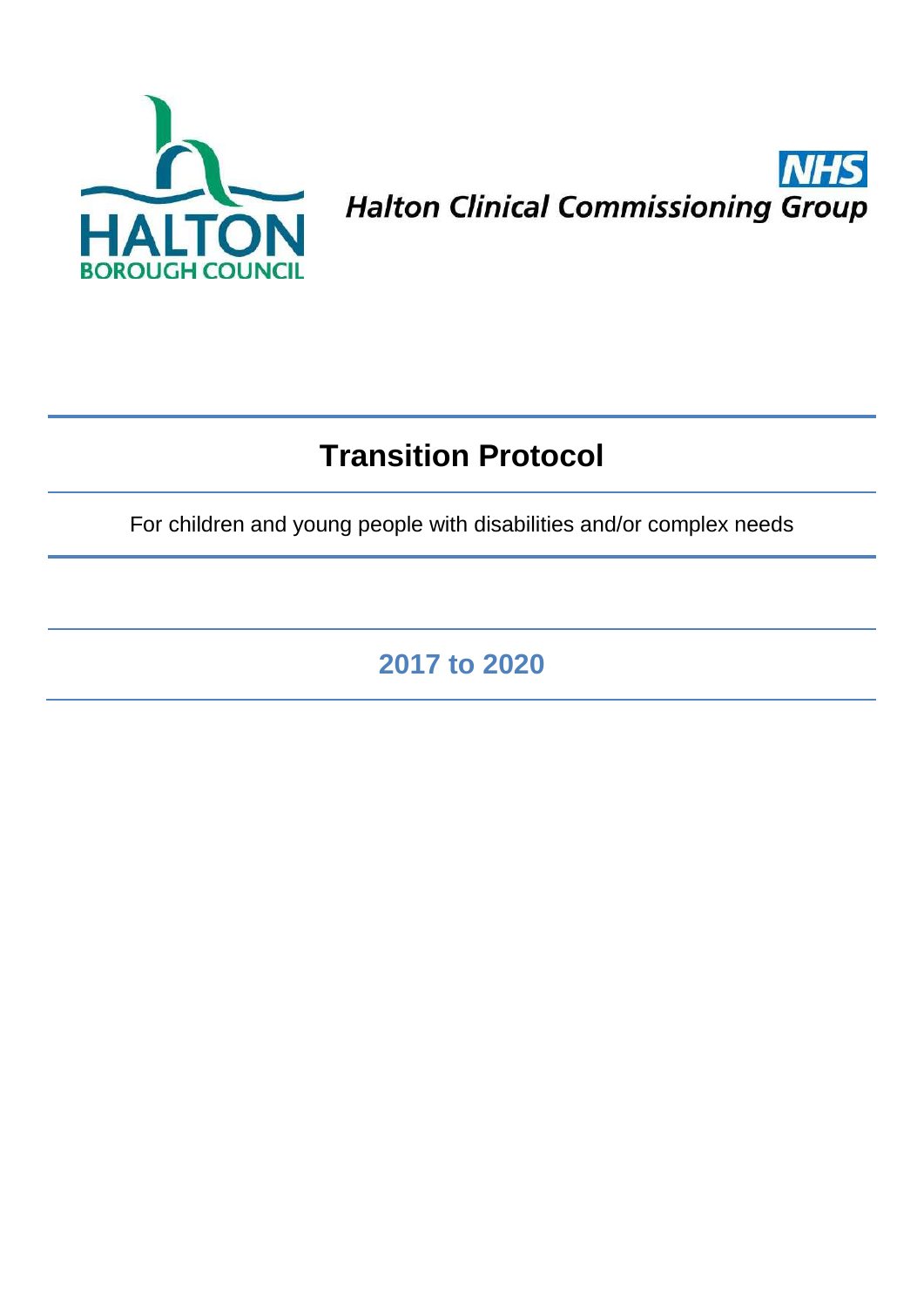HALTON BOROUGH COUNCIL

NHS Halton Clinical Commissioning Group

# Transition Protocol

For children and young people with disabilities and/or complex needs

## 2017 to 2020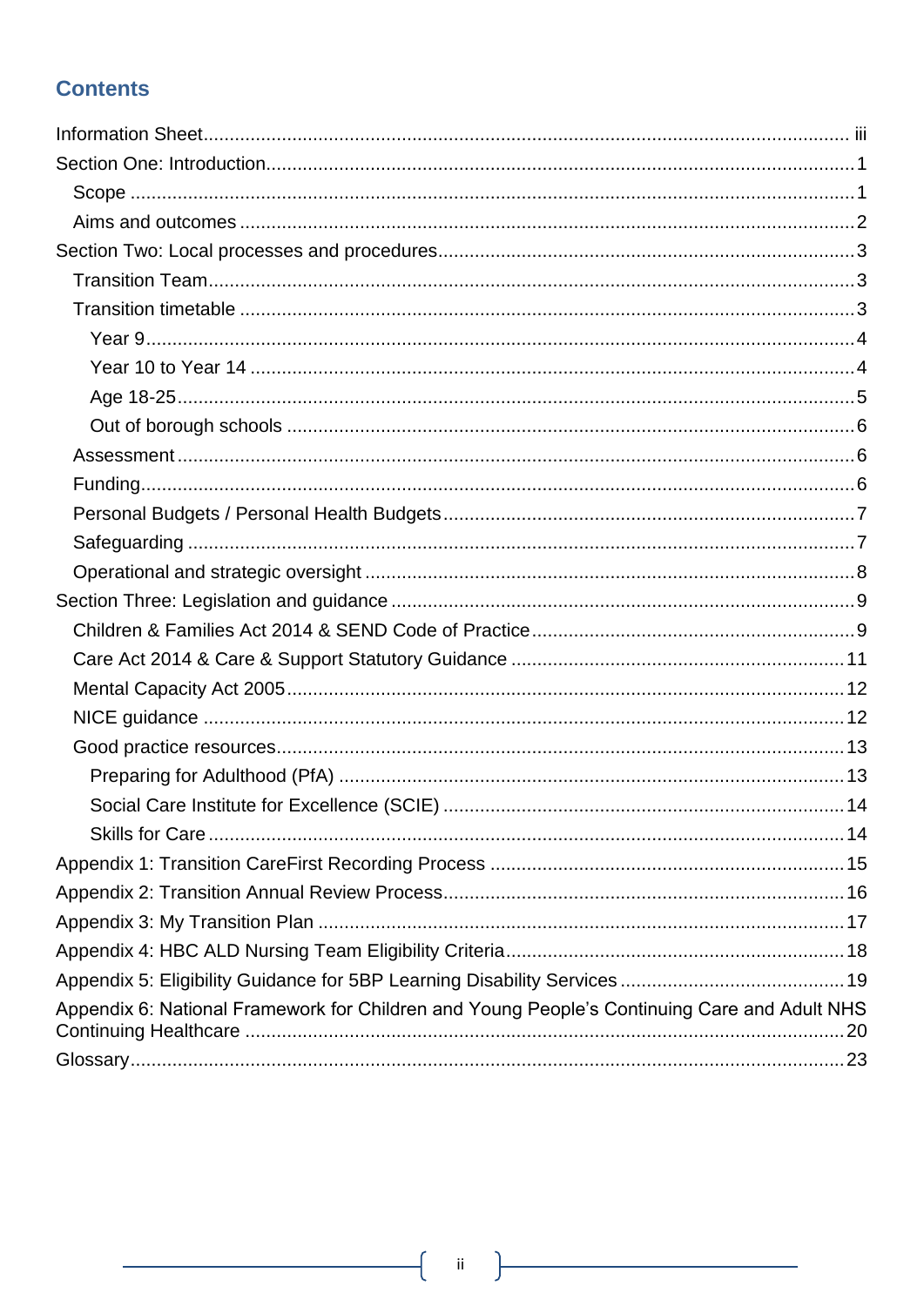## Contents

- Information Sheet ..... iii
- Section One: Introduction ..... 1
  - Scope ..... 1
  - Aims and outcomes ..... 2
- Section Two: Local processes and procedures ..... 3
  - Transition Team ..... 3
  - Transition timetable ..... 3
    - Year 9 ..... 4
    - Year 10 to Year 14 ..... 4
    - Age 18-25 ..... 5
    - Out of borough schools ..... 6
  - Assessment ..... 6
  - Funding ..... 6
  - Personal Budgets / Personal Health Budgets ..... 7
  - Safeguarding ..... 7
  - Operational and strategic oversight ..... 8
- Section Three: Legislation and guidance ..... 9
  - Children & Families Act 2014 & SEND Code of Practice ..... 9
  - Care Act 2014 & Care & Support Statutory Guidance ..... 11
  - Mental Capacity Act 2005 ..... 12
  - NICE guidance ..... 12
  - Good practice resources ..... 13
    - Preparing for Adulthood (PfA) ..... 13
    - Social Care Institute for Excellence (SCIE) ..... 14
    - Skills for Care ..... 14
- Appendix 1: Transition CareFirst Recording Process ..... 15
- Appendix 2: Transition Annual Review Process ..... 16
- Appendix 3: My Transition Plan ..... 17
- Appendix 4: HBC ALD Nursing Team Eligibility Criteria ..... 18
- Appendix 5: Eligibility Guidance for 5BP Learning Disability Services ..... 19
- Appendix 6: National Framework for Children and Young People's Continuing Care and Adult NHS Continuing Healthcare ..... 20
- Glossary ..... 23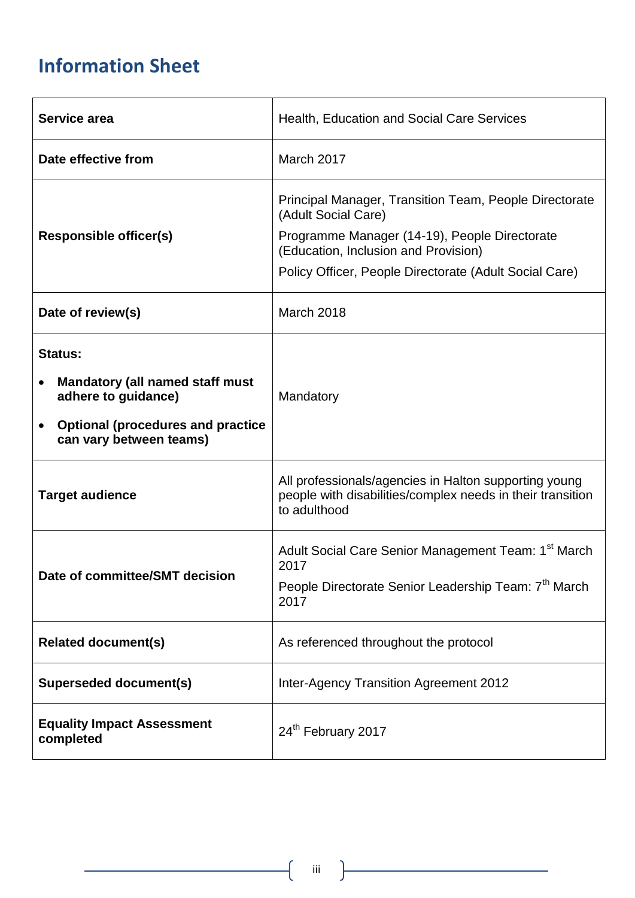# Information Sheet

| | |
|---|---|
| **Service area** | Health, Education and Social Care Services |
| **Date effective from** | March 2017 |
| **Responsible officer(s)** | Principal Manager, Transition Team, People Directorate (Adult Social Care)<br>Programme Manager (14-19), People Directorate (Education, Inclusion and Provision)<br>Policy Officer, People Directorate (Adult Social Care) |
| **Date of review(s)** | March 2018 |
| **Status:**<br>• **Mandatory (all named staff must adhere to guidance)**<br>• **Optional (procedures and practice can vary between teams)** | Mandatory |
| **Target audience** | All professionals/agencies in Halton supporting young people with disabilities/complex needs in their transition to adulthood |
| **Date of committee/SMT decision** | Adult Social Care Senior Management Team: 1st March 2017<br>People Directorate Senior Leadership Team: 7th March 2017 |
| **Related document(s)** | As referenced throughout the protocol |
| **Superseded document(s)** | Inter-Agency Transition Agreement 2012 |
| **Equality Impact Assessment completed** | 24th February 2017 |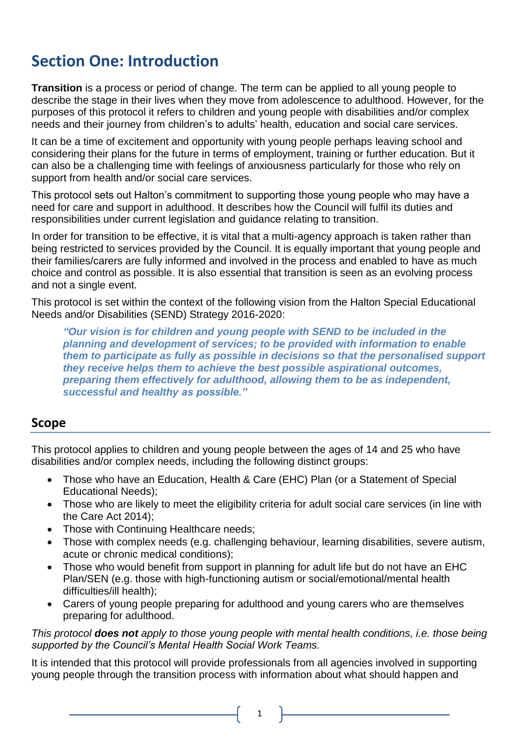# Section One: Introduction

**Transition** is a process or period of change. The term can be applied to all young people to describe the stage in their lives when they move from adolescence to adulthood. However, for the purposes of this protocol it refers to children and young people with disabilities and/or complex needs and their journey from children's to adults' health, education and social care services.

It can be a time of excitement and opportunity with young people perhaps leaving school and considering their plans for the future in terms of employment, training or further education. But it can also be a challenging time with feelings of anxiousness particularly for those who rely on support from health and/or social care services.

This protocol sets out Halton's commitment to supporting those young people who may have a need for care and support in adulthood. It describes how the Council will fulfil its duties and responsibilities under current legislation and guidance relating to transition.

In order for transition to be effective, it is vital that a multi-agency approach is taken rather than being restricted to services provided by the Council. It is equally important that young people and their families/carers are fully informed and involved in the process and enabled to have as much choice and control as possible. It is also essential that transition is seen as an evolving process and not a single event.

This protocol is set within the context of the following vision from the Halton Special Educational Needs and/or Disabilities (SEND) Strategy 2016-2020:

> ***"Our vision is for children and young people with SEND to be included in the planning and development of services; to be provided with information to enable them to participate as fully as possible in decisions so that the personalised support they receive helps them to achieve the best possible aspirational outcomes, preparing them effectively for adulthood, allowing them to be as independent, successful and healthy as possible."***

## Scope

This protocol applies to children and young people between the ages of 14 and 25 who have disabilities and/or complex needs, including the following distinct groups:

- Those who have an Education, Health & Care (EHC) Plan (or a Statement of Special Educational Needs);
- Those who are likely to meet the eligibility criteria for adult social care services (in line with the Care Act 2014);
- Those with Continuing Healthcare needs;
- Those with complex needs (e.g. challenging behaviour, learning disabilities, severe autism, acute or chronic medical conditions);
- Those who would benefit from support in planning for adult life but do not have an EHC Plan/SEN (e.g. those with high-functioning autism or social/emotional/mental health difficulties/ill health);
- Carers of young people preparing for adulthood and young carers who are themselves preparing for adulthood.

*This protocol **does not** apply to those young people with mental health conditions, i.e. those being supported by the Council's Mental Health Social Work Teams.*

It is intended that this protocol will provide professionals from all agencies involved in supporting young people through the transition process with information about what should happen and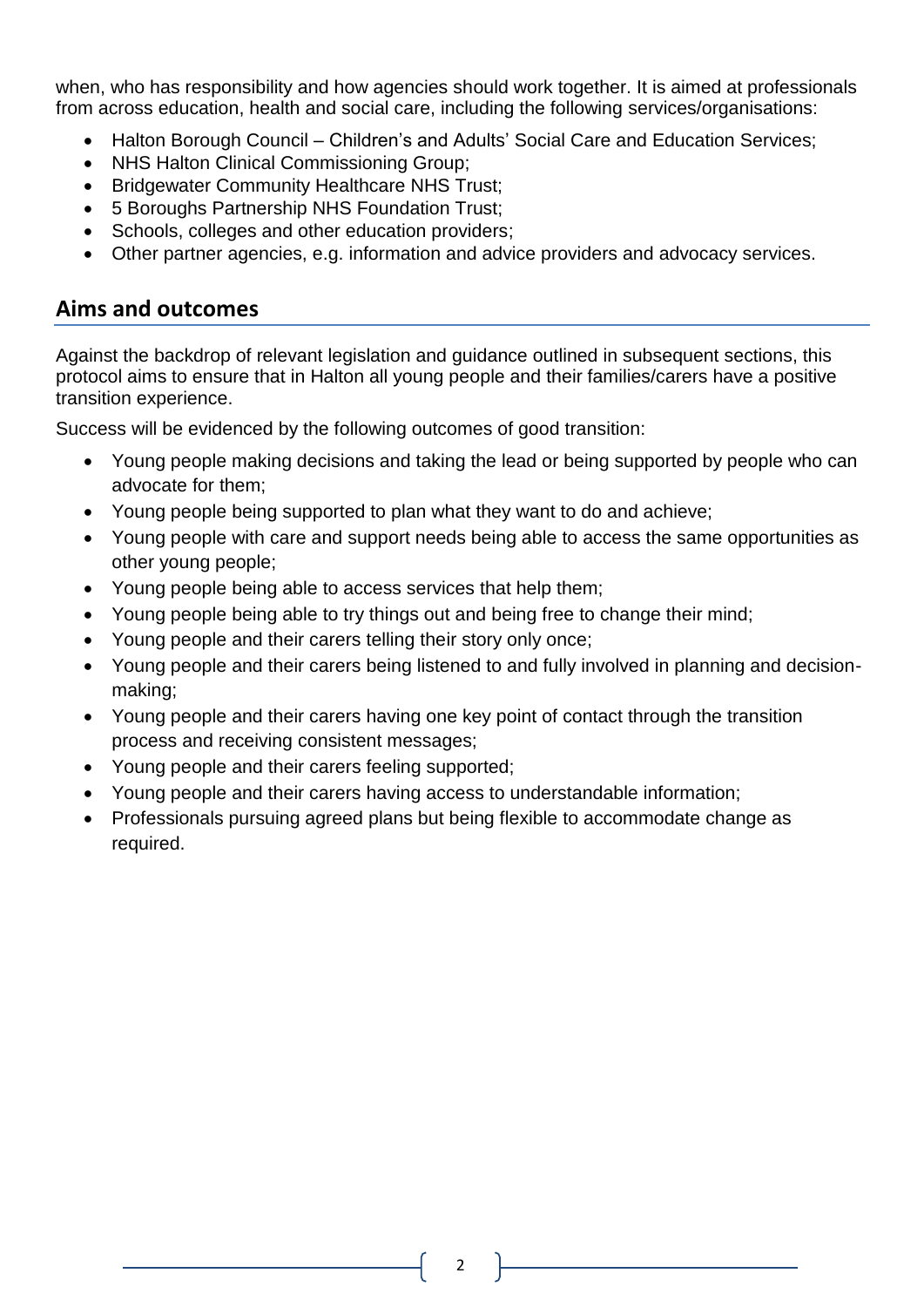when, who has responsibility and how agencies should work together. It is aimed at professionals from across education, health and social care, including the following services/organisations:

- Halton Borough Council – Children's and Adults' Social Care and Education Services;
- NHS Halton Clinical Commissioning Group;
- Bridgewater Community Healthcare NHS Trust;
- 5 Boroughs Partnership NHS Foundation Trust;
- Schools, colleges and other education providers;
- Other partner agencies, e.g. information and advice providers and advocacy services.

## Aims and outcomes

Against the backdrop of relevant legislation and guidance outlined in subsequent sections, this protocol aims to ensure that in Halton all young people and their families/carers have a positive transition experience.

Success will be evidenced by the following outcomes of good transition:

- Young people making decisions and taking the lead or being supported by people who can advocate for them;
- Young people being supported to plan what they want to do and achieve;
- Young people with care and support needs being able to access the same opportunities as other young people;
- Young people being able to access services that help them;
- Young people being able to try things out and being free to change their mind;
- Young people and their carers telling their story only once;
- Young people and their carers being listened to and fully involved in planning and decision-making;
- Young people and their carers having one key point of contact through the transition process and receiving consistent messages;
- Young people and their carers feeling supported;
- Young people and their carers having access to understandable information;
- Professionals pursuing agreed plans but being flexible to accommodate change as required.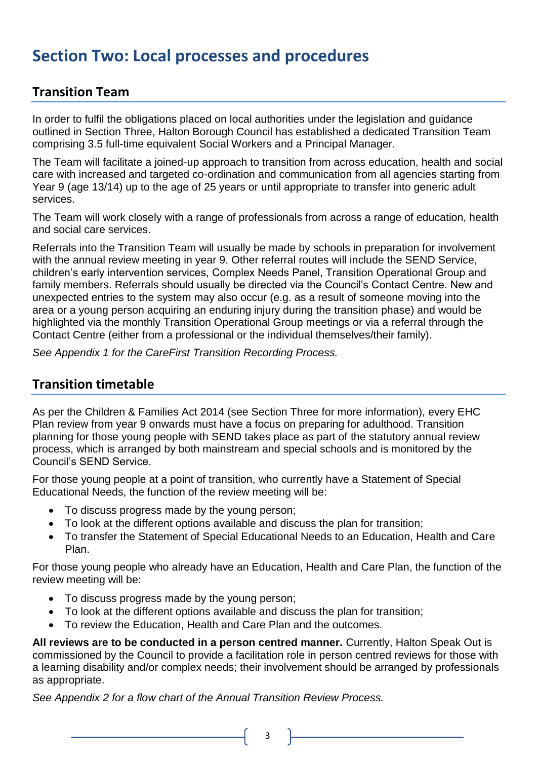# Section Two: Local processes and procedures

## Transition Team

In order to fulfil the obligations placed on local authorities under the legislation and guidance outlined in Section Three, Halton Borough Council has established a dedicated Transition Team comprising 3.5 full-time equivalent Social Workers and a Principal Manager.

The Team will facilitate a joined-up approach to transition from across education, health and social care with increased and targeted co-ordination and communication from all agencies starting from Year 9 (age 13/14) up to the age of 25 years or until appropriate to transfer into generic adult services.

The Team will work closely with a range of professionals from across a range of education, health and social care services.

Referrals into the Transition Team will usually be made by schools in preparation for involvement with the annual review meeting in year 9. Other referral routes will include the SEND Service, children's early intervention services, Complex Needs Panel, Transition Operational Group and family members. Referrals should usually be directed via the Council's Contact Centre. New and unexpected entries to the system may also occur (e.g. as a result of someone moving into the area or a young person acquiring an enduring injury during the transition phase) and would be highlighted via the monthly Transition Operational Group meetings or via a referral through the Contact Centre (either from a professional or the individual themselves/their family).

*See Appendix 1 for the CareFirst Transition Recording Process.*

## Transition timetable

As per the Children & Families Act 2014 (see Section Three for more information), every EHC Plan review from year 9 onwards must have a focus on preparing for adulthood. Transition planning for those young people with SEND takes place as part of the statutory annual review process, which is arranged by both mainstream and special schools and is monitored by the Council's SEND Service.

For those young people at a point of transition, who currently have a Statement of Special Educational Needs, the function of the review meeting will be:

- To discuss progress made by the young person;
- To look at the different options available and discuss the plan for transition;
- To transfer the Statement of Special Educational Needs to an Education, Health and Care Plan.

For those young people who already have an Education, Health and Care Plan, the function of the review meeting will be:

- To discuss progress made by the young person;
- To look at the different options available and discuss the plan for transition;
- To review the Education, Health and Care Plan and the outcomes.

**All reviews are to be conducted in a person centred manner.** Currently, Halton Speak Out is commissioned by the Council to provide a facilitation role in person centred reviews for those with a learning disability and/or complex needs; their involvement should be arranged by professionals as appropriate.

*See Appendix 2 for a flow chart of the Annual Transition Review Process.*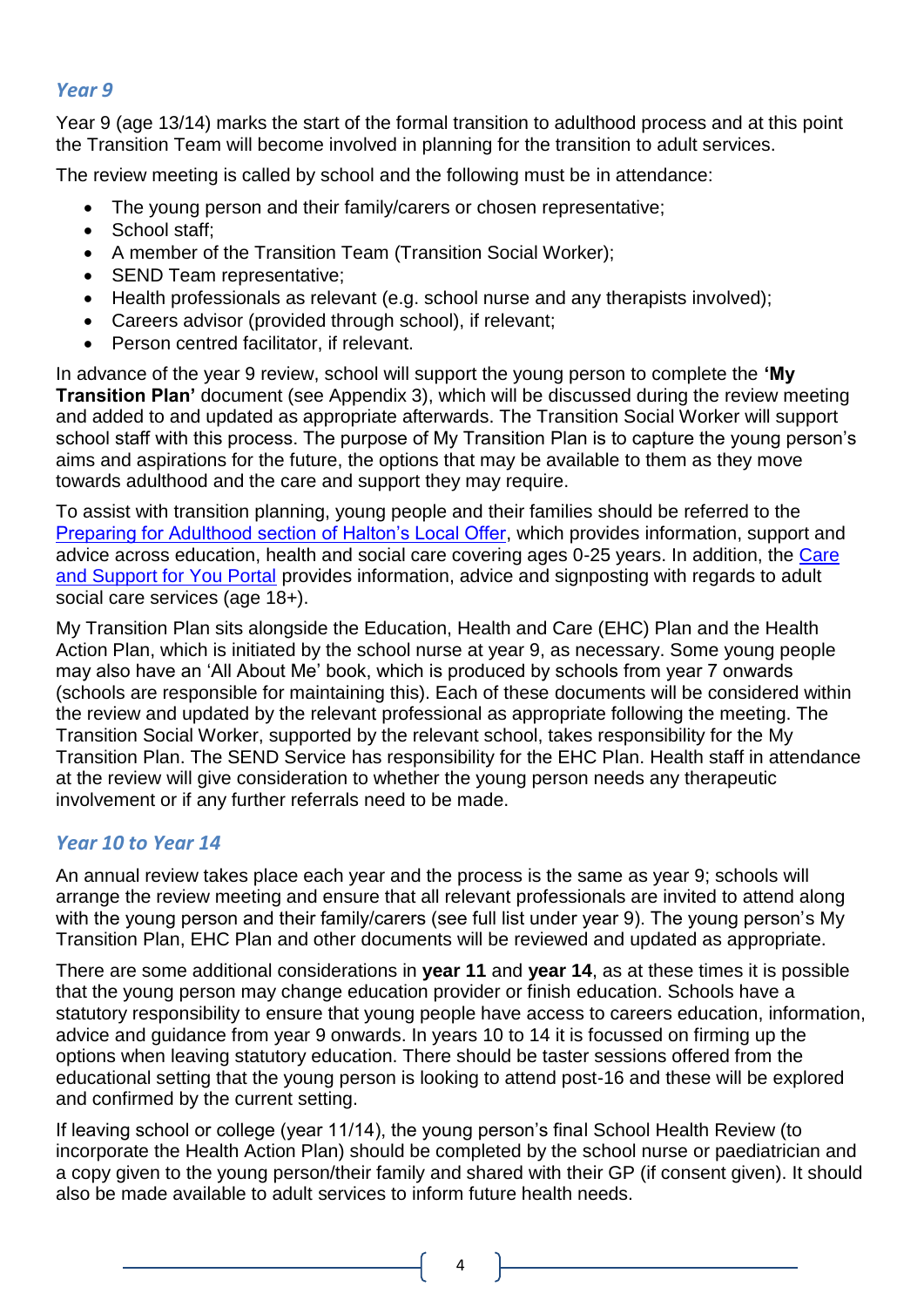### *Year 9*

Year 9 (age 13/14) marks the start of the formal transition to adulthood process and at this point the Transition Team will become involved in planning for the transition to adult services.

The review meeting is called by school and the following must be in attendance:

- The young person and their family/carers or chosen representative;
- School staff;
- A member of the Transition Team (Transition Social Worker);
- SEND Team representative;
- Health professionals as relevant (e.g. school nurse and any therapists involved);
- Careers advisor (provided through school), if relevant;
- Person centred facilitator, if relevant.

In advance of the year 9 review, school will support the young person to complete the **'My Transition Plan'** document (see Appendix 3), which will be discussed during the review meeting and added to and updated as appropriate afterwards. The Transition Social Worker will support school staff with this process. The purpose of My Transition Plan is to capture the young person's aims and aspirations for the future, the options that may be available to them as they move towards adulthood and the care and support they may require.

To assist with transition planning, young people and their families should be referred to the Preparing for Adulthood section of Halton's Local Offer, which provides information, support and advice across education, health and social care covering ages 0-25 years. In addition, the Care and Support for You Portal provides information, advice and signposting with regards to adult social care services (age 18+).

My Transition Plan sits alongside the Education, Health and Care (EHC) Plan and the Health Action Plan, which is initiated by the school nurse at year 9, as necessary. Some young people may also have an 'All About Me' book, which is produced by schools from year 7 onwards (schools are responsible for maintaining this). Each of these documents will be considered within the review and updated by the relevant professional as appropriate following the meeting. The Transition Social Worker, supported by the relevant school, takes responsibility for the My Transition Plan. The SEND Service has responsibility for the EHC Plan. Health staff in attendance at the review will give consideration to whether the young person needs any therapeutic involvement or if any further referrals need to be made.

### *Year 10 to Year 14*

An annual review takes place each year and the process is the same as year 9; schools will arrange the review meeting and ensure that all relevant professionals are invited to attend along with the young person and their family/carers (see full list under year 9). The young person's My Transition Plan, EHC Plan and other documents will be reviewed and updated as appropriate.

There are some additional considerations in **year 11** and **year 14**, as at these times it is possible that the young person may change education provider or finish education. Schools have a statutory responsibility to ensure that young people have access to careers education, information, advice and guidance from year 9 onwards. In years 10 to 14 it is focussed on firming up the options when leaving statutory education. There should be taster sessions offered from the educational setting that the young person is looking to attend post-16 and these will be explored and confirmed by the current setting.

If leaving school or college (year 11/14), the young person's final School Health Review (to incorporate the Health Action Plan) should be completed by the school nurse or paediatrician and a copy given to the young person/their family and shared with their GP (if consent given). It should also be made available to adult services to inform future health needs.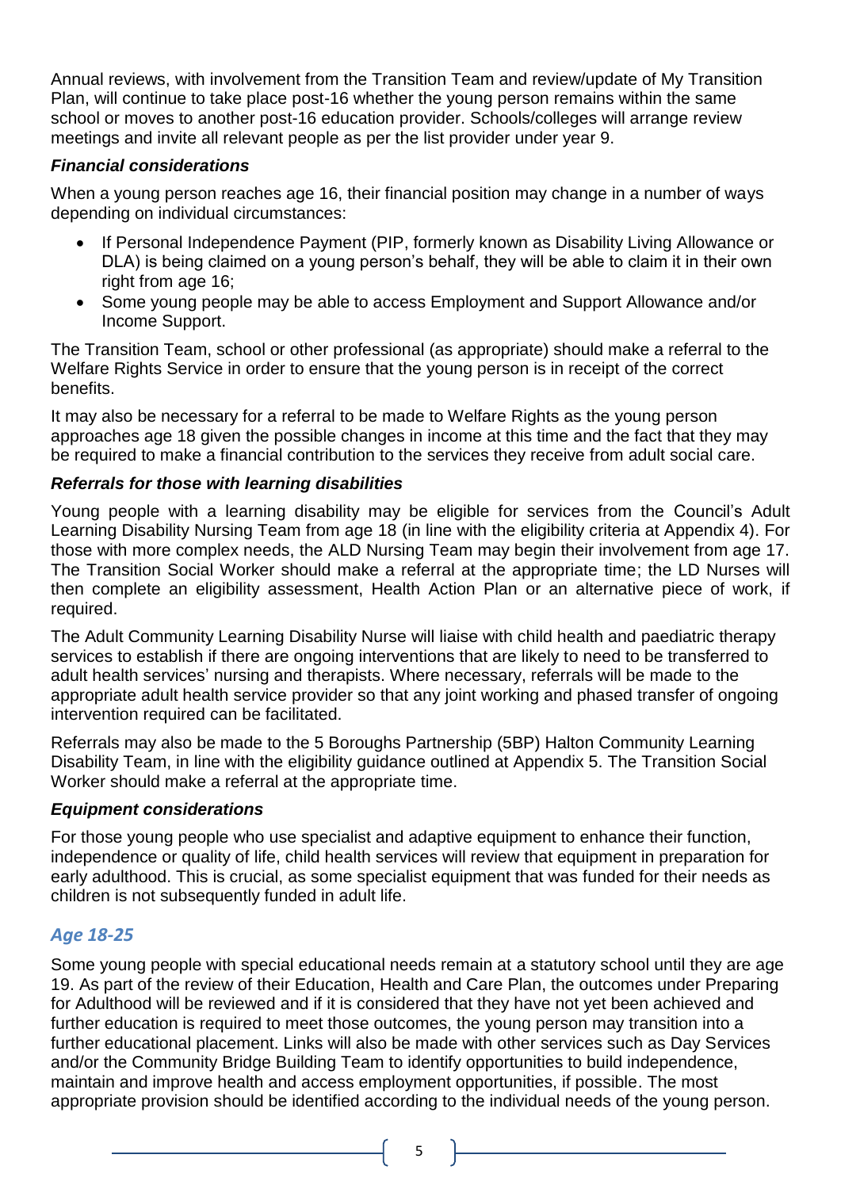Annual reviews, with involvement from the Transition Team and review/update of My Transition Plan, will continue to take place post-16 whether the young person remains within the same school or moves to another post-16 education provider. Schools/colleges will arrange review meetings and invite all relevant people as per the list provider under year 9.

#### *Financial considerations*

When a young person reaches age 16, their financial position may change in a number of ways depending on individual circumstances:

- If Personal Independence Payment (PIP, formerly known as Disability Living Allowance or DLA) is being claimed on a young person's behalf, they will be able to claim it in their own right from age 16;
- Some young people may be able to access Employment and Support Allowance and/or Income Support.

The Transition Team, school or other professional (as appropriate) should make a referral to the Welfare Rights Service in order to ensure that the young person is in receipt of the correct benefits.

It may also be necessary for a referral to be made to Welfare Rights as the young person approaches age 18 given the possible changes in income at this time and the fact that they may be required to make a financial contribution to the services they receive from adult social care.

#### *Referrals for those with learning disabilities*

Young people with a learning disability may be eligible for services from the Council's Adult Learning Disability Nursing Team from age 18 (in line with the eligibility criteria at Appendix 4). For those with more complex needs, the ALD Nursing Team may begin their involvement from age 17. The Transition Social Worker should make a referral at the appropriate time; the LD Nurses will then complete an eligibility assessment, Health Action Plan or an alternative piece of work, if required.

The Adult Community Learning Disability Nurse will liaise with child health and paediatric therapy services to establish if there are ongoing interventions that are likely to need to be transferred to adult health services' nursing and therapists. Where necessary, referrals will be made to the appropriate adult health service provider so that any joint working and phased transfer of ongoing intervention required can be facilitated.

Referrals may also be made to the 5 Boroughs Partnership (5BP) Halton Community Learning Disability Team, in line with the eligibility guidance outlined at Appendix 5. The Transition Social Worker should make a referral at the appropriate time.

#### *Equipment considerations*

For those young people who use specialist and adaptive equipment to enhance their function, independence or quality of life, child health services will review that equipment in preparation for early adulthood. This is crucial, as some specialist equipment that was funded for their needs as children is not subsequently funded in adult life.

### *Age 18-25*

Some young people with special educational needs remain at a statutory school until they are age 19. As part of the review of their Education, Health and Care Plan, the outcomes under Preparing for Adulthood will be reviewed and if it is considered that they have not yet been achieved and further education is required to meet those outcomes, the young person may transition into a further educational placement. Links will also be made with other services such as Day Services and/or the Community Bridge Building Team to identify opportunities to build independence, maintain and improve health and access employment opportunities, if possible. The most appropriate provision should be identified according to the individual needs of the young person.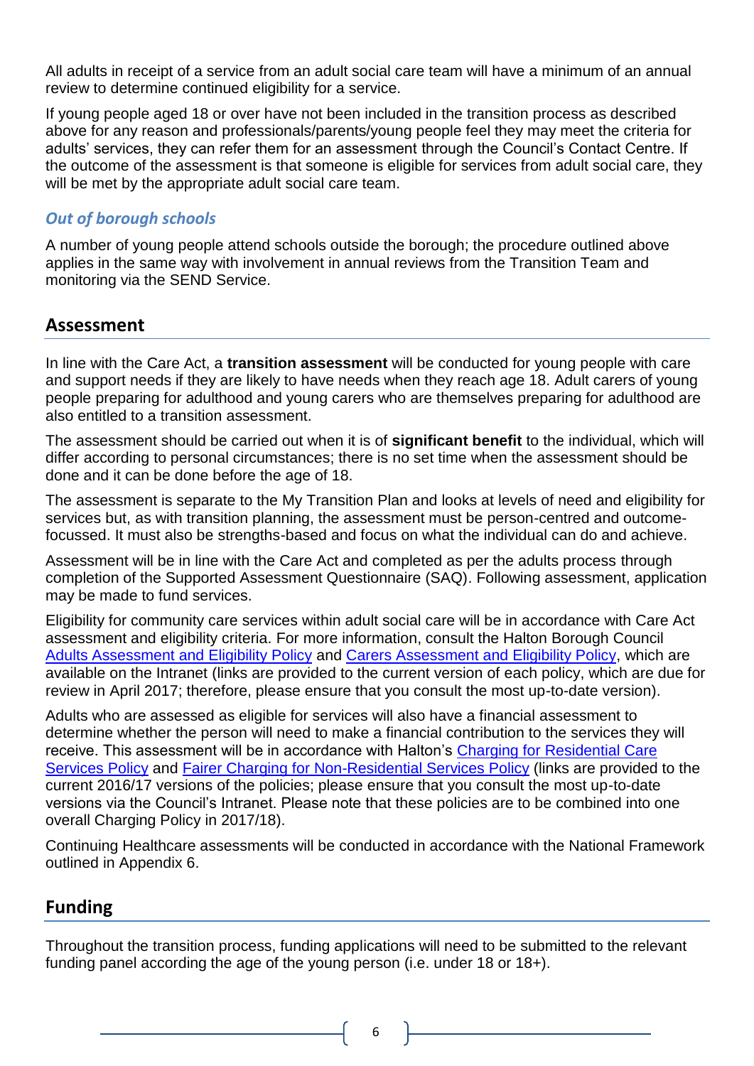All adults in receipt of a service from an adult social care team will have a minimum of an annual review to determine continued eligibility for a service.

If young people aged 18 or over have not been included in the transition process as described above for any reason and professionals/parents/young people feel they may meet the criteria for adults' services, they can refer them for an assessment through the Council's Contact Centre. If the outcome of the assessment is that someone is eligible for services from adult social care, they will be met by the appropriate adult social care team.

### *Out of borough schools*

A number of young people attend schools outside the borough; the procedure outlined above applies in the same way with involvement in annual reviews from the Transition Team and monitoring via the SEND Service.

## Assessment

In line with the Care Act, a **transition assessment** will be conducted for young people with care and support needs if they are likely to have needs when they reach age 18. Adult carers of young people preparing for adulthood and young carers who are themselves preparing for adulthood are also entitled to a transition assessment.

The assessment should be carried out when it is of **significant benefit** to the individual, which will differ according to personal circumstances; there is no set time when the assessment should be done and it can be done before the age of 18.

The assessment is separate to the My Transition Plan and looks at levels of need and eligibility for services but, as with transition planning, the assessment must be person-centred and outcome-focussed. It must also be strengths-based and focus on what the individual can do and achieve.

Assessment will be in line with the Care Act and completed as per the adults process through completion of the Supported Assessment Questionnaire (SAQ). Following assessment, application may be made to fund services.

Eligibility for community care services within adult social care will be in accordance with Care Act assessment and eligibility criteria. For more information, consult the Halton Borough Council Adults Assessment and Eligibility Policy and Carers Assessment and Eligibility Policy, which are available on the Intranet (links are provided to the current version of each policy, which are due for review in April 2017; therefore, please ensure that you consult the most up-to-date version).

Adults who are assessed as eligible for services will also have a financial assessment to determine whether the person will need to make a financial contribution to the services they will receive. This assessment will be in accordance with Halton's Charging for Residential Care Services Policy and Fairer Charging for Non-Residential Services Policy (links are provided to the current 2016/17 versions of the policies; please ensure that you consult the most up-to-date versions via the Council's Intranet. Please note that these policies are to be combined into one overall Charging Policy in 2017/18).

Continuing Healthcare assessments will be conducted in accordance with the National Framework outlined in Appendix 6.

## Funding

Throughout the transition process, funding applications will need to be submitted to the relevant funding panel according the age of the young person (i.e. under 18 or 18+).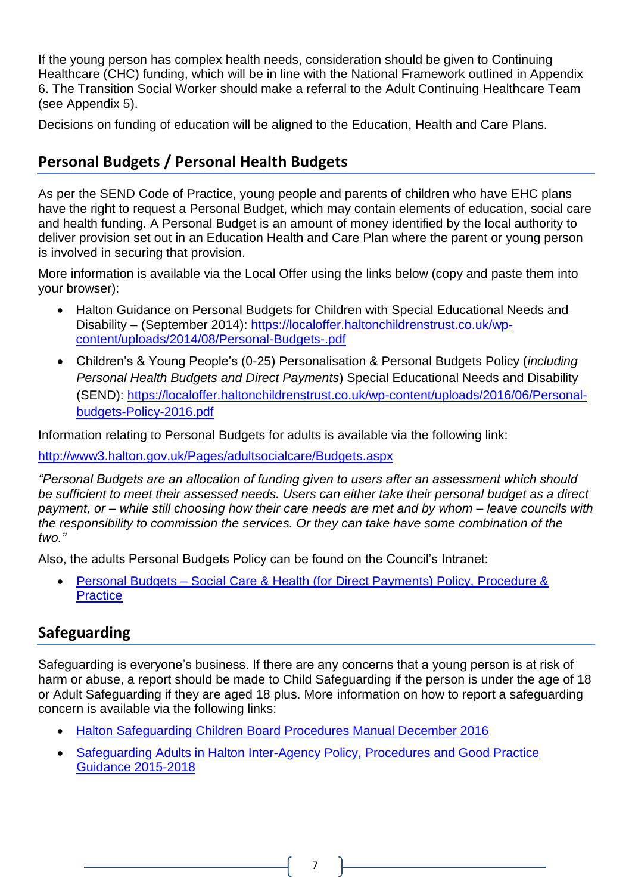If the young person has complex health needs, consideration should be given to Continuing Healthcare (CHC) funding, which will be in line with the National Framework outlined in Appendix 6. The Transition Social Worker should make a referral to the Adult Continuing Healthcare Team (see Appendix 5).

Decisions on funding of education will be aligned to the Education, Health and Care Plans.

## Personal Budgets / Personal Health Budgets

As per the SEND Code of Practice, young people and parents of children who have EHC plans have the right to request a Personal Budget, which may contain elements of education, social care and health funding. A Personal Budget is an amount of money identified by the local authority to deliver provision set out in an Education Health and Care Plan where the parent or young person is involved in securing that provision.

More information is available via the Local Offer using the links below (copy and paste them into your browser):

- Halton Guidance on Personal Budgets for Children with Special Educational Needs and Disability – (September 2014): [https://localoffer.haltonchildrenstrust.co.uk/wp-content/uploads/2014/08/Personal-Budgets-.pdf](https://localoffer.haltonchildrenstrust.co.uk/wp-content/uploads/2014/08/Personal-Budgets-.pdf)
- Children's & Young People's (0-25) Personalisation & Personal Budgets Policy (*including Personal Health Budgets and Direct Payments*) Special Educational Needs and Disability (SEND): [https://localoffer.haltonchildrenstrust.co.uk/wp-content/uploads/2016/06/Personal-budgets-Policy-2016.pdf](https://localoffer.haltonchildrenstrust.co.uk/wp-content/uploads/2016/06/Personal-budgets-Policy-2016.pdf)

Information relating to Personal Budgets for adults is available via the following link:

[http://www3.halton.gov.uk/Pages/adultsocialcare/Budgets.aspx](http://www3.halton.gov.uk/Pages/adultsocialcare/Budgets.aspx)

*"Personal Budgets are an allocation of funding given to users after an assessment which should be sufficient to meet their assessed needs. Users can either take their personal budget as a direct payment, or – while still choosing how their care needs are met and by whom – leave councils with the responsibility to commission the services. Or they can take have some combination of the two."*

Also, the adults Personal Budgets Policy can be found on the Council's Intranet:

- Personal Budgets – Social Care & Health (for Direct Payments) Policy, Procedure & Practice

## Safeguarding

Safeguarding is everyone's business. If there are any concerns that a young person is at risk of harm or abuse, a report should be made to Child Safeguarding if the person is under the age of 18 or Adult Safeguarding if they are aged 18 plus. More information on how to report a safeguarding concern is available via the following links:

- Halton Safeguarding Children Board Procedures Manual December 2016
- Safeguarding Adults in Halton Inter-Agency Policy, Procedures and Good Practice Guidance 2015-2018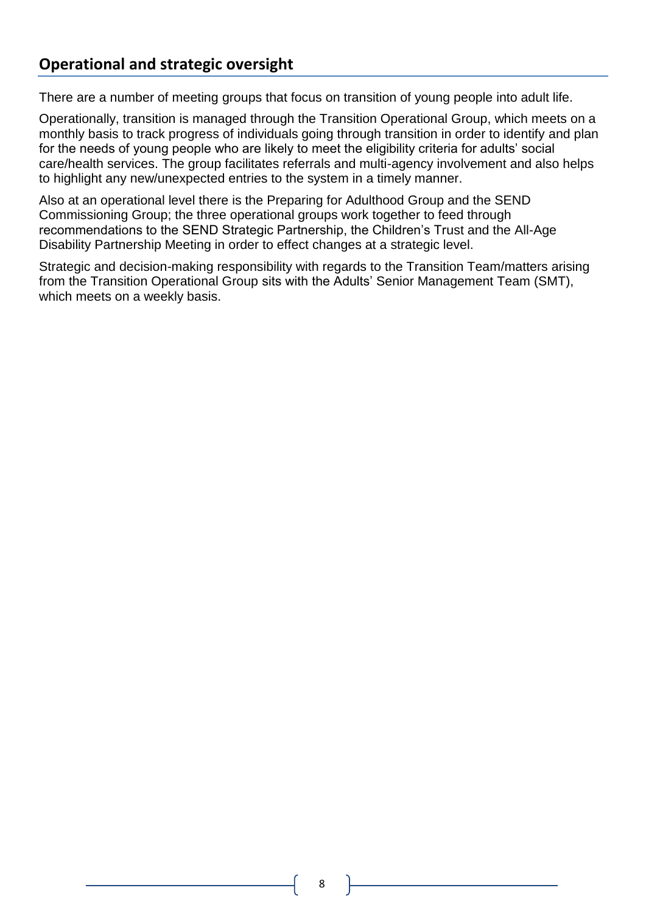## Operational and strategic oversight

There are a number of meeting groups that focus on transition of young people into adult life.

Operationally, transition is managed through the Transition Operational Group, which meets on a monthly basis to track progress of individuals going through transition in order to identify and plan for the needs of young people who are likely to meet the eligibility criteria for adults' social care/health services. The group facilitates referrals and multi-agency involvement and also helps to highlight any new/unexpected entries to the system in a timely manner.

Also at an operational level there is the Preparing for Adulthood Group and the SEND Commissioning Group; the three operational groups work together to feed through recommendations to the SEND Strategic Partnership, the Children's Trust and the All-Age Disability Partnership Meeting in order to effect changes at a strategic level.

Strategic and decision-making responsibility with regards to the Transition Team/matters arising from the Transition Operational Group sits with the Adults' Senior Management Team (SMT), which meets on a weekly basis.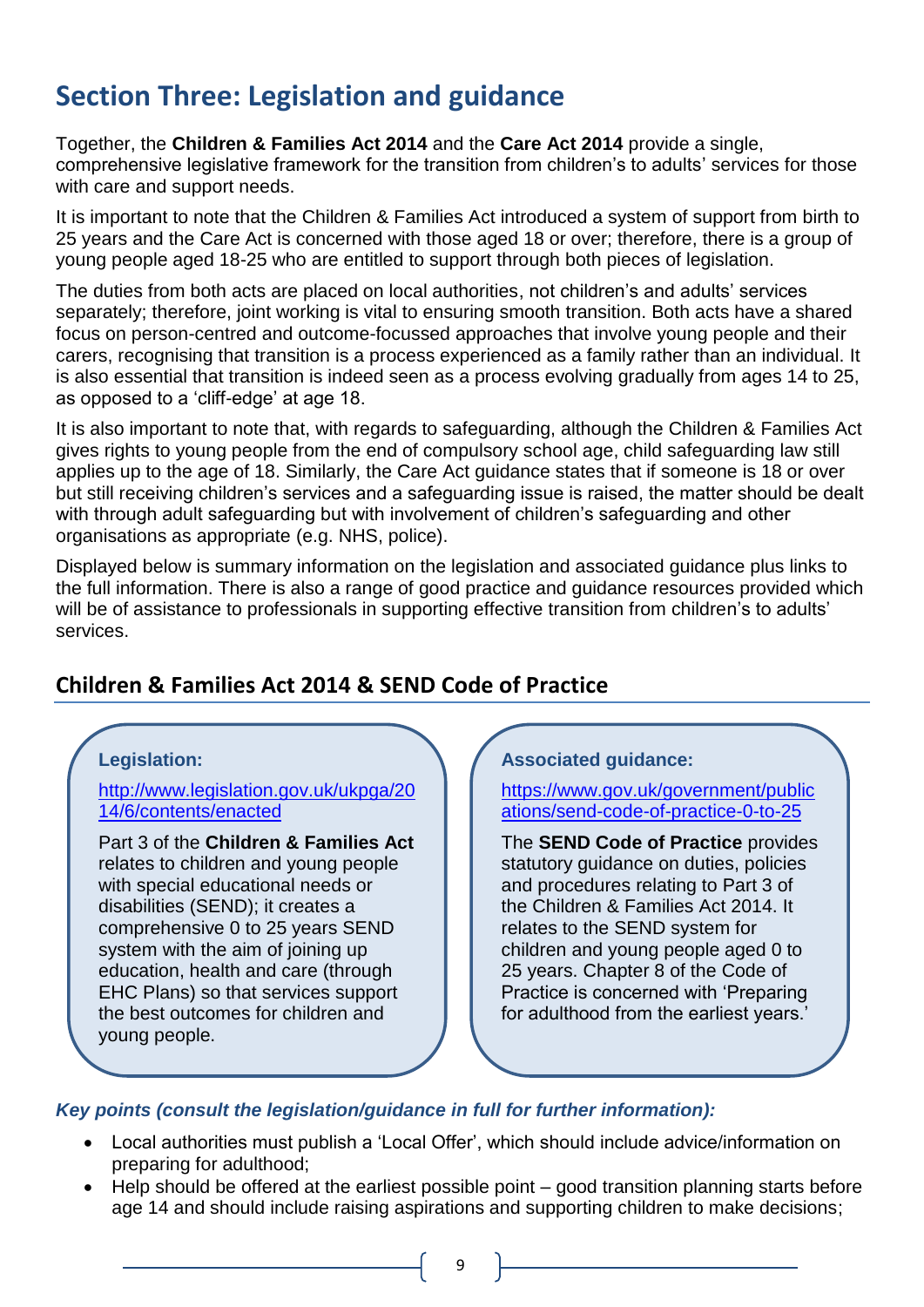# Section Three: Legislation and guidance

Together, the **Children & Families Act 2014** and the **Care Act 2014** provide a single, comprehensive legislative framework for the transition from children's to adults' services for those with care and support needs.

It is important to note that the Children & Families Act introduced a system of support from birth to 25 years and the Care Act is concerned with those aged 18 or over; therefore, there is a group of young people aged 18-25 who are entitled to support through both pieces of legislation.

The duties from both acts are placed on local authorities, not children's and adults' services separately; therefore, joint working is vital to ensuring smooth transition. Both acts have a shared focus on person-centred and outcome-focussed approaches that involve young people and their carers, recognising that transition is a process experienced as a family rather than an individual. It is also essential that transition is indeed seen as a process evolving gradually from ages 14 to 25, as opposed to a 'cliff-edge' at age 18.

It is also important to note that, with regards to safeguarding, although the Children & Families Act gives rights to young people from the end of compulsory school age, child safeguarding law still applies up to the age of 18. Similarly, the Care Act guidance states that if someone is 18 or over but still receiving children's services and a safeguarding issue is raised, the matter should be dealt with through adult safeguarding but with involvement of children's safeguarding and other organisations as appropriate (e.g. NHS, police).

Displayed below is summary information on the legislation and associated guidance plus links to the full information. There is also a range of good practice and guidance resources provided which will be of assistance to professionals in supporting effective transition from children's to adults' services.

## Children & Families Act 2014 & SEND Code of Practice

**Legislation:**

http://www.legislation.gov.uk/ukpga/2014/6/contents/enacted

Part 3 of the **Children & Families Act** relates to children and young people with special educational needs or disabilities (SEND); it creates a comprehensive 0 to 25 years SEND system with the aim of joining up education, health and care (through EHC Plans) so that services support the best outcomes for children and young people.

**Associated guidance:**

https://www.gov.uk/government/publications/send-code-of-practice-0-to-25

The **SEND Code of Practice** provides statutory guidance on duties, policies and procedures relating to Part 3 of the Children & Families Act 2014. It relates to the SEND system for children and young people aged 0 to 25 years. Chapter 8 of the Code of Practice is concerned with 'Preparing for adulthood from the earliest years.'

***Key points (consult the legislation/guidance in full for further information):***

- Local authorities must publish a 'Local Offer', which should include advice/information on preparing for adulthood;
- Help should be offered at the earliest possible point – good transition planning starts before age 14 and should include raising aspirations and supporting children to make decisions;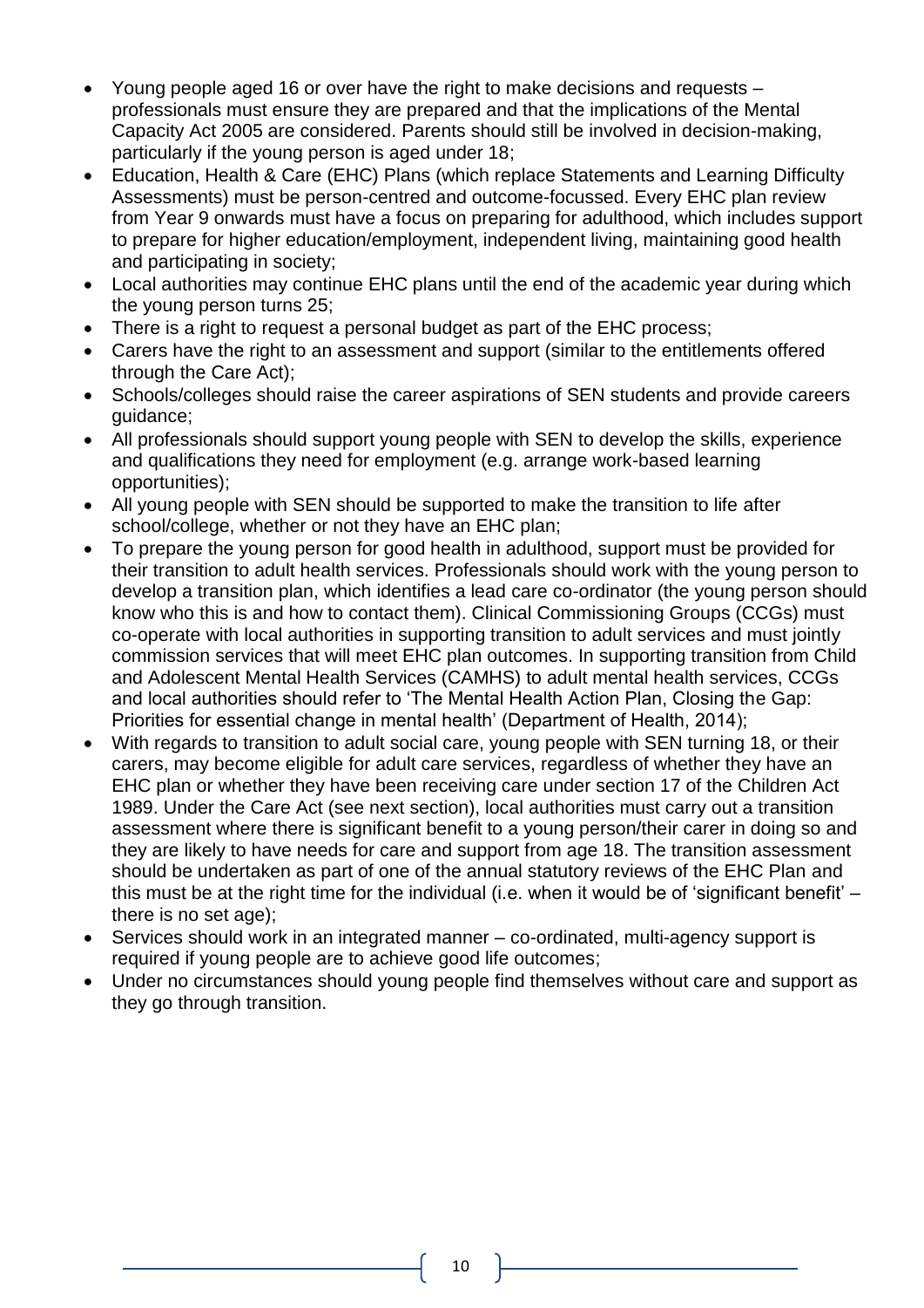- Young people aged 16 or over have the right to make decisions and requests – professionals must ensure they are prepared and that the implications of the Mental Capacity Act 2005 are considered. Parents should still be involved in decision-making, particularly if the young person is aged under 18;
- Education, Health & Care (EHC) Plans (which replace Statements and Learning Difficulty Assessments) must be person-centred and outcome-focussed. Every EHC plan review from Year 9 onwards must have a focus on preparing for adulthood, which includes support to prepare for higher education/employment, independent living, maintaining good health and participating in society;
- Local authorities may continue EHC plans until the end of the academic year during which the young person turns 25;
- There is a right to request a personal budget as part of the EHC process;
- Carers have the right to an assessment and support (similar to the entitlements offered through the Care Act);
- Schools/colleges should raise the career aspirations of SEN students and provide careers guidance;
- All professionals should support young people with SEN to develop the skills, experience and qualifications they need for employment (e.g. arrange work-based learning opportunities);
- All young people with SEN should be supported to make the transition to life after school/college, whether or not they have an EHC plan;
- To prepare the young person for good health in adulthood, support must be provided for their transition to adult health services. Professionals should work with the young person to develop a transition plan, which identifies a lead care co-ordinator (the young person should know who this is and how to contact them). Clinical Commissioning Groups (CCGs) must co-operate with local authorities in supporting transition to adult services and must jointly commission services that will meet EHC plan outcomes. In supporting transition from Child and Adolescent Mental Health Services (CAMHS) to adult mental health services, CCGs and local authorities should refer to 'The Mental Health Action Plan, Closing the Gap: Priorities for essential change in mental health' (Department of Health, 2014);
- With regards to transition to adult social care, young people with SEN turning 18, or their carers, may become eligible for adult care services, regardless of whether they have an EHC plan or whether they have been receiving care under section 17 of the Children Act 1989. Under the Care Act (see next section), local authorities must carry out a transition assessment where there is significant benefit to a young person/their carer in doing so and they are likely to have needs for care and support from age 18. The transition assessment should be undertaken as part of one of the annual statutory reviews of the EHC Plan and this must be at the right time for the individual (i.e. when it would be of 'significant benefit' – there is no set age);
- Services should work in an integrated manner – co-ordinated, multi-agency support is required if young people are to achieve good life outcomes;
- Under no circumstances should young people find themselves without care and support as they go through transition.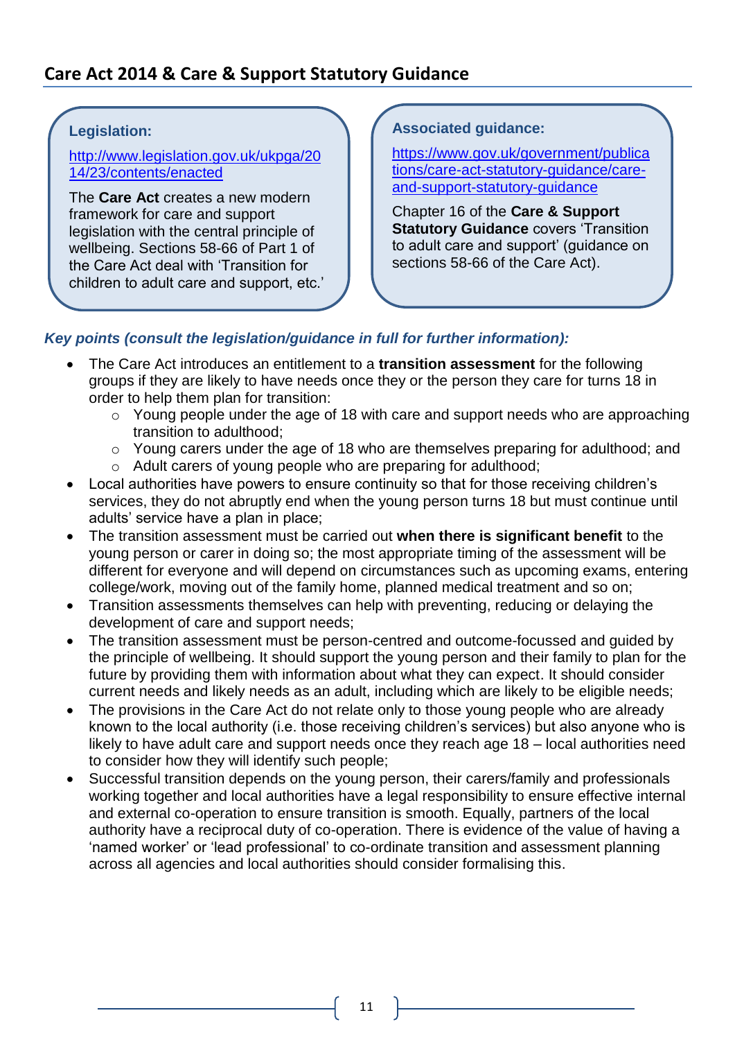## Care Act 2014 & Care & Support Statutory Guidance

**Legislation:**

http://www.legislation.gov.uk/ukpga/2014/23/contents/enacted

The **Care Act** creates a new modern framework for care and support legislation with the central principle of wellbeing. Sections 58-66 of Part 1 of the Care Act deal with 'Transition for children to adult care and support, etc.'

**Associated guidance:**

https://www.gov.uk/government/publications/care-act-statutory-guidance/care-and-support-statutory-guidance

Chapter 16 of the **Care & Support Statutory Guidance** covers 'Transition to adult care and support' (guidance on sections 58-66 of the Care Act).

***Key points (consult the legislation/guidance in full for further information):***

- The Care Act introduces an entitlement to a **transition assessment** for the following groups if they are likely to have needs once they or the person they care for turns 18 in order to help them plan for transition:
  - Young people under the age of 18 with care and support needs who are approaching transition to adulthood;
  - Young carers under the age of 18 who are themselves preparing for adulthood; and
  - Adult carers of young people who are preparing for adulthood;
- Local authorities have powers to ensure continuity so that for those receiving children's services, they do not abruptly end when the young person turns 18 but must continue until adults' service have a plan in place;
- The transition assessment must be carried out **when there is significant benefit** to the young person or carer in doing so; the most appropriate timing of the assessment will be different for everyone and will depend on circumstances such as upcoming exams, entering college/work, moving out of the family home, planned medical treatment and so on;
- Transition assessments themselves can help with preventing, reducing or delaying the development of care and support needs;
- The transition assessment must be person-centred and outcome-focussed and guided by the principle of wellbeing. It should support the young person and their family to plan for the future by providing them with information about what they can expect. It should consider current needs and likely needs as an adult, including which are likely to be eligible needs;
- The provisions in the Care Act do not relate only to those young people who are already known to the local authority (i.e. those receiving children's services) but also anyone who is likely to have adult care and support needs once they reach age 18 – local authorities need to consider how they will identify such people;
- Successful transition depends on the young person, their carers/family and professionals working together and local authorities have a legal responsibility to ensure effective internal and external co-operation to ensure transition is smooth. Equally, partners of the local authority have a reciprocal duty of co-operation. There is evidence of the value of having a 'named worker' or 'lead professional' to co-ordinate transition and assessment planning across all agencies and local authorities should consider formalising this.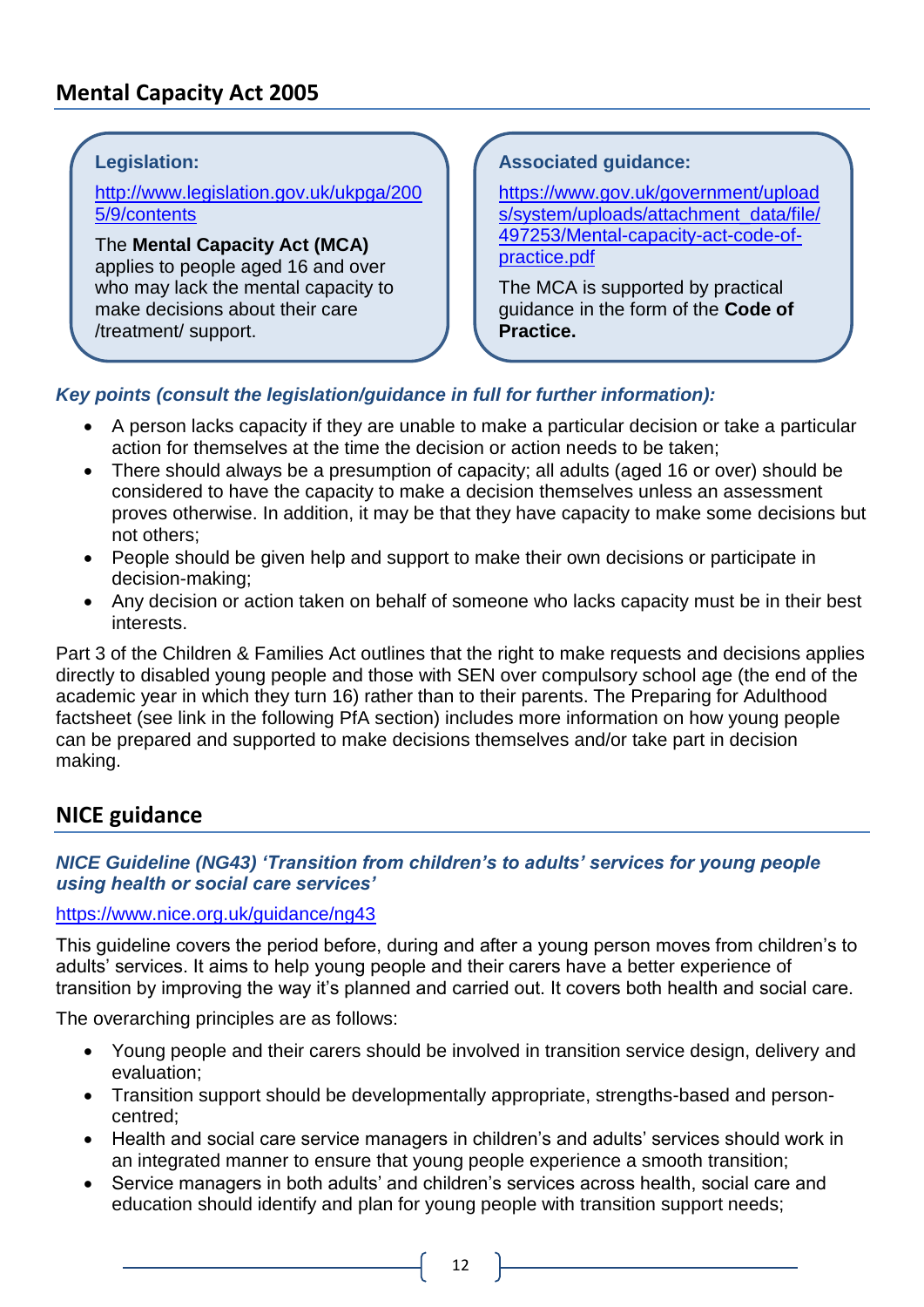## Mental Capacity Act 2005

**Legislation:**

http://www.legislation.gov.uk/ukpga/2005/9/contents

The **Mental Capacity Act (MCA)** applies to people aged 16 and over who may lack the mental capacity to make decisions about their care /treatment/ support.

**Associated guidance:**

https://www.gov.uk/government/uploads/system/uploads/attachment_data/file/497253/Mental-capacity-act-code-of-practice.pdf

The MCA is supported by practical guidance in the form of the **Code of Practice.**

***Key points (consult the legislation/guidance in full for further information):***

- A person lacks capacity if they are unable to make a particular decision or take a particular action for themselves at the time the decision or action needs to be taken;
- There should always be a presumption of capacity; all adults (aged 16 or over) should be considered to have the capacity to make a decision themselves unless an assessment proves otherwise. In addition, it may be that they have capacity to make some decisions but not others;
- People should be given help and support to make their own decisions or participate in decision-making;
- Any decision or action taken on behalf of someone who lacks capacity must be in their best interests.

Part 3 of the Children & Families Act outlines that the right to make requests and decisions applies directly to disabled young people and those with SEN over compulsory school age (the end of the academic year in which they turn 16) rather than to their parents. The Preparing for Adulthood factsheet (see link in the following PfA section) includes more information on how young people can be prepared and supported to make decisions themselves and/or take part in decision making.

## NICE guidance

***NICE Guideline (NG43) 'Transition from children's to adults' services for young people using health or social care services'***

https://www.nice.org.uk/guidance/ng43

This guideline covers the period before, during and after a young person moves from children's to adults' services. It aims to help young people and their carers have a better experience of transition by improving the way it's planned and carried out. It covers both health and social care.

The overarching principles are as follows:

- Young people and their carers should be involved in transition service design, delivery and evaluation;
- Transition support should be developmentally appropriate, strengths-based and person-centred;
- Health and social care service managers in children's and adults' services should work in an integrated manner to ensure that young people experience a smooth transition;
- Service managers in both adults' and children's services across health, social care and education should identify and plan for young people with transition support needs;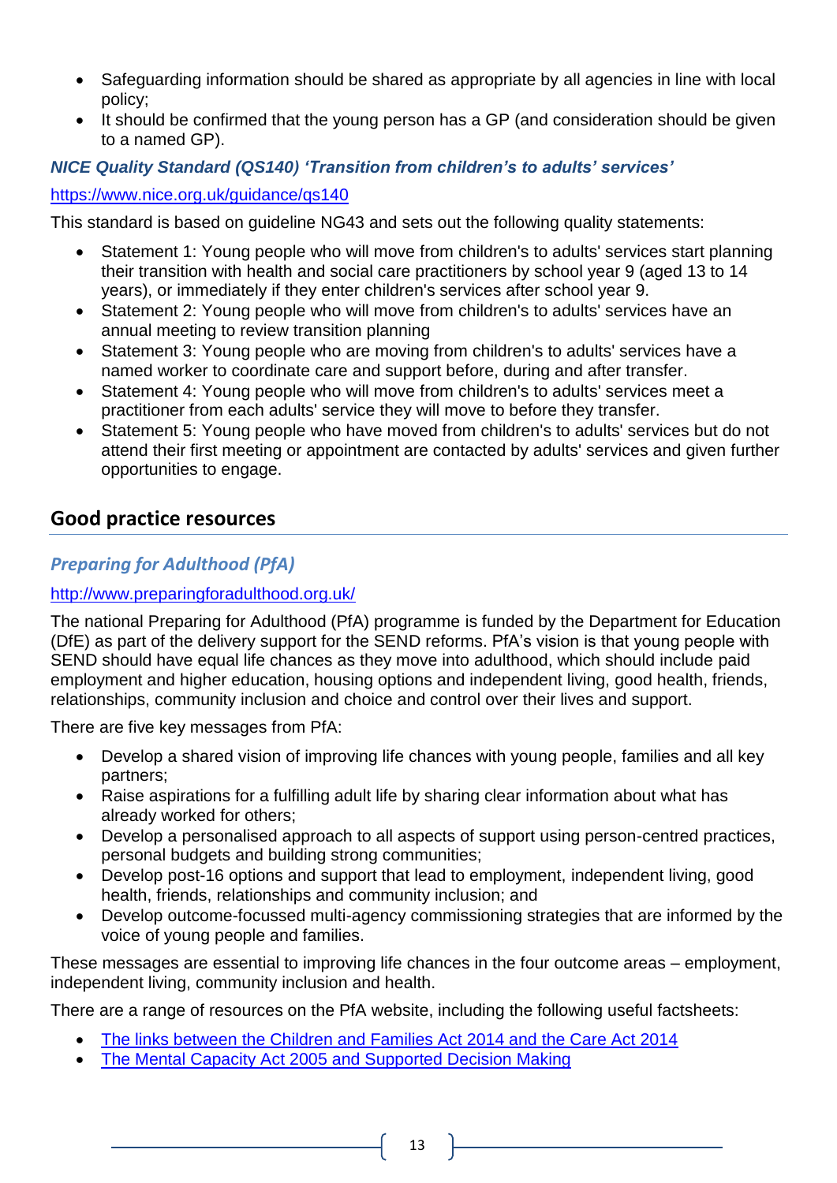- Safeguarding information should be shared as appropriate by all agencies in line with local policy;
- It should be confirmed that the young person has a GP (and consideration should be given to a named GP).

### *NICE Quality Standard (QS140) 'Transition from children's to adults' services'*

https://www.nice.org.uk/guidance/qs140

This standard is based on guideline NG43 and sets out the following quality statements:

- Statement 1: Young people who will move from children's to adults' services start planning their transition with health and social care practitioners by school year 9 (aged 13 to 14 years), or immediately if they enter children's services after school year 9.
- Statement 2: Young people who will move from children's to adults' services have an annual meeting to review transition planning
- Statement 3: Young people who are moving from children's to adults' services have a named worker to coordinate care and support before, during and after transfer.
- Statement 4: Young people who will move from children's to adults' services meet a practitioner from each adults' service they will move to before they transfer.
- Statement 5: Young people who have moved from children's to adults' services but do not attend their first meeting or appointment are contacted by adults' services and given further opportunities to engage.

## Good practice resources

### *Preparing for Adulthood (PfA)*

http://www.preparingforadulthood.org.uk/

The national Preparing for Adulthood (PfA) programme is funded by the Department for Education (DfE) as part of the delivery support for the SEND reforms. PfA's vision is that young people with SEND should have equal life chances as they move into adulthood, which should include paid employment and higher education, housing options and independent living, good health, friends, relationships, community inclusion and choice and control over their lives and support.

There are five key messages from PfA:

- Develop a shared vision of improving life chances with young people, families and all key partners;
- Raise aspirations for a fulfilling adult life by sharing clear information about what has already worked for others;
- Develop a personalised approach to all aspects of support using person-centred practices, personal budgets and building strong communities;
- Develop post-16 options and support that lead to employment, independent living, good health, friends, relationships and community inclusion; and
- Develop outcome-focussed multi-agency commissioning strategies that are informed by the voice of young people and families.

These messages are essential to improving life chances in the four outcome areas – employment, independent living, community inclusion and health.

There are a range of resources on the PfA website, including the following useful factsheets:

- The links between the Children and Families Act 2014 and the Care Act 2014
- The Mental Capacity Act 2005 and Supported Decision Making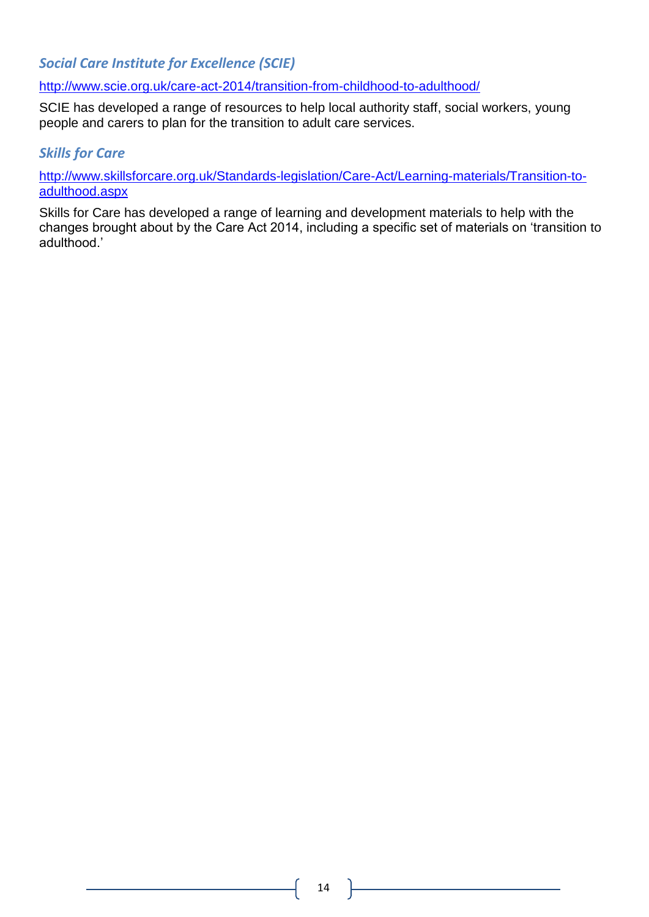### *Social Care Institute for Excellence (SCIE)*

http://www.scie.org.uk/care-act-2014/transition-from-childhood-to-adulthood/

SCIE has developed a range of resources to help local authority staff, social workers, young people and carers to plan for the transition to adult care services.

### *Skills for Care*

http://www.skillsforcare.org.uk/Standards-legislation/Care-Act/Learning-materials/Transition-to-adulthood.aspx

Skills for Care has developed a range of learning and development materials to help with the changes brought about by the Care Act 2014, including a specific set of materials on 'transition to adulthood.'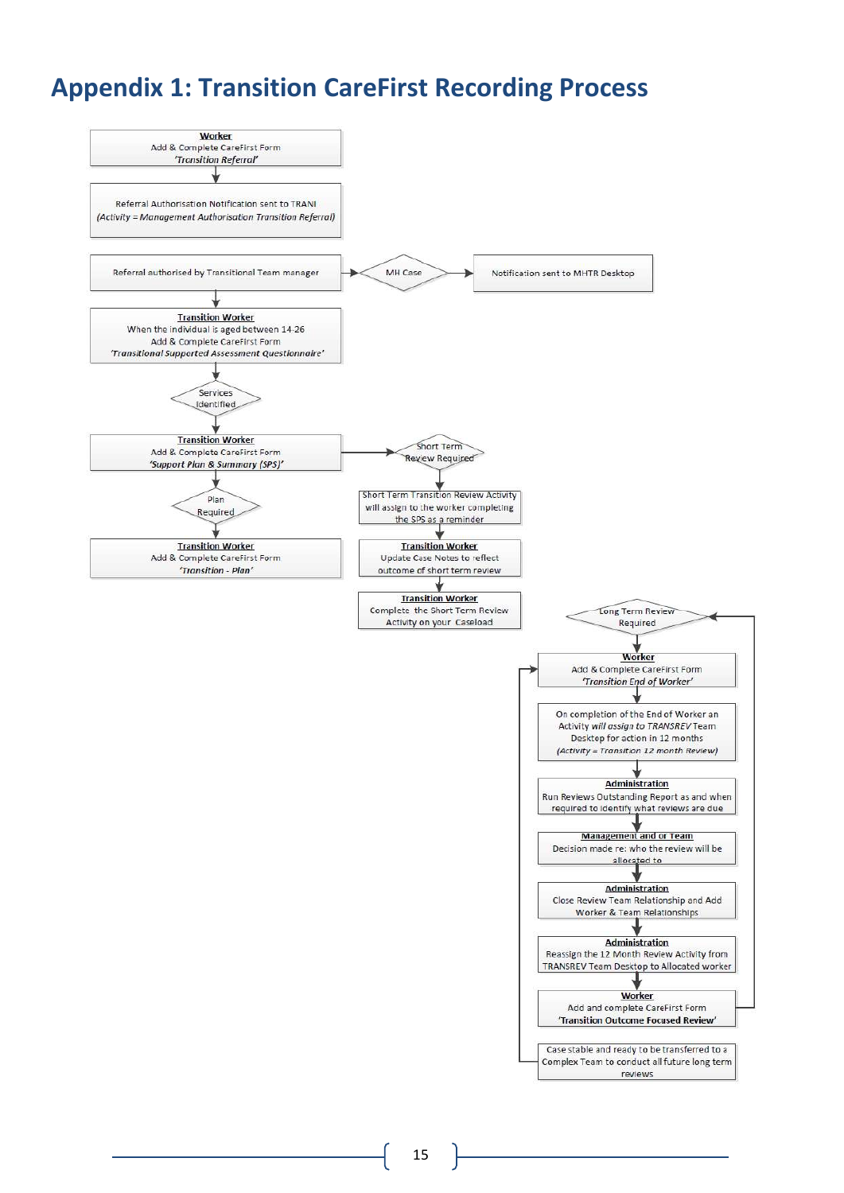# Appendix 1: Transition CareFirst Recording Process

**Worker**
Add & Complete CareFirst Form
*'Transition Referral'*

↓

Referral Authorisation Notification sent to TRANI
*(Activity = Management Authorisation Transition Referral)*

Referral authorised by Transitional Team manager → MH Case → Notification sent to MHTR Desktop

↓

**Transition Worker**
When the individual is aged between 14-26
Add & Complete CareFirst Form
*'Transitional Supported Assessment Questionnaire'*

↓

Services identified

↓

**Transition Worker**
Add & Complete CareFirst Form
*'Support Plan & Summary (SPS)'*

→ Short Term Review Required

↓ Short Term Transition Review Activity will assign to the worker completing the SPS as a reminder

↓ **Transition Worker**
Update Case Notes to reflect outcome of short term review

↓ **Transition Worker**
Complete the Short Term Review Activity on your Caseload

Plan Required

↓

**Transition Worker**
Add & Complete CareFirst Form
*'Transition - Plan'*

Long Term Review Required

↓

**Worker**
Add & Complete CareFirst Form
*'Transition End of Worker'*

↓

On completion of the End of Worker an Activity *will assign* to *TRANSREV* Team Desktop for action in 12 months
*(Activity = Transition 12 month Review)*

↓

**Administration**
Run Reviews Outstanding Report as and when required to identify what reviews are due

↓

**Management and or Team**
Decision made re: who the review will be allocated to

↓

**Administration**
Close Review Team Relationship and Add Worker & Team Relationships

↓

**Administration**
Reassign the 12 Month Review Activity from TRANSREV Team Desktop to Allocated worker

↓

**Worker**
Add and complete CareFirst Form
*'Transition Outcome Focused Review'*

(→ returns to Long Term Review Required)

Case stable and ready to be transferred to a Complex Team to conduct all future long term reviews

(→ returns to Worker: Add & Complete CareFirst Form 'Transition End of Worker')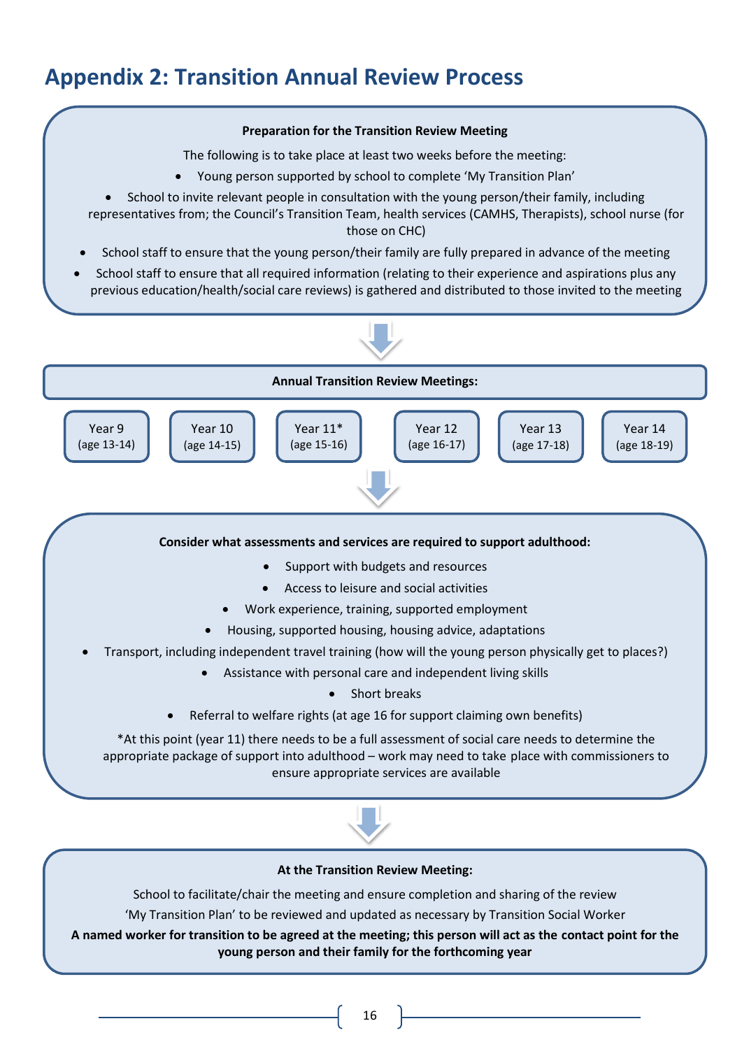# Appendix 2: Transition Annual Review Process

**Preparation for the Transition Review Meeting**

The following is to take place at least two weeks before the meeting:

- Young person supported by school to complete 'My Transition Plan'
- School to invite relevant people in consultation with the young person/their family, including representatives from; the Council's Transition Team, health services (CAMHS, Therapists), school nurse (for those on CHC)
- School staff to ensure that the young person/their family are fully prepared in advance of the meeting
- School staff to ensure that all required information (relating to their experience and aspirations plus any previous education/health/social care reviews) is gathered and distributed to those invited to the meeting

**Annual Transition Review Meetings:**

| Year 9 (age 13-14) | Year 10 (age 14-15) | Year 11* (age 15-16) | Year 12 (age 16-17) | Year 13 (age 17-18) | Year 14 (age 18-19) |
|---|---|---|---|---|---|

**Consider what assessments and services are required to support adulthood:**

- Support with budgets and resources
- Access to leisure and social activities
- Work experience, training, supported employment
- Housing, supported housing, housing advice, adaptations
- Transport, including independent travel training (how will the young person physically get to places?)
- Assistance with personal care and independent living skills
- Short breaks
- Referral to welfare rights (at age 16 for support claiming own benefits)

*At this point (year 11) there needs to be a full assessment of social care needs to determine the appropriate package of support into adulthood – work may need to take place with commissioners to ensure appropriate services are available

**At the Transition Review Meeting:**

School to facilitate/chair the meeting and ensure completion and sharing of the review

'My Transition Plan' to be reviewed and updated as necessary by Transition Social Worker

**A named worker for transition to be agreed at the meeting; this person will act as the contact point for the young person and their family for the forthcoming year**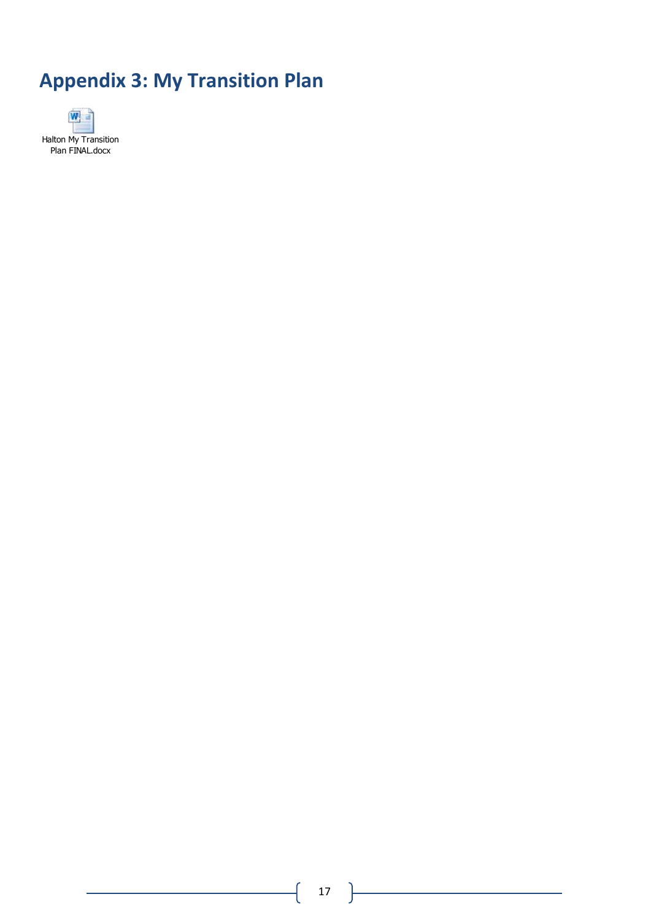# Appendix 3: My Transition Plan

Halton My Transition Plan FINAL.docx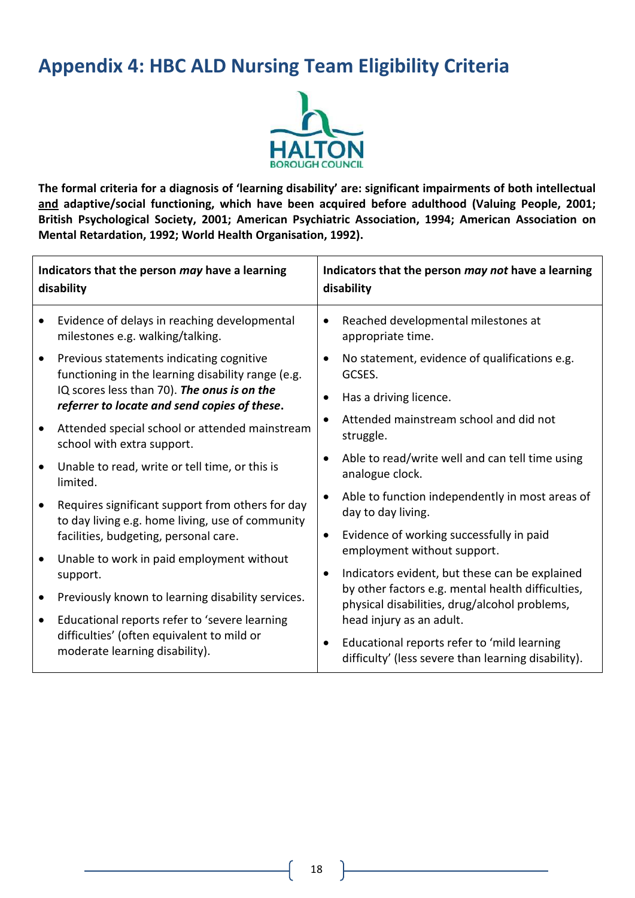# Appendix 4: HBC ALD Nursing Team Eligibility Criteria

**The formal criteria for a diagnosis of 'learning disability' are: significant impairments of both intellectual <u>and</u> adaptive/social functioning, which have been acquired before adulthood (Valuing People, 2001; British Psychological Society, 2001; American Psychiatric Association, 1994; American Association on Mental Retardation, 1992; World Health Organisation, 1992).**

| Indicators that the person *may* have a learning disability | Indicators that the person *may not* have a learning disability |
| --- | --- |
| • Evidence of delays in reaching developmental milestones e.g. walking/talking.<br>• Previous statements indicating cognitive functioning in the learning disability range (e.g. IQ scores less than 70). ***The onus is on the referrer to locate and send copies of these*.**<br>• Attended special school or attended mainstream school with extra support.<br>• Unable to read, write or tell time, or this is limited.<br>• Requires significant support from others for day to day living e.g. home living, use of community facilities, budgeting, personal care.<br>• Unable to work in paid employment without support.<br>• Previously known to learning disability services.<br>• Educational reports refer to 'severe learning difficulties' (often equivalent to mild or moderate learning disability). | • Reached developmental milestones at appropriate time.<br>• No statement, evidence of qualifications e.g. GCSES.<br>• Has a driving licence.<br>• Attended mainstream school and did not struggle.<br>• Able to read/write well and can tell time using analogue clock.<br>• Able to function independently in most areas of day to day living.<br>• Evidence of working successfully in paid employment without support.<br>• Indicators evident, but these can be explained by other factors e.g. mental health difficulties, physical disabilities, drug/alcohol problems, head injury as an adult.<br>• Educational reports refer to 'mild learning difficulty' (less severe than learning disability). |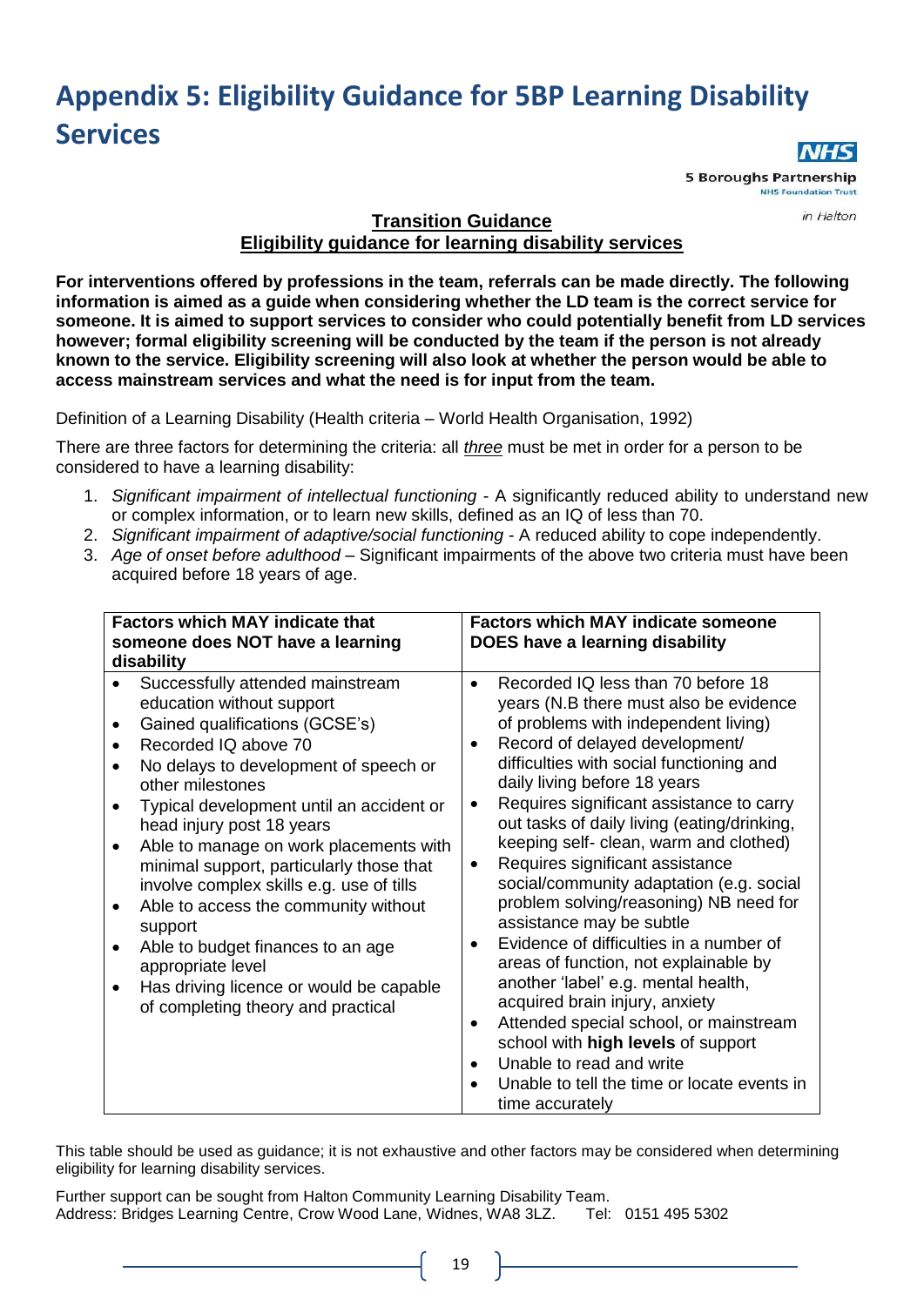# Appendix 5: Eligibility Guidance for 5BP Learning Disability Services

NHS
5 Boroughs Partnership
NHS Foundation Trust
in Halton

**Transition Guidance**
**Eligibility guidance for learning disability services**

**For interventions offered by professions in the team, referrals can be made directly. The following information is aimed as a guide when considering whether the LD team is the correct service for someone. It is aimed to support services to consider who could potentially benefit from LD services however; formal eligibility screening will be conducted by the team if the person is not already known to the service. Eligibility screening will also look at whether the person would be able to access mainstream services and what the need is for input from the team.**

Definition of a Learning Disability (Health criteria – World Health Organisation, 1992)

There are three factors for determining the criteria: all *three* must be met in order for a person to be considered to have a learning disability:

1. *Significant impairment of intellectual functioning* - A significantly reduced ability to understand new or complex information, or to learn new skills, defined as an IQ of less than 70.
2. *Significant impairment of adaptive/social functioning* - A reduced ability to cope independently.
3. *Age of onset before adulthood* – Significant impairments of the above two criteria must have been acquired before 18 years of age.

| Factors which MAY indicate that someone does NOT have a learning disability | Factors which MAY indicate someone DOES have a learning disability |
|---|---|
| • Successfully attended mainstream education without support<br>• Gained qualifications (GCSE's)<br>• Recorded IQ above 70<br>• No delays to development of speech or other milestones<br>• Typical development until an accident or head injury post 18 years<br>• Able to manage on work placements with minimal support, particularly those that involve complex skills e.g. use of tills<br>• Able to access the community without support<br>• Able to budget finances to an age appropriate level<br>• Has driving licence or would be capable of completing theory and practical | • Recorded IQ less than 70 before 18 years (N.B there must also be evidence of problems with independent living)<br>• Record of delayed development/ difficulties with social functioning and daily living before 18 years<br>• Requires significant assistance to carry out tasks of daily living (eating/drinking, keeping self- clean, warm and clothed)<br>• Requires significant assistance social/community adaptation (e.g. social problem solving/reasoning) NB need for assistance may be subtle<br>• Evidence of difficulties in a number of areas of function, not explainable by another 'label' e.g. mental health, acquired brain injury, anxiety<br>• Attended special school, or mainstream school with **high levels** of support<br>• Unable to read and write<br>• Unable to tell the time or locate events in time accurately |

This table should be used as guidance; it is not exhaustive and other factors may be considered when determining eligibility for learning disability services.

Further support can be sought from Halton Community Learning Disability Team.
Address: Bridges Learning Centre, Crow Wood Lane, Widnes, WA8 3LZ. Tel: 0151 495 5302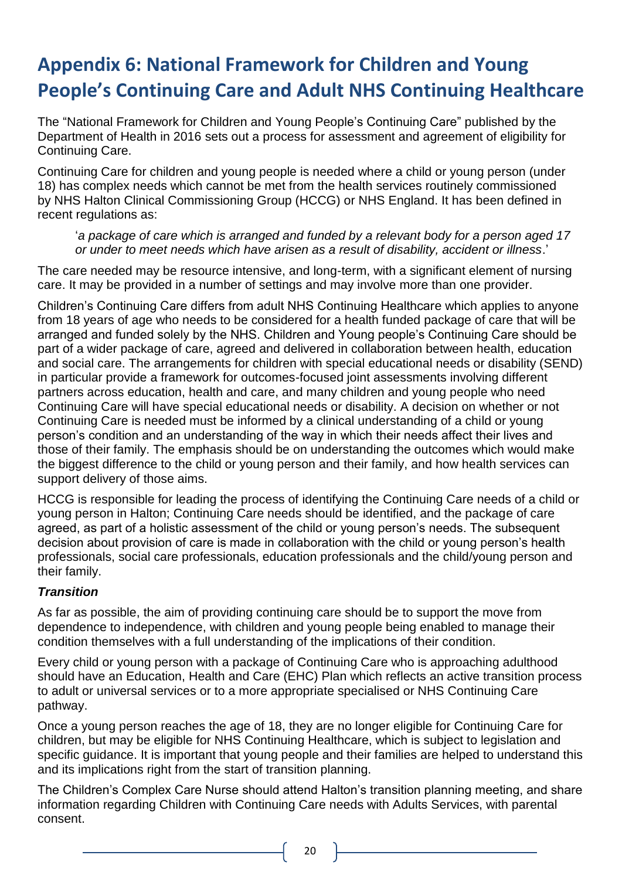# Appendix 6: National Framework for Children and Young People's Continuing Care and Adult NHS Continuing Healthcare

The "National Framework for Children and Young People's Continuing Care" published by the Department of Health in 2016 sets out a process for assessment and agreement of eligibility for Continuing Care.

Continuing Care for children and young people is needed where a child or young person (under 18) has complex needs which cannot be met from the health services routinely commissioned by NHS Halton Clinical Commissioning Group (HCCG) or NHS England. It has been defined in recent regulations as:

> '*a package of care which is arranged and funded by a relevant body for a person aged 17 or under to meet needs which have arisen as a result of disability, accident or illness*.'

The care needed may be resource intensive, and long-term, with a significant element of nursing care. It may be provided in a number of settings and may involve more than one provider.

Children's Continuing Care differs from adult NHS Continuing Healthcare which applies to anyone from 18 years of age who needs to be considered for a health funded package of care that will be arranged and funded solely by the NHS. Children and Young people's Continuing Care should be part of a wider package of care, agreed and delivered in collaboration between health, education and social care. The arrangements for children with special educational needs or disability (SEND) in particular provide a framework for outcomes-focused joint assessments involving different partners across education, health and care, and many children and young people who need Continuing Care will have special educational needs or disability. A decision on whether or not Continuing Care is needed must be informed by a clinical understanding of a child or young person's condition and an understanding of the way in which their needs affect their lives and those of their family. The emphasis should be on understanding the outcomes which would make the biggest difference to the child or young person and their family, and how health services can support delivery of those aims.

HCCG is responsible for leading the process of identifying the Continuing Care needs of a child or young person in Halton; Continuing Care needs should be identified, and the package of care agreed, as part of a holistic assessment of the child or young person's needs. The subsequent decision about provision of care is made in collaboration with the child or young person's health professionals, social care professionals, education professionals and the child/young person and their family.

***Transition***

As far as possible, the aim of providing continuing care should be to support the move from dependence to independence, with children and young people being enabled to manage their condition themselves with a full understanding of the implications of their condition.

Every child or young person with a package of Continuing Care who is approaching adulthood should have an Education, Health and Care (EHC) Plan which reflects an active transition process to adult or universal services or to a more appropriate specialised or NHS Continuing Care pathway.

Once a young person reaches the age of 18, they are no longer eligible for Continuing Care for children, but may be eligible for NHS Continuing Healthcare, which is subject to legislation and specific guidance. It is important that young people and their families are helped to understand this and its implications right from the start of transition planning.

The Children's Complex Care Nurse should attend Halton's transition planning meeting, and share information regarding Children with Continuing Care needs with Adults Services, with parental consent.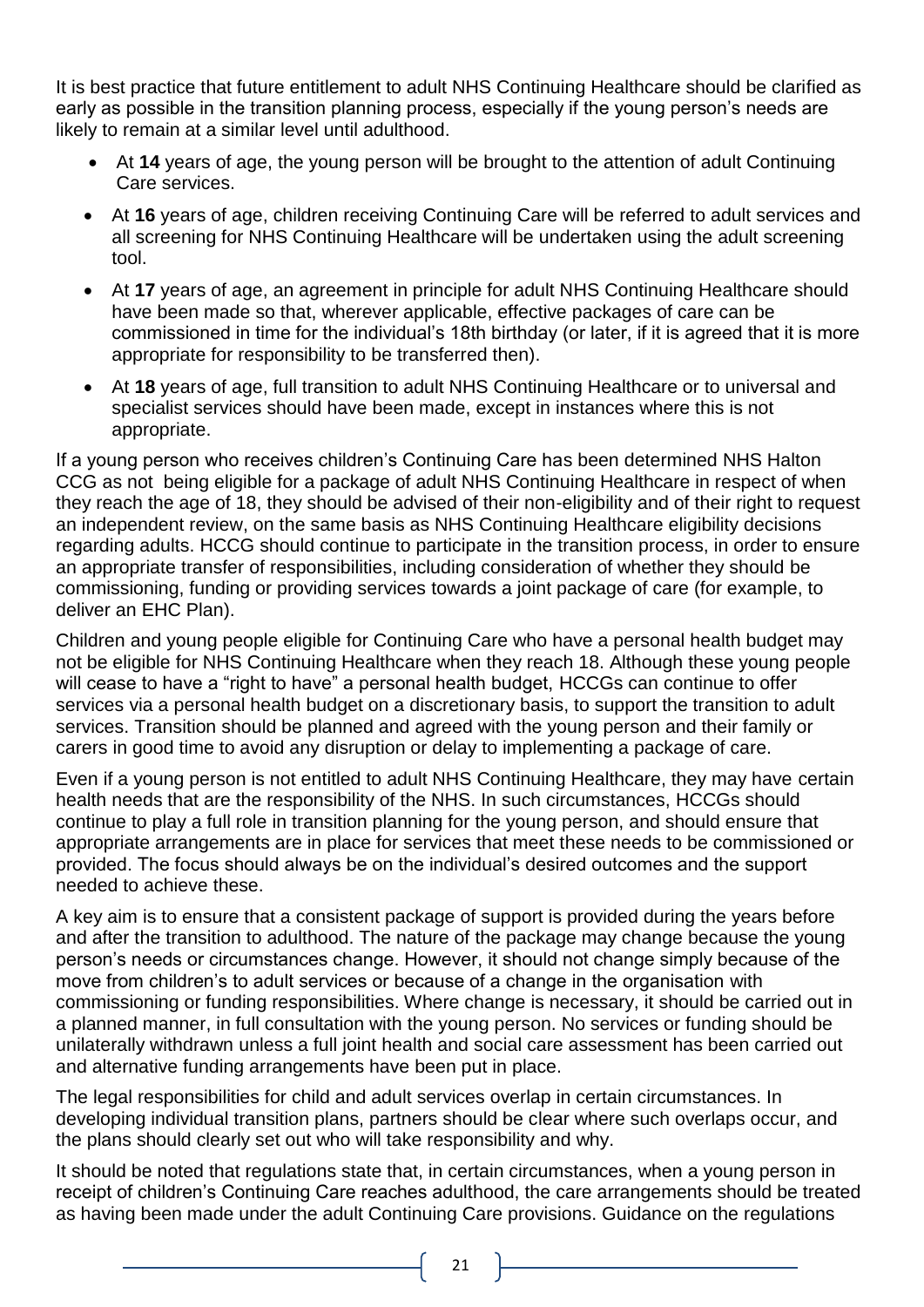It is best practice that future entitlement to adult NHS Continuing Healthcare should be clarified as early as possible in the transition planning process, especially if the young person's needs are likely to remain at a similar level until adulthood.

- At **14** years of age, the young person will be brought to the attention of adult Continuing Care services.
- At **16** years of age, children receiving Continuing Care will be referred to adult services and all screening for NHS Continuing Healthcare will be undertaken using the adult screening tool.
- At **17** years of age, an agreement in principle for adult NHS Continuing Healthcare should have been made so that, wherever applicable, effective packages of care can be commissioned in time for the individual's 18th birthday (or later, if it is agreed that it is more appropriate for responsibility to be transferred then).
- At **18** years of age, full transition to adult NHS Continuing Healthcare or to universal and specialist services should have been made, except in instances where this is not appropriate.

If a young person who receives children's Continuing Care has been determined NHS Halton CCG as not being eligible for a package of adult NHS Continuing Healthcare in respect of when they reach the age of 18, they should be advised of their non-eligibility and of their right to request an independent review, on the same basis as NHS Continuing Healthcare eligibility decisions regarding adults. HCCG should continue to participate in the transition process, in order to ensure an appropriate transfer of responsibilities, including consideration of whether they should be commissioning, funding or providing services towards a joint package of care (for example, to deliver an EHC Plan).

Children and young people eligible for Continuing Care who have a personal health budget may not be eligible for NHS Continuing Healthcare when they reach 18. Although these young people will cease to have a "right to have" a personal health budget, HCCGs can continue to offer services via a personal health budget on a discretionary basis, to support the transition to adult services. Transition should be planned and agreed with the young person and their family or carers in good time to avoid any disruption or delay to implementing a package of care.

Even if a young person is not entitled to adult NHS Continuing Healthcare, they may have certain health needs that are the responsibility of the NHS. In such circumstances, HCCGs should continue to play a full role in transition planning for the young person, and should ensure that appropriate arrangements are in place for services that meet these needs to be commissioned or provided. The focus should always be on the individual's desired outcomes and the support needed to achieve these.

A key aim is to ensure that a consistent package of support is provided during the years before and after the transition to adulthood. The nature of the package may change because the young person's needs or circumstances change. However, it should not change simply because of the move from children's to adult services or because of a change in the organisation with commissioning or funding responsibilities. Where change is necessary, it should be carried out in a planned manner, in full consultation with the young person. No services or funding should be unilaterally withdrawn unless a full joint health and social care assessment has been carried out and alternative funding arrangements have been put in place.

The legal responsibilities for child and adult services overlap in certain circumstances. In developing individual transition plans, partners should be clear where such overlaps occur, and the plans should clearly set out who will take responsibility and why.

It should be noted that regulations state that, in certain circumstances, when a young person in receipt of children's Continuing Care reaches adulthood, the care arrangements should be treated as having been made under the adult Continuing Care provisions. Guidance on the regulations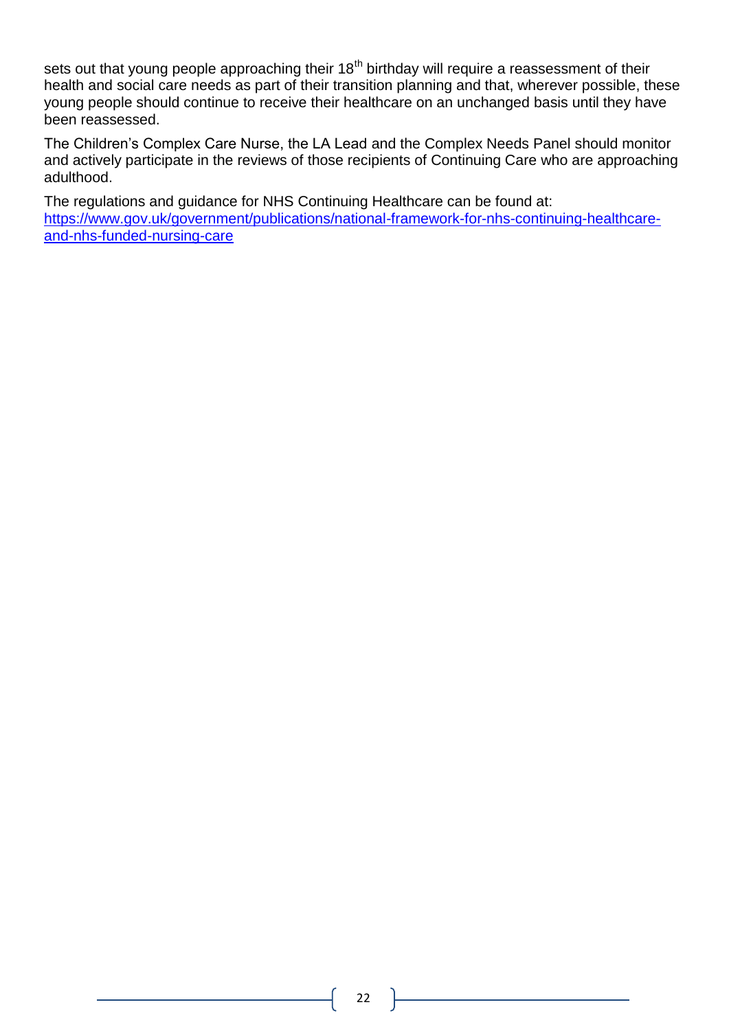sets out that young people approaching their 18th birthday will require a reassessment of their health and social care needs as part of their transition planning and that, wherever possible, these young people should continue to receive their healthcare on an unchanged basis until they have been reassessed.

The Children's Complex Care Nurse, the LA Lead and the Complex Needs Panel should monitor and actively participate in the reviews of those recipients of Continuing Care who are approaching adulthood.

The regulations and guidance for NHS Continuing Healthcare can be found at: [https://www.gov.uk/government/publications/national-framework-for-nhs-continuing-healthcare-and-nhs-funded-nursing-care](https://www.gov.uk/government/publications/national-framework-for-nhs-continuing-healthcare-and-nhs-funded-nursing-care)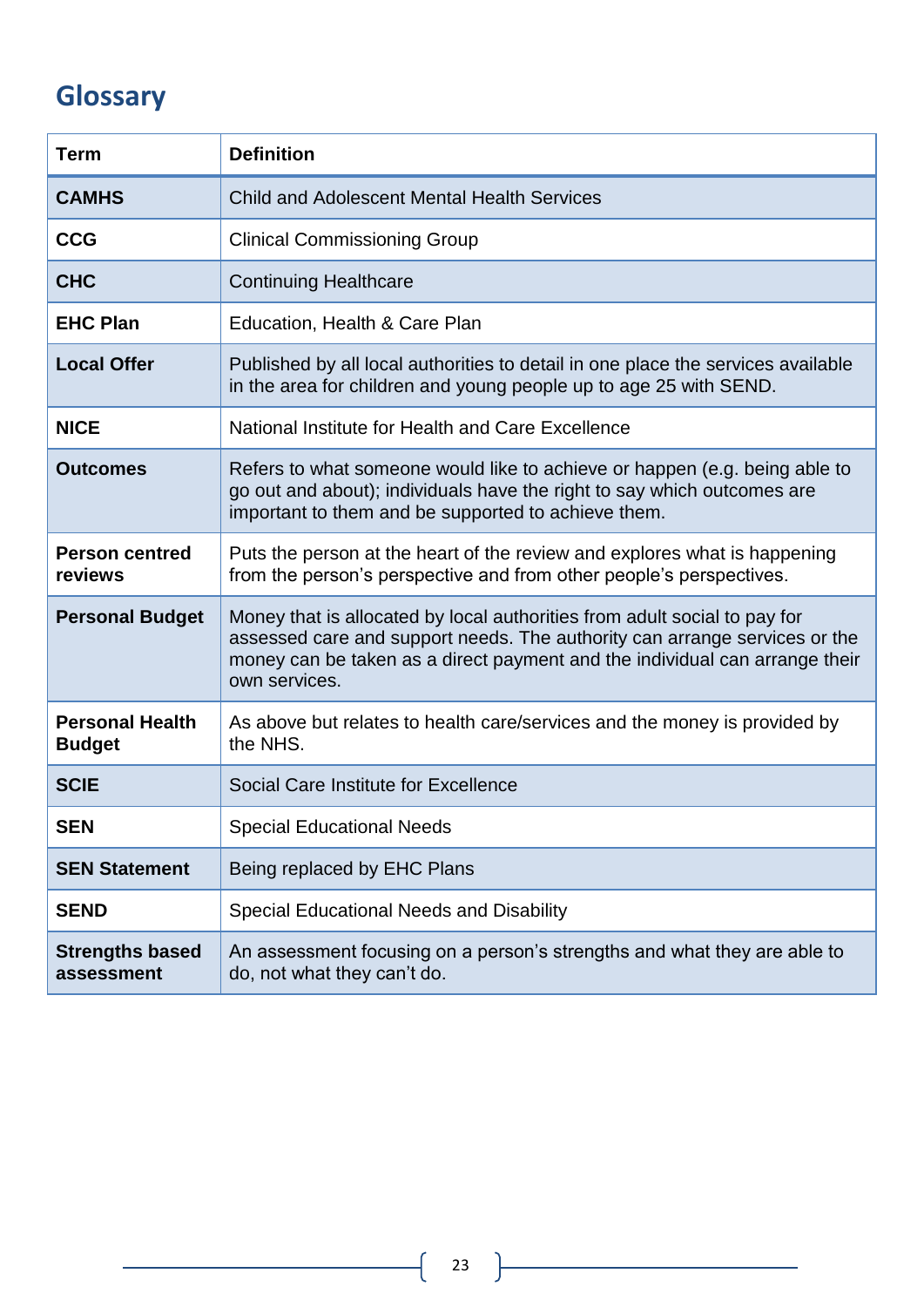# Glossary

| Term | Definition |
|---|---|
| **CAMHS** | Child and Adolescent Mental Health Services |
| **CCG** | Clinical Commissioning Group |
| **CHC** | Continuing Healthcare |
| **EHC Plan** | Education, Health & Care Plan |
| **Local Offer** | Published by all local authorities to detail in one place the services available in the area for children and young people up to age 25 with SEND. |
| **NICE** | National Institute for Health and Care Excellence |
| **Outcomes** | Refers to what someone would like to achieve or happen (e.g. being able to go out and about); individuals have the right to say which outcomes are important to them and be supported to achieve them. |
| **Person centred reviews** | Puts the person at the heart of the review and explores what is happening from the person's perspective and from other people's perspectives. |
| **Personal Budget** | Money that is allocated by local authorities from adult social to pay for assessed care and support needs. The authority can arrange services or the money can be taken as a direct payment and the individual can arrange their own services. |
| **Personal Health Budget** | As above but relates to health care/services and the money is provided by the NHS. |
| **SCIE** | Social Care Institute for Excellence |
| **SEN** | Special Educational Needs |
| **SEN Statement** | Being replaced by EHC Plans |
| **SEND** | Special Educational Needs and Disability |
| **Strengths based assessment** | An assessment focusing on a person's strengths and what they are able to do, not what they can't do. |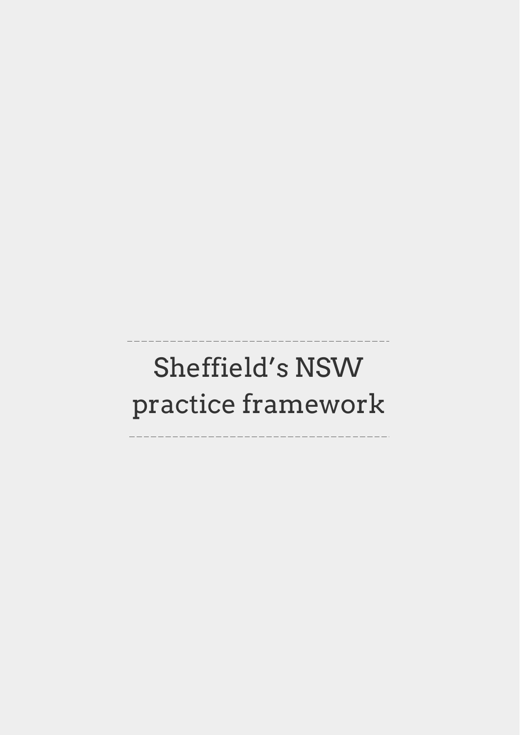# Sheffield's NSW practice framework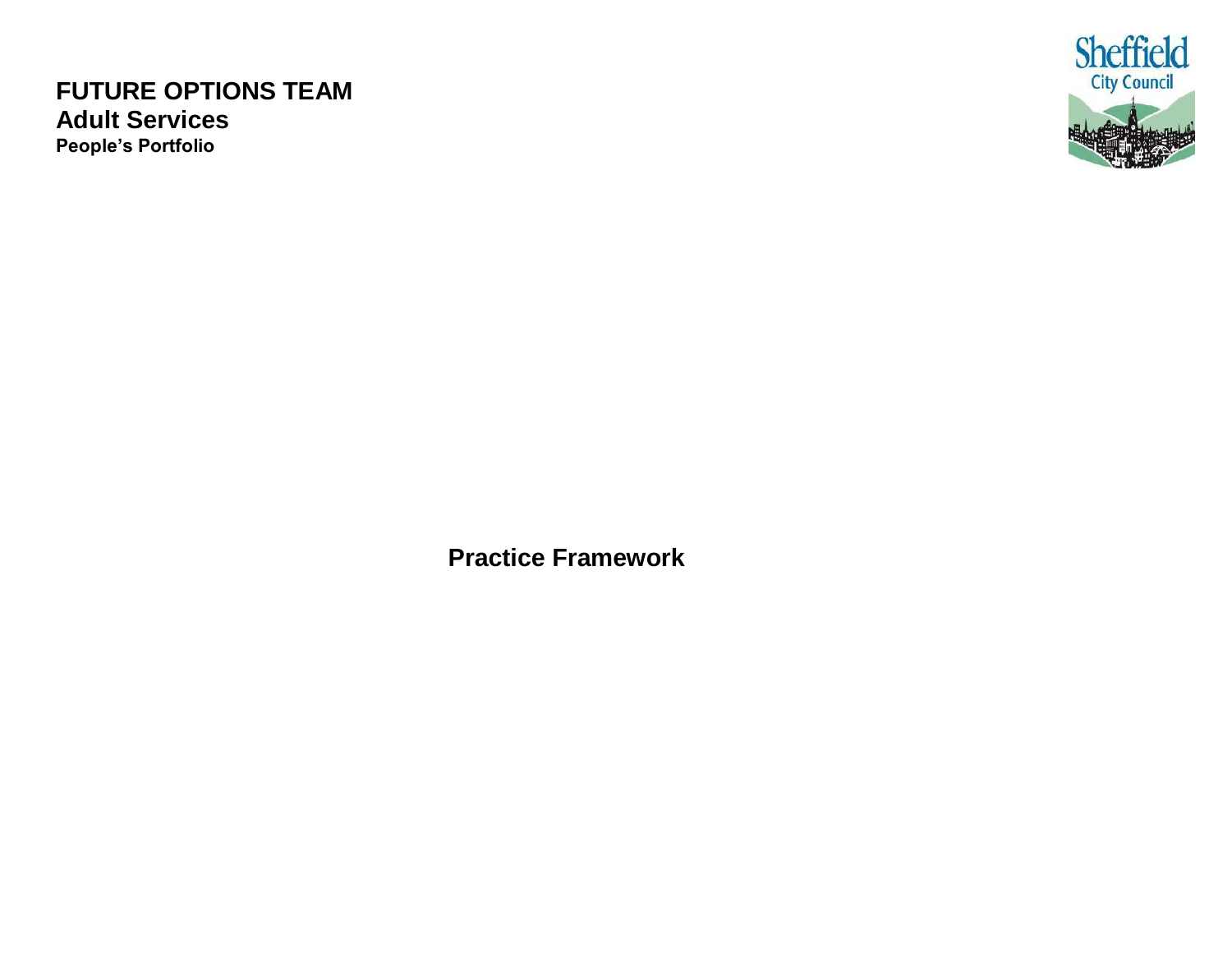**FUTURE OPTIONS TEAM**
**Adult Services**
**People's Portfolio**

Sheffield City Council

# Practice Framework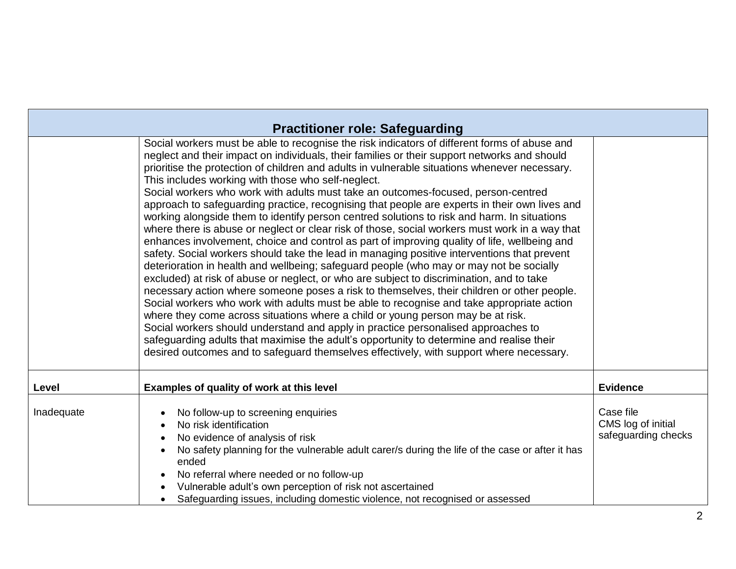| Practitioner role: Safeguarding | | |
|---|---|---|
| | Social workers must be able to recognise the risk indicators of different forms of abuse and neglect and their impact on individuals, their families or their support networks and should prioritise the protection of children and adults in vulnerable situations whenever necessary. This includes working with those who self-neglect.<br>Social workers who work with adults must take an outcomes-focused, person-centred approach to safeguarding practice, recognising that people are experts in their own lives and working alongside them to identify person centred solutions to risk and harm. In situations where there is abuse or neglect or clear risk of those, social workers must work in a way that enhances involvement, choice and control as part of improving quality of life, wellbeing and safety. Social workers should take the lead in managing positive interventions that prevent deterioration in health and wellbeing; safeguard people (who may or may not be socially excluded) at risk of abuse or neglect, or who are subject to discrimination, and to take necessary action where someone poses a risk to themselves, their children or other people.<br>Social workers who work with adults must be able to recognise and take appropriate action where they come across situations where a child or young person may be at risk.<br>Social workers should understand and apply in practice personalised approaches to safeguarding adults that maximise the adult's opportunity to determine and realise their desired outcomes and to safeguard themselves effectively, with support where necessary. | |
| **Level** | **Examples of quality of work at this level** | **Evidence** |
| Inadequate | • No follow-up to screening enquiries<br>• No risk identification<br>• No evidence of analysis of risk<br>• No safety planning for the vulnerable adult carer/s during the life of the case or after it has ended<br>• No referral where needed or no follow-up<br>• Vulnerable adult's own perception of risk not ascertained<br>• Safeguarding issues, including domestic violence, not recognised or assessed | Case file<br>CMS log of initial safeguarding checks |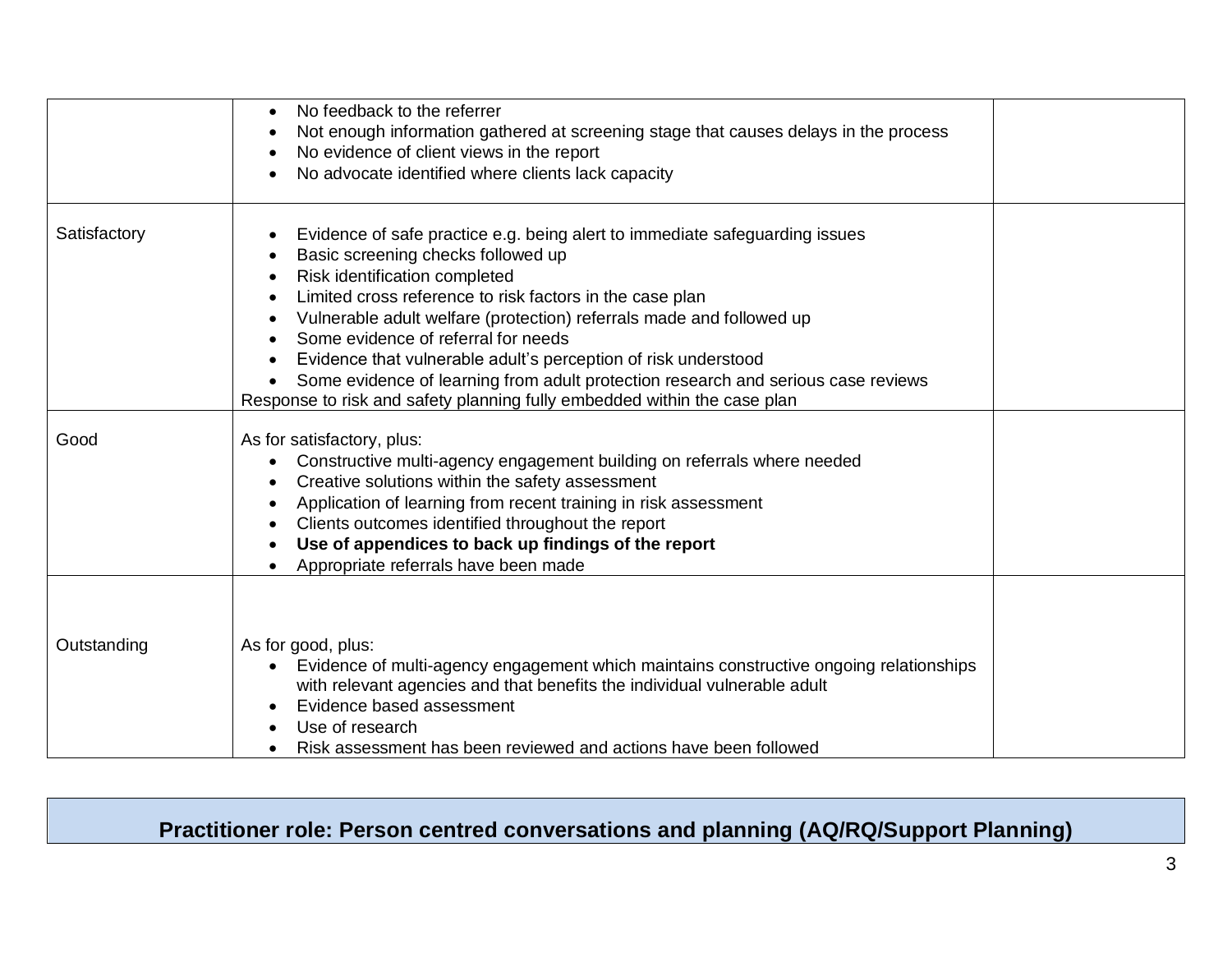| | | |
|---|---|---|
| | • No feedback to the referrer<br>• Not enough information gathered at screening stage that causes delays in the process<br>• No evidence of client views in the report<br>• No advocate identified where clients lack capacity | |
| Satisfactory | • Evidence of safe practice e.g. being alert to immediate safeguarding issues<br>• Basic screening checks followed up<br>• Risk identification completed<br>• Limited cross reference to risk factors in the case plan<br>• Vulnerable adult welfare (protection) referrals made and followed up<br>• Some evidence of referral for needs<br>• Evidence that vulnerable adult's perception of risk understood<br>• Some evidence of learning from adult protection research and serious case reviews<br>Response to risk and safety planning fully embedded within the case plan | |
| Good | As for satisfactory, plus:<br>• Constructive multi-agency engagement building on referrals where needed<br>• Creative solutions within the safety assessment<br>• Application of learning from recent training in risk assessment<br>• Clients outcomes identified throughout the report<br>• **Use of appendices to back up findings of the report**<br>• Appropriate referrals have been made | |
| Outstanding | As for good, plus:<br>• Evidence of multi-agency engagement which maintains constructive ongoing relationships with relevant agencies and that benefits the individual vulnerable adult<br>• Evidence based assessment<br>• Use of research<br>• Risk assessment has been reviewed and actions have been followed | |

## Practitioner role: Person centred conversations and planning (AQ/RQ/Support Planning)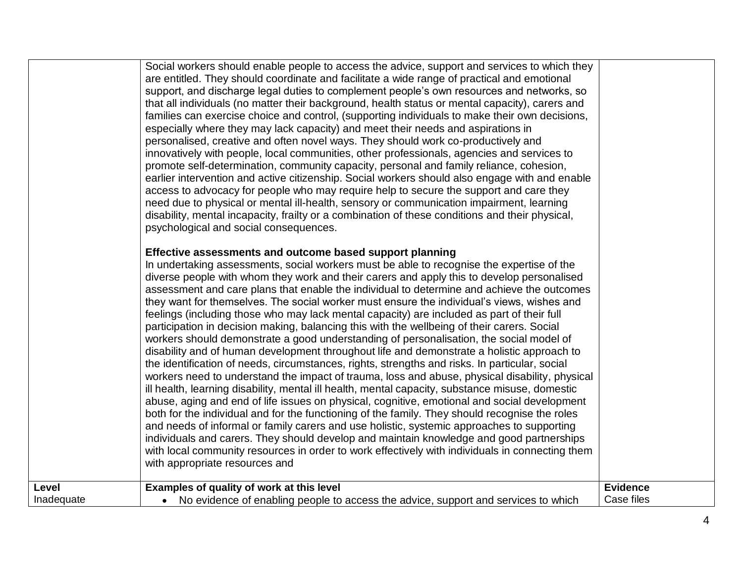| | | |
|---|---|---|
| | Social workers should enable people to access the advice, support and services to which they are entitled. They should coordinate and facilitate a wide range of practical and emotional support, and discharge legal duties to complement people's own resources and networks, so that all individuals (no matter their background, health status or mental capacity), carers and families can exercise choice and control, (supporting individuals to make their own decisions, especially where they may lack capacity) and meet their needs and aspirations in personalised, creative and often novel ways. They should work co-productively and innovatively with people, local communities, other professionals, agencies and services to promote self-determination, community capacity, personal and family reliance, cohesion, earlier intervention and active citizenship. Social workers should also engage with and enable access to advocacy for people who may require help to secure the support and care they need due to physical or mental ill-health, sensory or communication impairment, learning disability, mental incapacity, frailty or a combination of these conditions and their physical, psychological and social consequences.<br><br>**Effective assessments and outcome based support planning**<br>In undertaking assessments, social workers must be able to recognise the expertise of the diverse people with whom they work and their carers and apply this to develop personalised assessment and care plans that enable the individual to determine and achieve the outcomes they want for themselves. The social worker must ensure the individual's views, wishes and feelings (including those who may lack mental capacity) are included as part of their full participation in decision making, balancing this with the wellbeing of their carers. Social workers should demonstrate a good understanding of personalisation, the social model of disability and of human development throughout life and demonstrate a holistic approach to the identification of needs, circumstances, rights, strengths and risks. In particular, social workers need to understand the impact of trauma, loss and abuse, physical disability, physical ill health, learning disability, mental ill health, mental capacity, substance misuse, domestic abuse, aging and end of life issues on physical, cognitive, emotional and social development both for the individual and for the functioning of the family. They should recognise the roles and needs of informal or family carers and use holistic, systemic approaches to supporting individuals and carers. They should develop and maintain knowledge and good partnerships with local community resources in order to work effectively with individuals in connecting them with appropriate resources and | |
| **Level**<br>Inadequate | **Examples of quality of work at this level**<br>• No evidence of enabling people to access the advice, support and services to which | **Evidence**<br>Case files |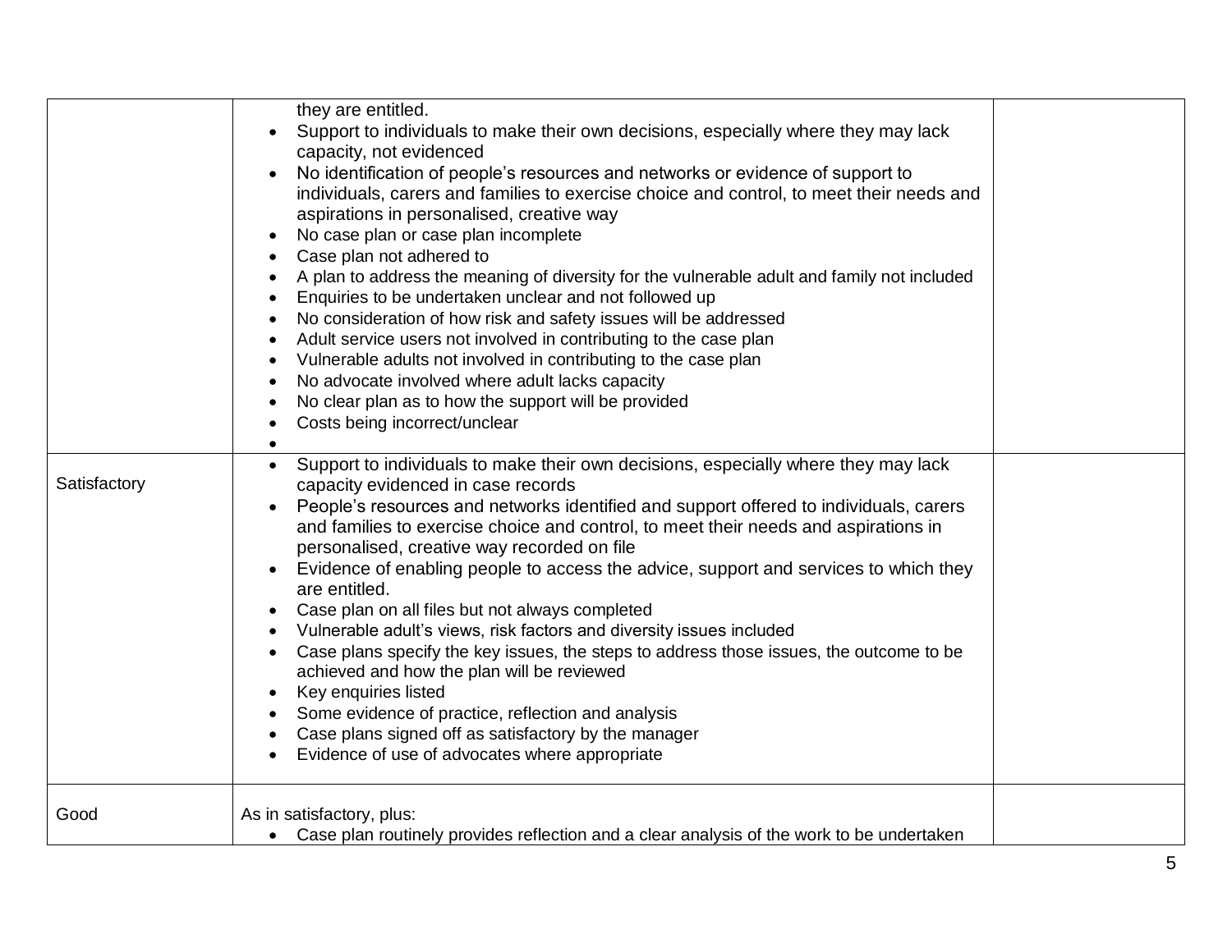| | | |
|---|---|---|
| | they are entitled.<br>• Support to individuals to make their own decisions, especially where they may lack capacity, not evidenced<br>• No identification of people's resources and networks or evidence of support to individuals, carers and families to exercise choice and control, to meet their needs and aspirations in personalised, creative way<br>• No case plan or case plan incomplete<br>• Case plan not adhered to<br>• A plan to address the meaning of diversity for the vulnerable adult and family not included<br>• Enquiries to be undertaken unclear and not followed up<br>• No consideration of how risk and safety issues will be addressed<br>• Adult service users not involved in contributing to the case plan<br>• Vulnerable adults not involved in contributing to the case plan<br>• No advocate involved where adult lacks capacity<br>• No clear plan as to how the support will be provided<br>• Costs being incorrect/unclear<br>• | |
| Satisfactory | • Support to individuals to make their own decisions, especially where they may lack capacity evidenced in case records<br>• People's resources and networks identified and support offered to individuals, carers and families to exercise choice and control, to meet their needs and aspirations in personalised, creative way recorded on file<br>• Evidence of enabling people to access the advice, support and services to which they are entitled.<br>• Case plan on all files but not always completed<br>• Vulnerable adult's views, risk factors and diversity issues included<br>• Case plans specify the key issues, the steps to address those issues, the outcome to be achieved and how the plan will be reviewed<br>• Key enquiries listed<br>• Some evidence of practice, reflection and analysis<br>• Case plans signed off as satisfactory by the manager<br>• Evidence of use of advocates where appropriate | |
| Good | As in satisfactory, plus:<br>• Case plan routinely provides reflection and a clear analysis of the work to be undertaken | |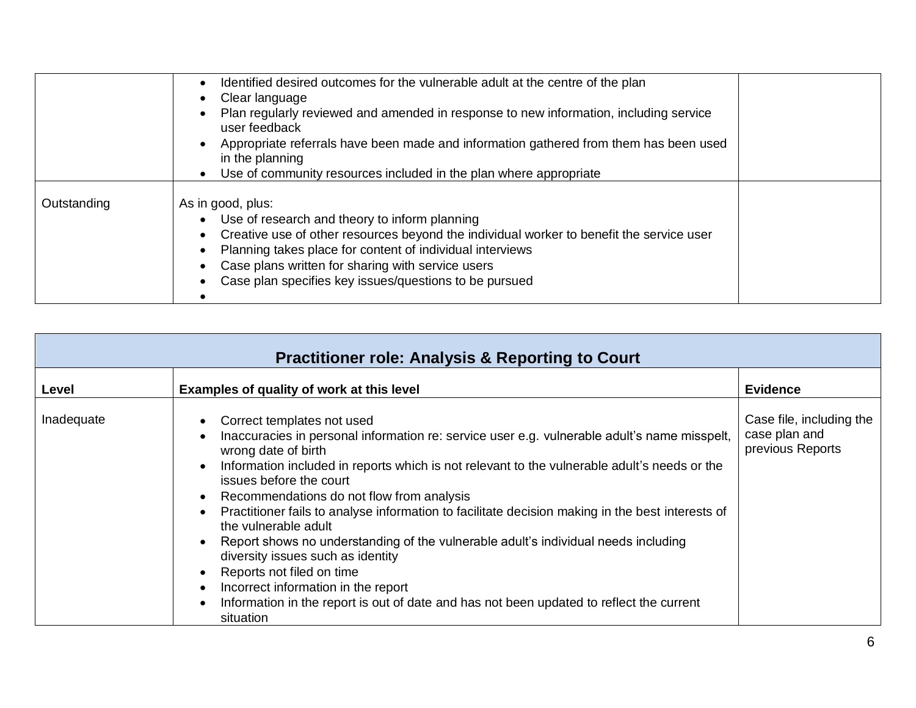| | | |
|---|---|---|
| | • Identified desired outcomes for the vulnerable adult at the centre of the plan<br>• Clear language<br>• Plan regularly reviewed and amended in response to new information, including service user feedback<br>• Appropriate referrals have been made and information gathered from them has been used in the planning<br>• Use of community resources included in the plan where appropriate | |
| Outstanding | As in good, plus:<br>• Use of research and theory to inform planning<br>• Creative use of other resources beyond the individual worker to benefit the service user<br>• Planning takes place for content of individual interviews<br>• Case plans written for sharing with service users<br>• Case plan specifies key issues/questions to be pursued<br>• | |

| Practitioner role: Analysis & Reporting to Court | | |
|---|---|---|
| **Level** | **Examples of quality of work at this level** | **Evidence** |
| Inadequate | • Correct templates not used<br>• Inaccuracies in personal information re: service user e.g. vulnerable adult's name misspelt, wrong date of birth<br>• Information included in reports which is not relevant to the vulnerable adult's needs or the issues before the court<br>• Recommendations do not flow from analysis<br>• Practitioner fails to analyse information to facilitate decision making in the best interests of the vulnerable adult<br>• Report shows no understanding of the vulnerable adult's individual needs including diversity issues such as identity<br>• Reports not filed on time<br>• Incorrect information in the report<br>• Information in the report is out of date and has not been updated to reflect the current situation | Case file, including the case plan and previous Reports |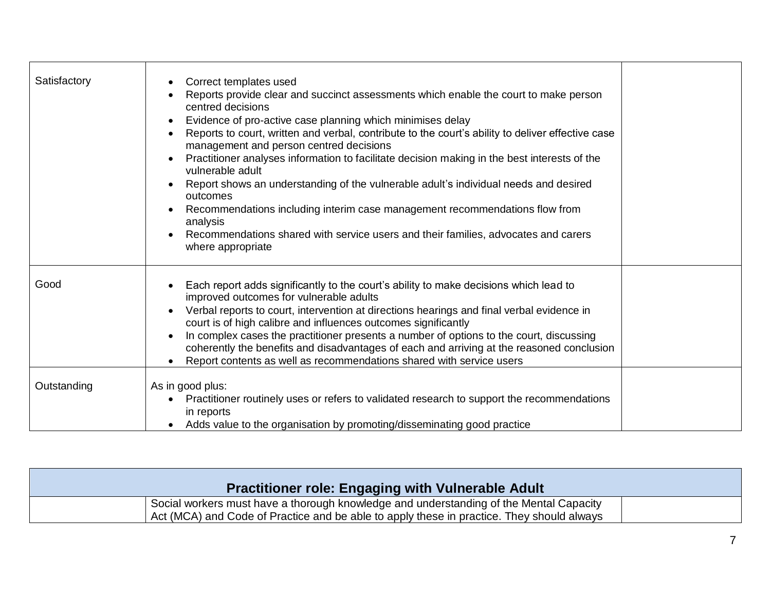| | | |
|---|---|---|
| Satisfactory | <ul><li>Correct templates used</li><li>Reports provide clear and succinct assessments which enable the court to make person centred decisions</li><li>Evidence of pro-active case planning which minimises delay</li><li>Reports to court, written and verbal, contribute to the court's ability to deliver effective case management and person centred decisions</li><li>Practitioner analyses information to facilitate decision making in the best interests of the vulnerable adult</li><li>Report shows an understanding of the vulnerable adult's individual needs and desired outcomes</li><li>Recommendations including interim case management recommendations flow from analysis</li><li>Recommendations shared with service users and their families, advocates and carers where appropriate</li></ul> | |
| Good | <ul><li>Each report adds significantly to the court's ability to make decisions which lead to improved outcomes for vulnerable adults</li><li>Verbal reports to court, intervention at directions hearings and final verbal evidence in court is of high calibre and influences outcomes significantly</li><li>In complex cases the practitioner presents a number of options to the court, discussing coherently the benefits and disadvantages of each and arriving at the reasoned conclusion</li><li>Report contents as well as recommendations shared with service users</li></ul> | |
| Outstanding | As in good plus:<ul><li>Practitioner routinely uses or refers to validated research to support the recommendations in reports</li><li>Adds value to the organisation by promoting/disseminating good practice</li></ul> | |

| **Practitioner role: Engaging with Vulnerable Adult** | | |
|---|---|---|
| | Social workers must have a thorough knowledge and understanding of the Mental Capacity Act (MCA) and Code of Practice and be able to apply these in practice. They should always | |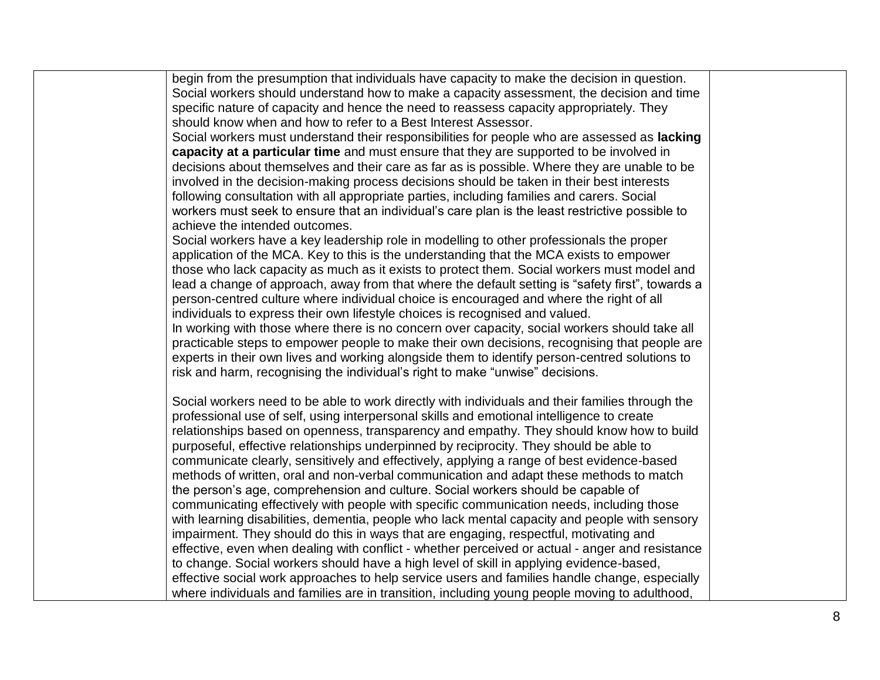| | | |
|---|---|---|
| | begin from the presumption that individuals have capacity to make the decision in question. Social workers should understand how to make a capacity assessment, the decision and time specific nature of capacity and hence the need to reassess capacity appropriately. They should know when and how to refer to a Best Interest Assessor.<br>Social workers must understand their responsibilities for people who are assessed as **lacking capacity at a particular time** and must ensure that they are supported to be involved in decisions about themselves and their care as far as is possible. Where they are unable to be involved in the decision-making process decisions should be taken in their best interests following consultation with all appropriate parties, including families and carers. Social workers must seek to ensure that an individual's care plan is the least restrictive possible to achieve the intended outcomes.<br>Social workers have a key leadership role in modelling to other professionals the proper application of the MCA. Key to this is the understanding that the MCA exists to empower those who lack capacity as much as it exists to protect them. Social workers must model and lead a change of approach, away from that where the default setting is "safety first", towards a person-centred culture where individual choice is encouraged and where the right of all individuals to express their own lifestyle choices is recognised and valued.<br>In working with those where there is no concern over capacity, social workers should take all practicable steps to empower people to make their own decisions, recognising that people are experts in their own lives and working alongside them to identify person-centred solutions to risk and harm, recognising the individual's right to make "unwise" decisions.<br><br>Social workers need to be able to work directly with individuals and their families through the professional use of self, using interpersonal skills and emotional intelligence to create relationships based on openness, transparency and empathy. They should know how to build purposeful, effective relationships underpinned by reciprocity. They should be able to communicate clearly, sensitively and effectively, applying a range of best evidence-based methods of written, oral and non-verbal communication and adapt these methods to match the person's age, comprehension and culture. Social workers should be capable of communicating effectively with people with specific communication needs, including those with learning disabilities, dementia, people who lack mental capacity and people with sensory impairment. They should do this in ways that are engaging, respectful, motivating and effective, even when dealing with conflict - whether perceived or actual - anger and resistance to change. Social workers should have a high level of skill in applying evidence-based, effective social work approaches to help service users and families handle change, especially where individuals and families are in transition, including young people moving to adulthood, | |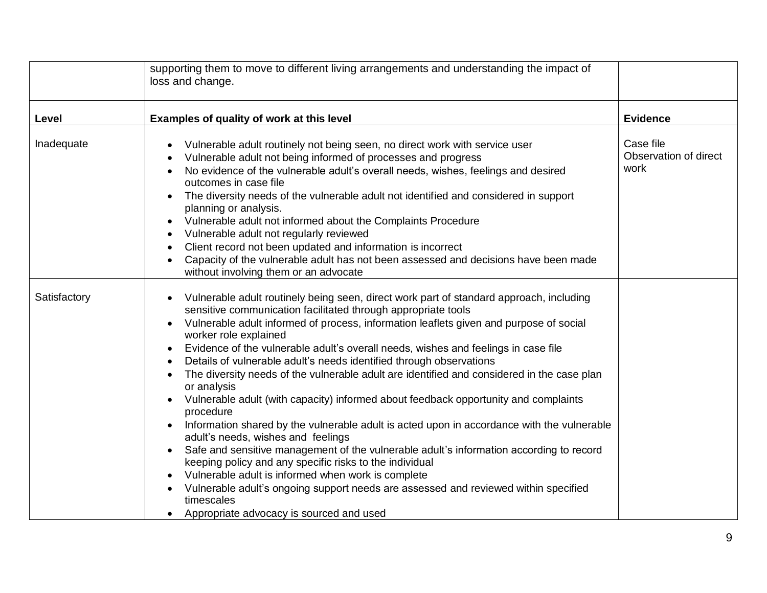|  | supporting them to move to different living arrangements and understanding the impact of loss and change. |  |
|---|---|---|
| **Level** | **Examples of quality of work at this level** | **Evidence** |
| Inadequate | • Vulnerable adult routinely not being seen, no direct work with service user<br>• Vulnerable adult not being informed of processes and progress<br>• No evidence of the vulnerable adult's overall needs, wishes, feelings and desired outcomes in case file<br>• The diversity needs of the vulnerable adult not identified and considered in support planning or analysis.<br>• Vulnerable adult not informed about the Complaints Procedure<br>• Vulnerable adult not regularly reviewed<br>• Client record not been updated and information is incorrect<br>• Capacity of the vulnerable adult has not been assessed and decisions have been made without involving them or an advocate | Case file<br>Observation of direct work |
| Satisfactory | • Vulnerable adult routinely being seen, direct work part of standard approach, including sensitive communication facilitated through appropriate tools<br>• Vulnerable adult informed of process, information leaflets given and purpose of social worker role explained<br>• Evidence of the vulnerable adult's overall needs, wishes and feelings in case file<br>• Details of vulnerable adult's needs identified through observations<br>• The diversity needs of the vulnerable adult are identified and considered in the case plan or analysis<br>• Vulnerable adult (with capacity) informed about feedback opportunity and complaints procedure<br>• Information shared by the vulnerable adult is acted upon in accordance with the vulnerable adult's needs, wishes and feelings<br>• Safe and sensitive management of the vulnerable adult's information according to record keeping policy and any specific risks to the individual<br>• Vulnerable adult is informed when work is complete<br>• Vulnerable adult's ongoing support needs are assessed and reviewed within specified timescales<br>• Appropriate advocacy is sourced and used |  |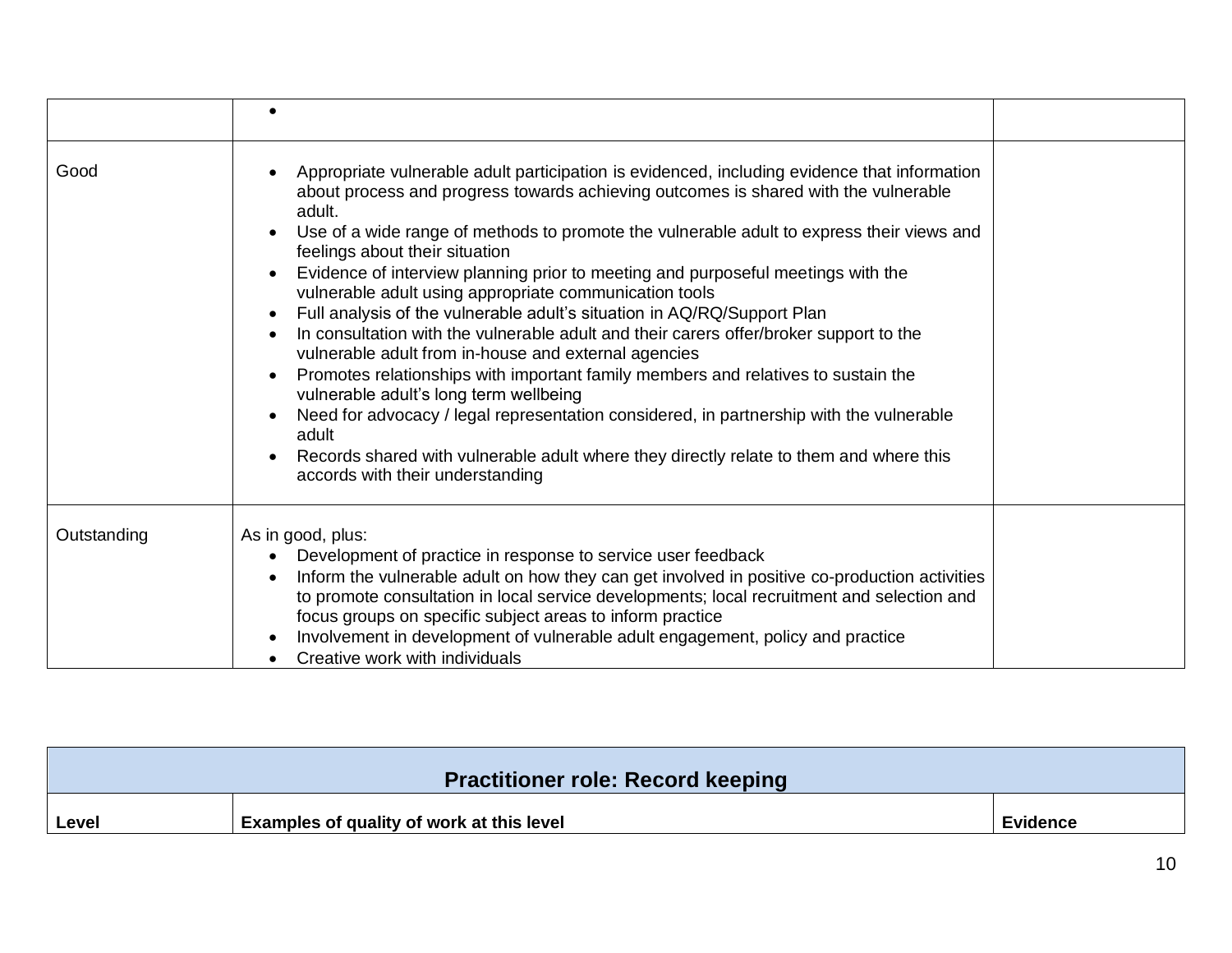| | | |
|---|---|---|
| | • | |
| Good | • Appropriate vulnerable adult participation is evidenced, including evidence that information about process and progress towards achieving outcomes is shared with the vulnerable adult.<br>• Use of a wide range of methods to promote the vulnerable adult to express their views and feelings about their situation<br>• Evidence of interview planning prior to meeting and purposeful meetings with the vulnerable adult using appropriate communication tools<br>• Full analysis of the vulnerable adult's situation in AQ/RQ/Support Plan<br>• In consultation with the vulnerable adult and their carers offer/broker support to the vulnerable adult from in-house and external agencies<br>• Promotes relationships with important family members and relatives to sustain the vulnerable adult's long term wellbeing<br>• Need for advocacy / legal representation considered, in partnership with the vulnerable adult<br>• Records shared with vulnerable adult where they directly relate to them and where this accords with their understanding | |
| Outstanding | As in good, plus:<br>• Development of practice in response to service user feedback<br>• Inform the vulnerable adult on how they can get involved in positive co-production activities to promote consultation in local service developments; local recruitment and selection and focus groups on specific subject areas to inform practice<br>• Involvement in development of vulnerable adult engagement, policy and practice<br>• Creative work with individuals | |

| Practitioner role: Record keeping | | |
|---|---|---|
| **Level** | **Examples of quality of work at this level** | **Evidence** |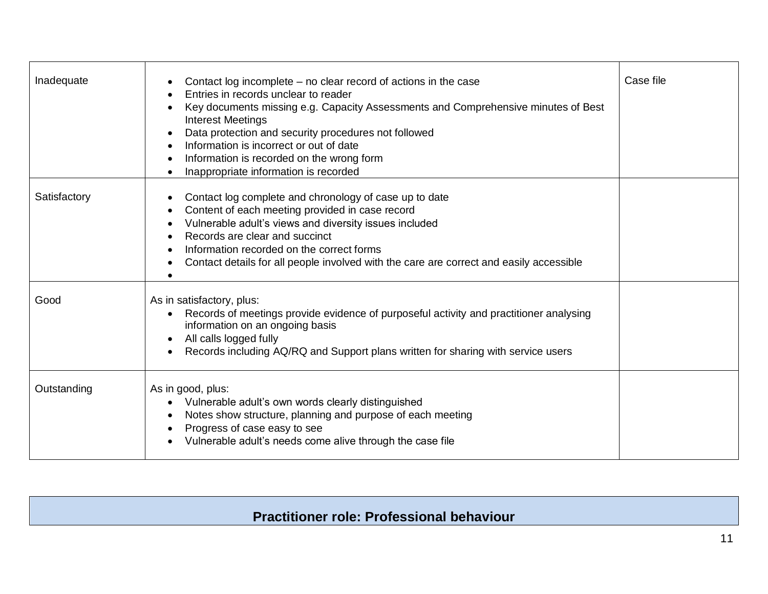| | | |
|---|---|---|
| Inadequate | • Contact log incomplete – no clear record of actions in the case<br>• Entries in records unclear to reader<br>• Key documents missing e.g. Capacity Assessments and Comprehensive minutes of Best Interest Meetings<br>• Data protection and security procedures not followed<br>• Information is incorrect or out of date<br>• Information is recorded on the wrong form<br>• Inappropriate information is recorded | Case file |
| Satisfactory | • Contact log complete and chronology of case up to date<br>• Content of each meeting provided in case record<br>• Vulnerable adult's views and diversity issues included<br>• Records are clear and succinct<br>• Information recorded on the correct forms<br>• Contact details for all people involved with the care are correct and easily accessible<br>• | |
| Good | As in satisfactory, plus:<br>• Records of meetings provide evidence of purposeful activity and practitioner analysing information on an ongoing basis<br>• All calls logged fully<br>• Records including AQ/RQ and Support plans written for sharing with service users | |
| Outstanding | As in good, plus:<br>• Vulnerable adult's own words clearly distinguished<br>• Notes show structure, planning and purpose of each meeting<br>• Progress of case easy to see<br>• Vulnerable adult's needs come alive through the case file | |

## Practitioner role: Professional behaviour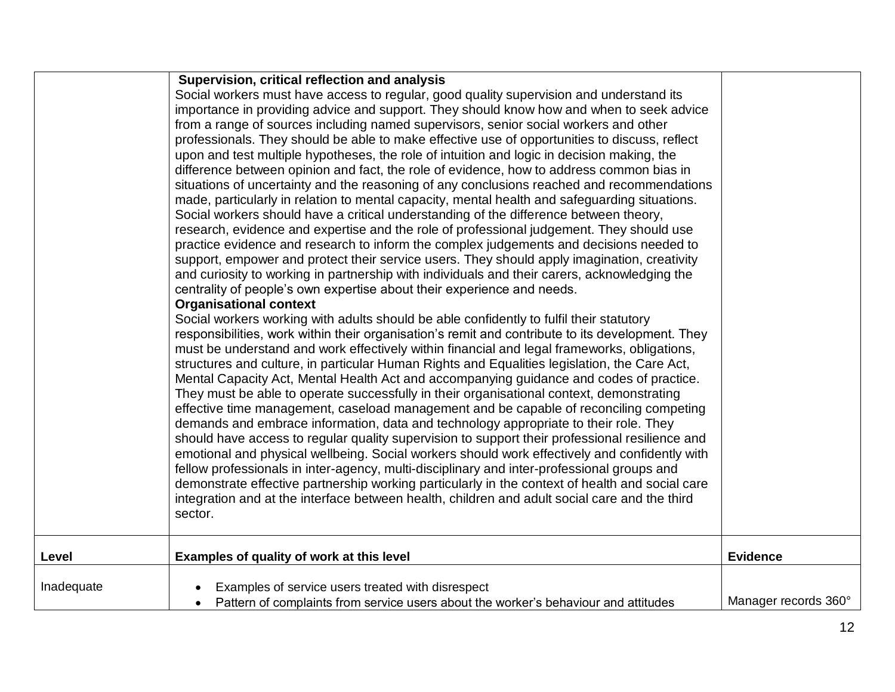| | | |
|---|---|---|
| | **Supervision, critical reflection and analysis**<br>Social workers must have access to regular, good quality supervision and understand its importance in providing advice and support. They should know how and when to seek advice from a range of sources including named supervisors, senior social workers and other professionals. They should be able to make effective use of opportunities to discuss, reflect upon and test multiple hypotheses, the role of intuition and logic in decision making, the difference between opinion and fact, the role of evidence, how to address common bias in situations of uncertainty and the reasoning of any conclusions reached and recommendations made, particularly in relation to mental capacity, mental health and safeguarding situations. Social workers should have a critical understanding of the difference between theory, research, evidence and expertise and the role of professional judgement. They should use practice evidence and research to inform the complex judgements and decisions needed to support, empower and protect their service users. They should apply imagination, creativity and curiosity to working in partnership with individuals and their carers, acknowledging the centrality of people's own expertise about their experience and needs.<br>**Organisational context**<br>Social workers working with adults should be able confidently to fulfil their statutory responsibilities, work within their organisation's remit and contribute to its development. They must be understand and work effectively within financial and legal frameworks, obligations, structures and culture, in particular Human Rights and Equalities legislation, the Care Act, Mental Capacity Act, Mental Health Act and accompanying guidance and codes of practice. They must be able to operate successfully in their organisational context, demonstrating effective time management, caseload management and be capable of reconciling competing demands and embrace information, data and technology appropriate to their role. They should have access to regular quality supervision to support their professional resilience and emotional and physical wellbeing. Social workers should work effectively and confidently with fellow professionals in inter-agency, multi-disciplinary and inter-professional groups and demonstrate effective partnership working particularly in the context of health and social care integration and at the interface between health, children and adult social care and the third sector. | |
| **Level** | **Examples of quality of work at this level** | **Evidence** |
| Inadequate | • Examples of service users treated with disrespect<br>• Pattern of complaints from service users about the worker's behaviour and attitudes | Manager records 360° |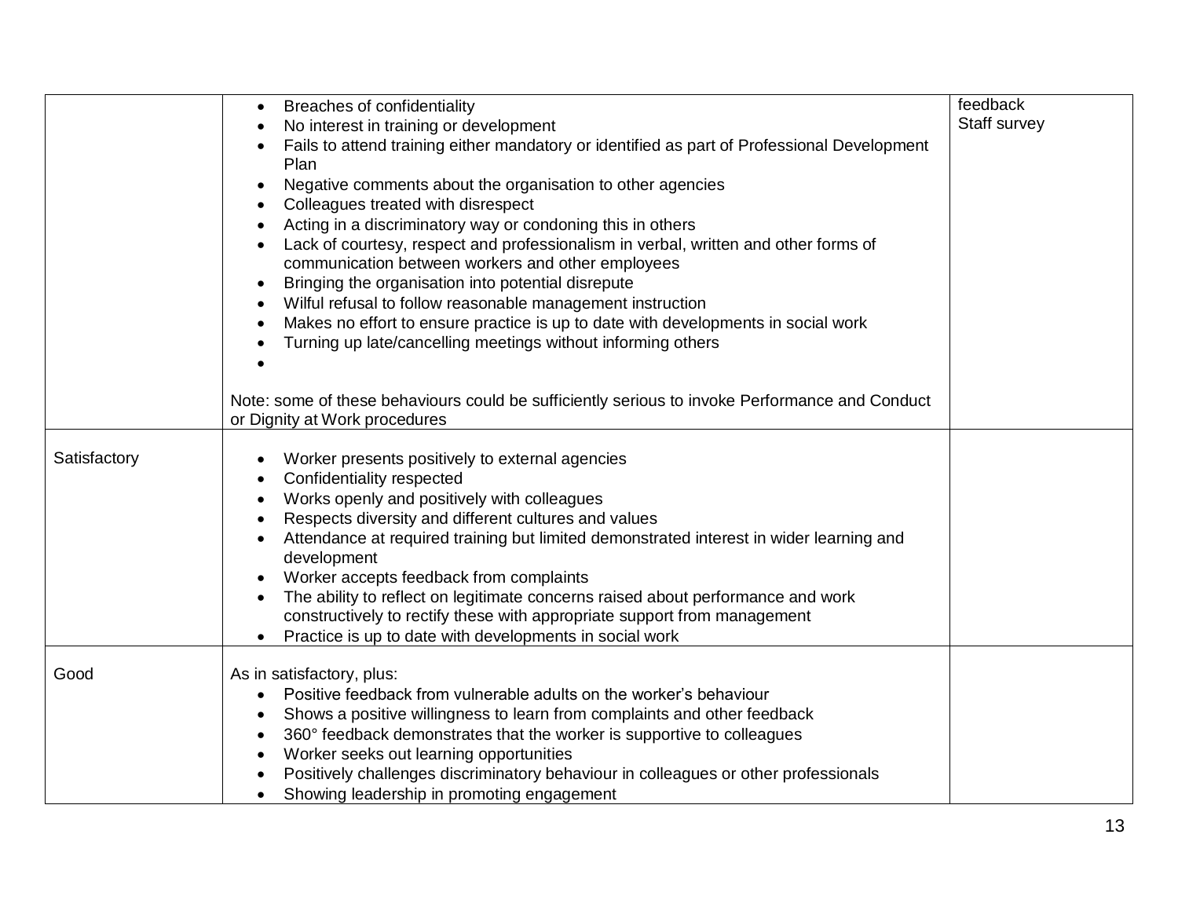| | | |
|---|---|---|
| | • Breaches of confidentiality<br>• No interest in training or development<br>• Fails to attend training either mandatory or identified as part of Professional Development Plan<br>• Negative comments about the organisation to other agencies<br>• Colleagues treated with disrespect<br>• Acting in a discriminatory way or condoning this in others<br>• Lack of courtesy, respect and professionalism in verbal, written and other forms of communication between workers and other employees<br>• Bringing the organisation into potential disrepute<br>• Wilful refusal to follow reasonable management instruction<br>• Makes no effort to ensure practice is up to date with developments in social work<br>• Turning up late/cancelling meetings without informing others<br>•<br><br>Note: some of these behaviours could be sufficiently serious to invoke Performance and Conduct or Dignity at Work procedures | feedback<br>Staff survey |
| Satisfactory | • Worker presents positively to external agencies<br>• Confidentiality respected<br>• Works openly and positively with colleagues<br>• Respects diversity and different cultures and values<br>• Attendance at required training but limited demonstrated interest in wider learning and development<br>• Worker accepts feedback from complaints<br>• The ability to reflect on legitimate concerns raised about performance and work constructively to rectify these with appropriate support from management<br>• Practice is up to date with developments in social work | |
| Good | As in satisfactory, plus:<br>• Positive feedback from vulnerable adults on the worker's behaviour<br>• Shows a positive willingness to learn from complaints and other feedback<br>• 360° feedback demonstrates that the worker is supportive to colleagues<br>• Worker seeks out learning opportunities<br>• Positively challenges discriminatory behaviour in colleagues or other professionals<br>• Showing leadership in promoting engagement | |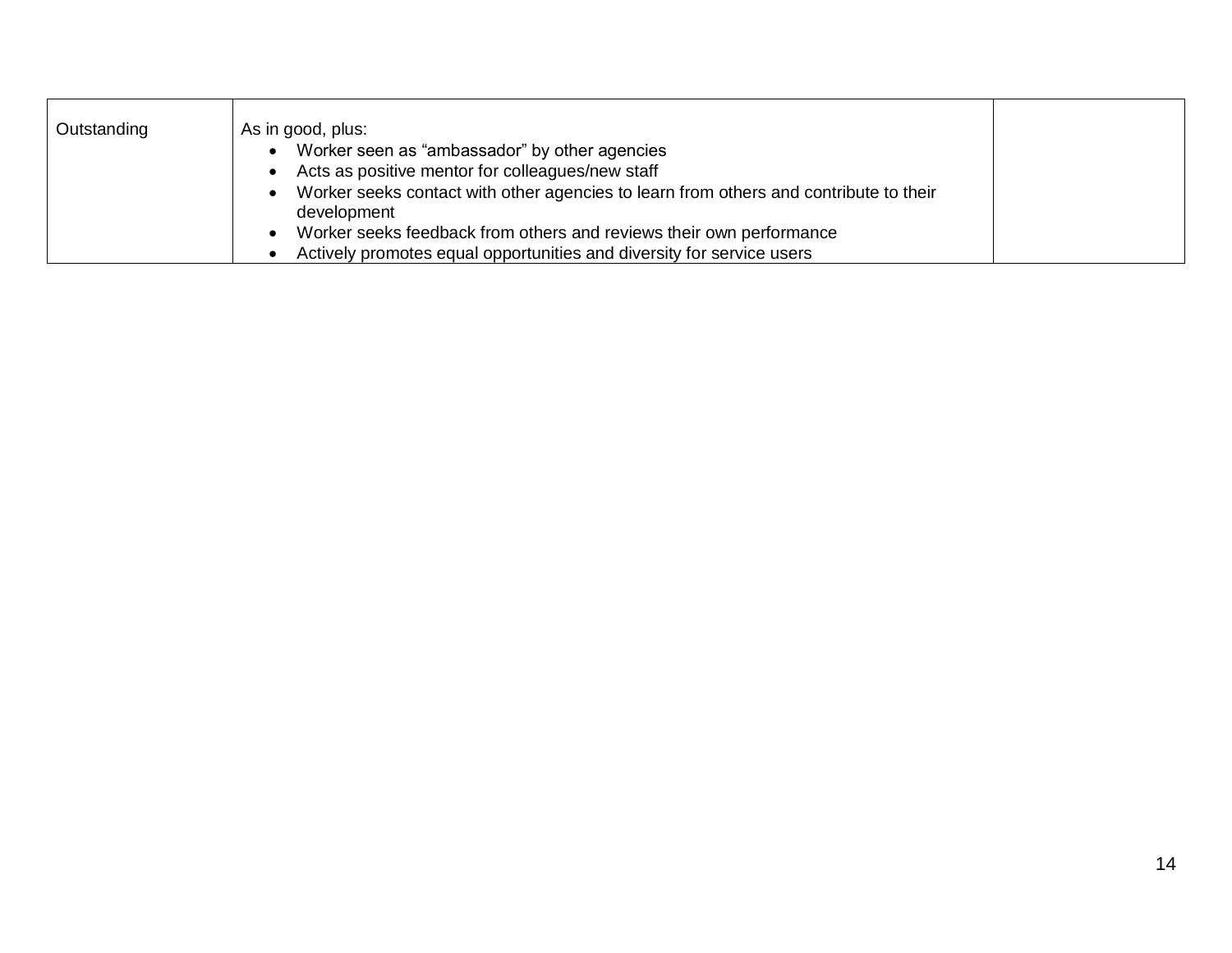| | | |
|---|---|---|
| Outstanding | As in good, plus:<br>• Worker seen as “ambassador” by other agencies<br>• Acts as positive mentor for colleagues/new staff<br>• Worker seeks contact with other agencies to learn from others and contribute to their development<br>• Worker seeks feedback from others and reviews their own performance<br>• Actively promotes equal opportunities and diversity for service users | |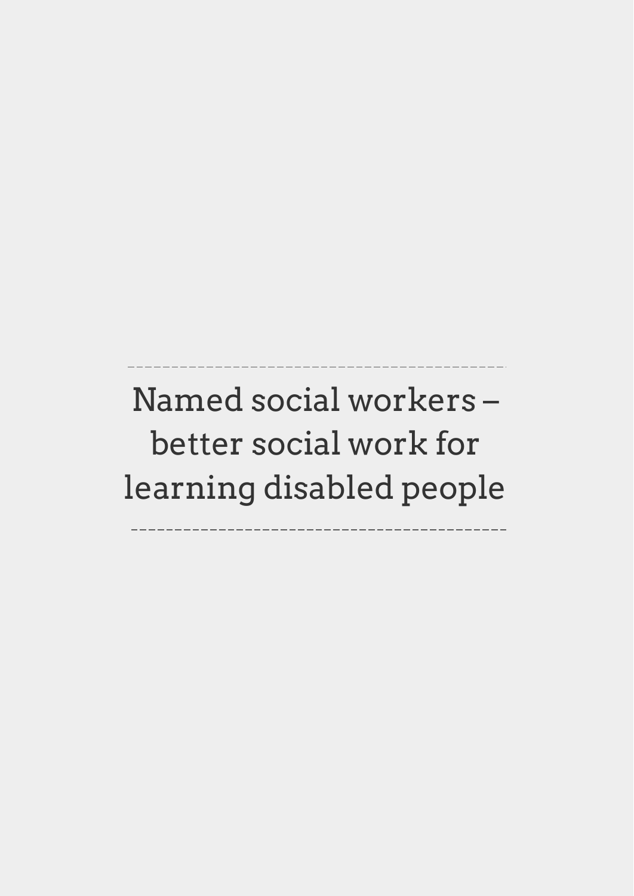# Named social workers – better social work for learning disabled people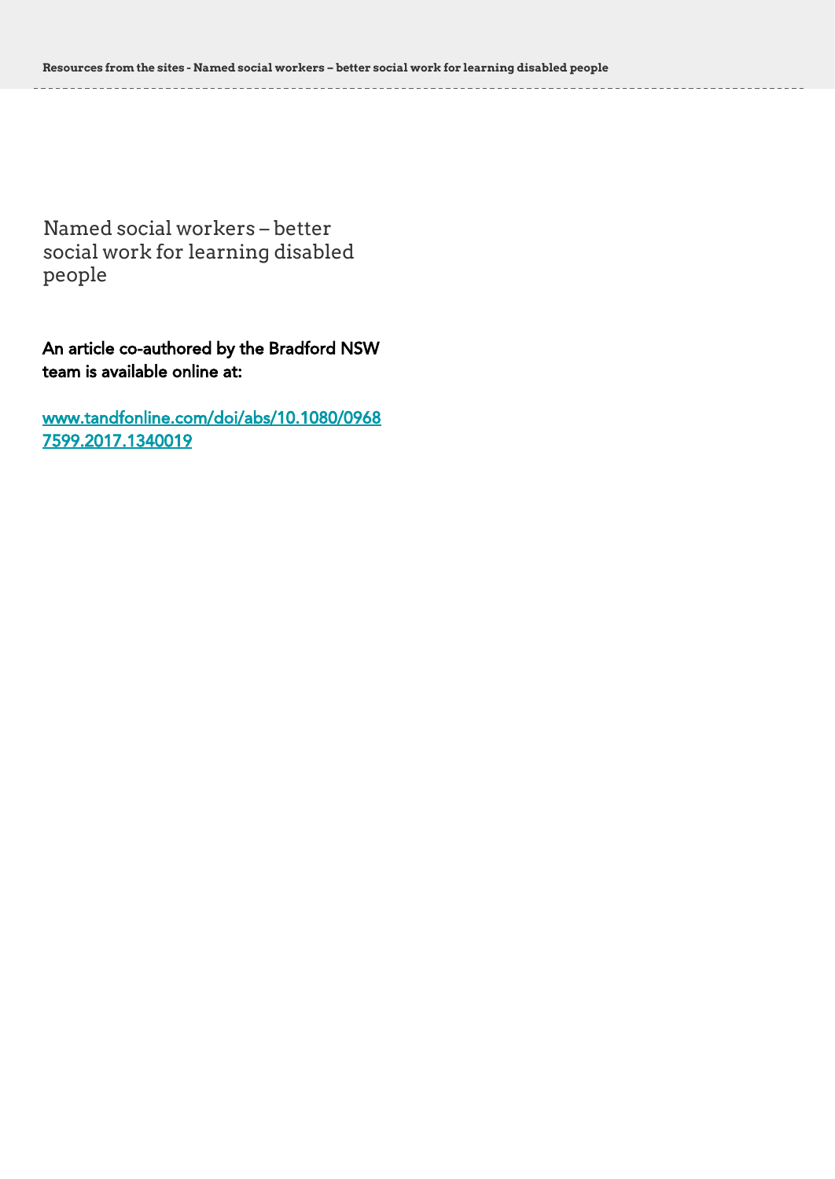# Named social workers – better social work for learning disabled people

**An article co-authored by the Bradford NSW team is available online at:**

[www.tandfonline.com/doi/abs/10.1080/09687599.2017.1340019](http://www.tandfonline.com/doi/abs/10.1080/09687599.2017.1340019)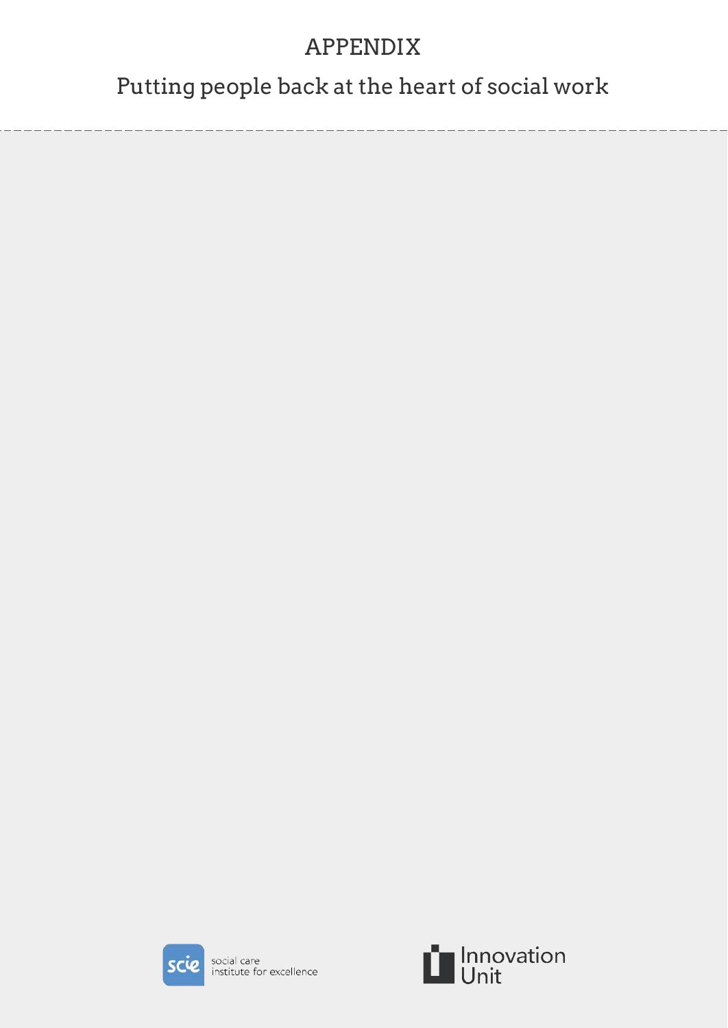# APPENDIX

## Putting people back at the heart of social work

scie social care institute for excellence

Innovation Unit